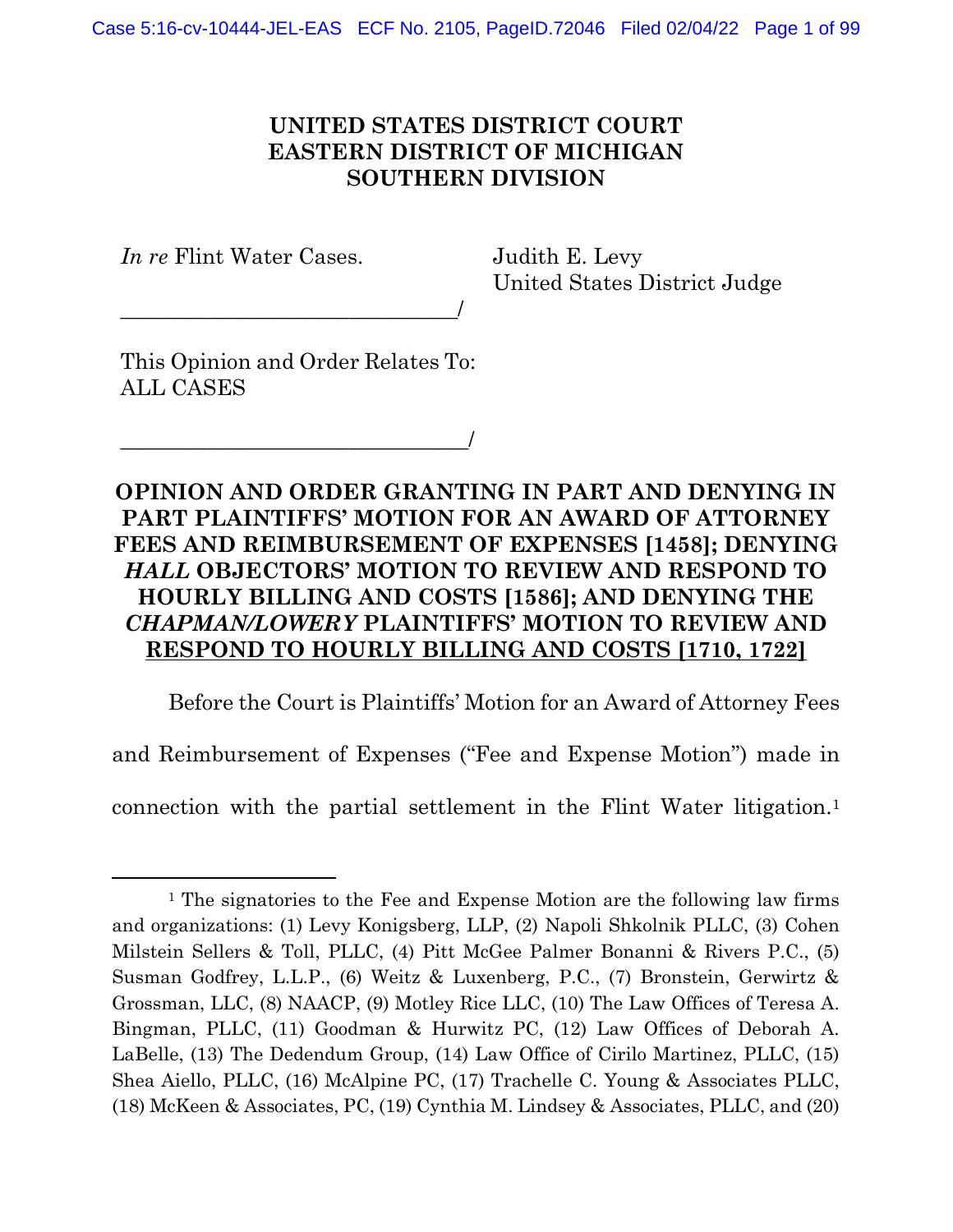**UNITED STATES DISTRICT COURT**
**EASTERN DISTRICT OF MICHIGAN**
**SOUTHERN DIVISION**

*In re* Flint Water Cases.

Judith E. Levy
United States District Judge

________________________________/

This Opinion and Order Relates To:
ALL CASES

________________________________/

**OPINION AND ORDER GRANTING IN PART AND DENYING IN PART PLAINTIFFS' MOTION FOR AN AWARD OF ATTORNEY FEES AND REIMBURSEMENT OF EXPENSES [1458]; DENYING *HALL* OBJECTORS' MOTION TO REVIEW AND RESPOND TO HOURLY BILLING AND COSTS [1586]; AND DENYING THE *CHAPMAN/LOWERY* PLAINTIFFS' MOTION TO REVIEW AND RESPOND TO HOURLY BILLING AND COSTS [1710, 1722]**

Before the Court is Plaintiffs' Motion for an Award of Attorney Fees and Reimbursement of Expenses ("Fee and Expense Motion") made in connection with the partial settlement in the Flint Water litigation.[1]

[1] The signatories to the Fee and Expense Motion are the following law firms and organizations: (1) Levy Konigsberg, LLP, (2) Napoli Shkolnik PLLC, (3) Cohen Milstein Sellers & Toll, PLLC, (4) Pitt McGee Palmer Bonanni & Rivers P.C., (5) Susman Godfrey, L.L.P., (6) Weitz & Luxenberg, P.C., (7) Bronstein, Gerwirtz & Grossman, LLC, (8) NAACP, (9) Motley Rice LLC, (10) The Law Offices of Teresa A. Bingman, PLLC, (11) Goodman & Hurwitz PC, (12) Law Offices of Deborah A. LaBelle, (13) The Dedendum Group, (14) Law Office of Cirilo Martinez, PLLC, (15) Shea Aiello, PLLC, (16) McAlpine PC, (17) Trachelle C. Young & Associates PLLC, (18) McKeen & Associates, PC, (19) Cynthia M. Lindsey & Associates, PLLC, and (20)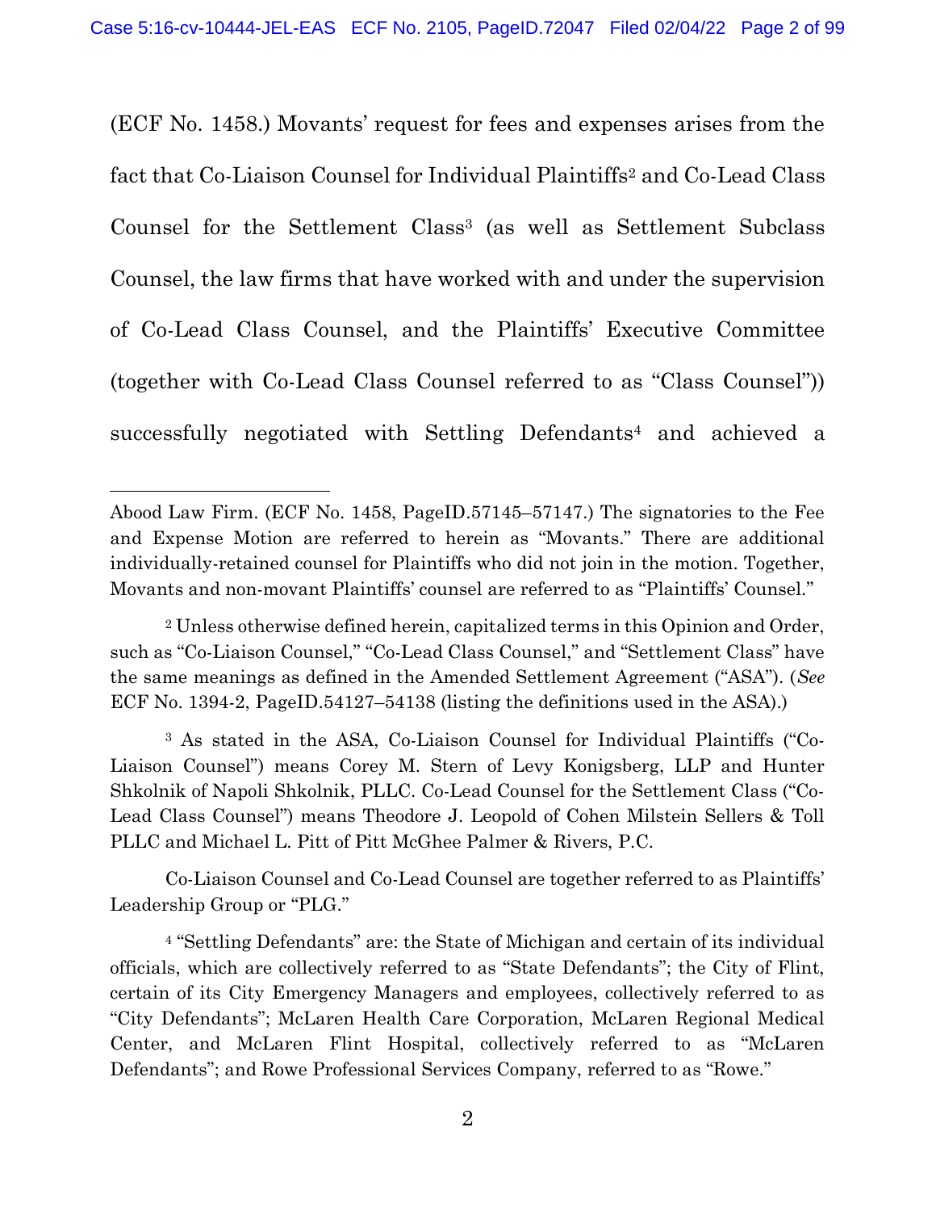(ECF No. 1458.) Movants' request for fees and expenses arises from the fact that Co-Liaison Counsel for Individual Plaintiffs[2] and Co-Lead Class Counsel for the Settlement Class[3] (as well as Settlement Subclass Counsel, the law firms that have worked with and under the supervision of Co-Lead Class Counsel, and the Plaintiffs' Executive Committee (together with Co-Lead Class Counsel referred to as "Class Counsel")) successfully negotiated with Settling Defendants[4] and achieved a

---

Abood Law Firm. (ECF No. 1458, PageID.57145–57147.) The signatories to the Fee and Expense Motion are referred to herein as "Movants." There are additional individually-retained counsel for Plaintiffs who did not join in the motion. Together, Movants and non-movant Plaintiffs' counsel are referred to as "Plaintiffs' Counsel."

[2] Unless otherwise defined herein, capitalized terms in this Opinion and Order, such as "Co-Liaison Counsel," "Co-Lead Class Counsel," and "Settlement Class" have the same meanings as defined in the Amended Settlement Agreement ("ASA"). (*See* ECF No. 1394-2, PageID.54127–54138 (listing the definitions used in the ASA).)

[3] As stated in the ASA, Co-Liaison Counsel for Individual Plaintiffs ("Co-Liaison Counsel") means Corey M. Stern of Levy Konigsberg, LLP and Hunter Shkolnik of Napoli Shkolnik, PLLC. Co-Lead Counsel for the Settlement Class ("Co-Lead Class Counsel") means Theodore J. Leopold of Cohen Milstein Sellers & Toll PLLC and Michael L. Pitt of Pitt McGhee Palmer & Rivers, P.C.

Co-Liaison Counsel and Co-Lead Counsel are together referred to as Plaintiffs' Leadership Group or "PLG."

[4] "Settling Defendants" are: the State of Michigan and certain of its individual officials, which are collectively referred to as "State Defendants"; the City of Flint, certain of its City Emergency Managers and employees, collectively referred to as "City Defendants"; McLaren Health Care Corporation, McLaren Regional Medical Center, and McLaren Flint Hospital, collectively referred to as "McLaren Defendants"; and Rowe Professional Services Company, referred to as "Rowe."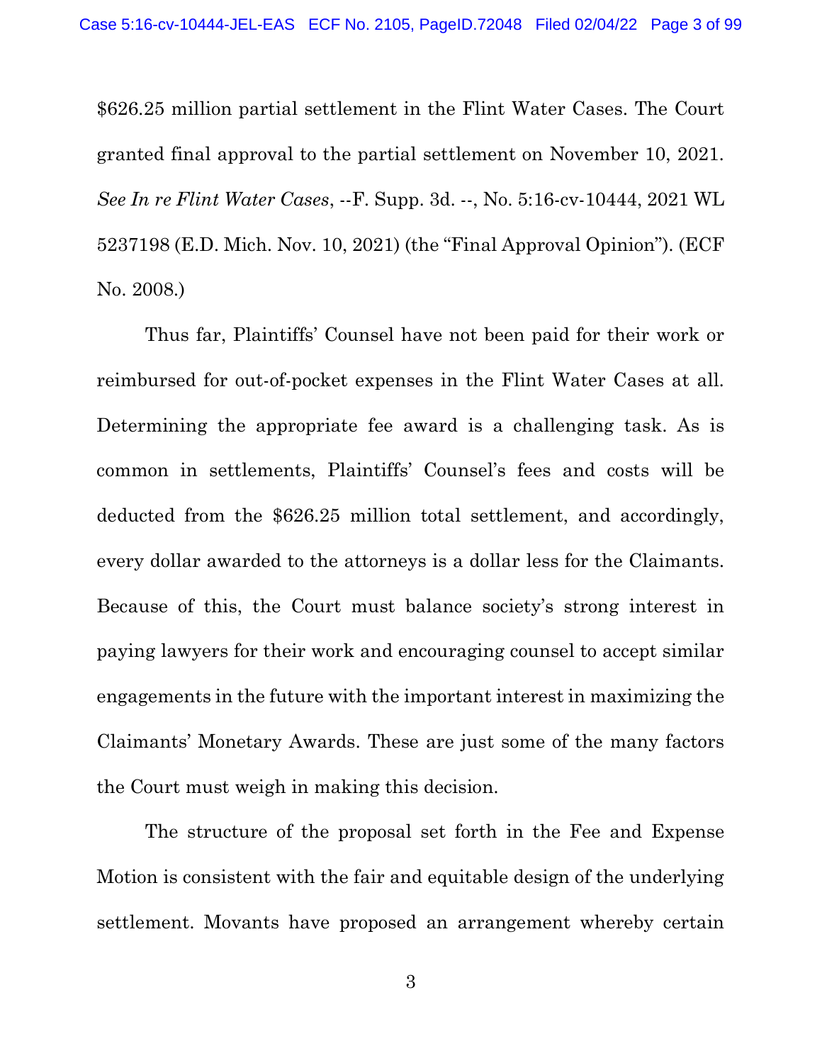$626.25 million partial settlement in the Flint Water Cases. The Court granted final approval to the partial settlement on November 10, 2021. *See In re Flint Water Cases*, --F. Supp. 3d. --, No. 5:16-cv-10444, 2021 WL 5237198 (E.D. Mich. Nov. 10, 2021) (the "Final Approval Opinion"). (ECF No. 2008.)

Thus far, Plaintiffs' Counsel have not been paid for their work or reimbursed for out-of-pocket expenses in the Flint Water Cases at all. Determining the appropriate fee award is a challenging task. As is common in settlements, Plaintiffs' Counsel's fees and costs will be deducted from the $626.25 million total settlement, and accordingly, every dollar awarded to the attorneys is a dollar less for the Claimants. Because of this, the Court must balance society's strong interest in paying lawyers for their work and encouraging counsel to accept similar engagements in the future with the important interest in maximizing the Claimants' Monetary Awards. These are just some of the many factors the Court must weigh in making this decision.

The structure of the proposal set forth in the Fee and Expense Motion is consistent with the fair and equitable design of the underlying settlement. Movants have proposed an arrangement whereby certain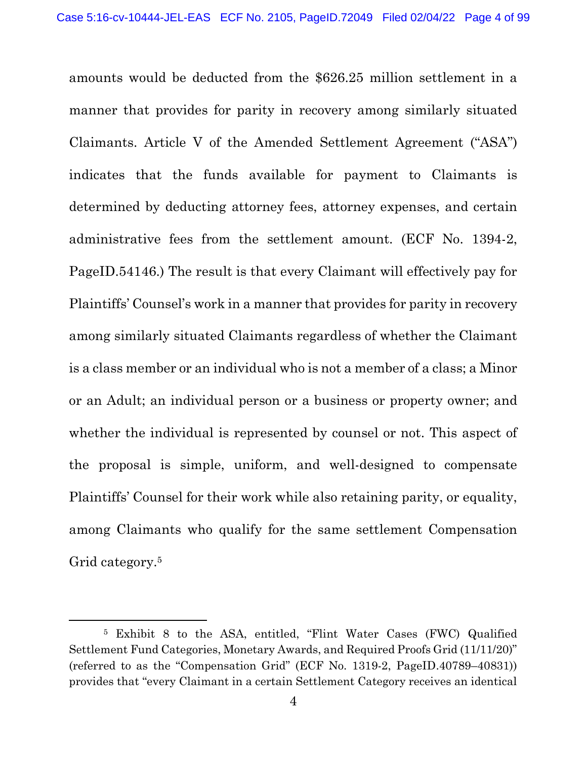amounts would be deducted from the $626.25 million settlement in a manner that provides for parity in recovery among similarly situated Claimants. Article V of the Amended Settlement Agreement ("ASA") indicates that the funds available for payment to Claimants is determined by deducting attorney fees, attorney expenses, and certain administrative fees from the settlement amount. (ECF No. 1394-2, PageID.54146.) The result is that every Claimant will effectively pay for Plaintiffs' Counsel's work in a manner that provides for parity in recovery among similarly situated Claimants regardless of whether the Claimant is a class member or an individual who is not a member of a class; a Minor or an Adult; an individual person or a business or property owner; and whether the individual is represented by counsel or not. This aspect of the proposal is simple, uniform, and well-designed to compensate Plaintiffs' Counsel for their work while also retaining parity, or equality, among Claimants who qualify for the same settlement Compensation Grid category.[5]

---

[5] Exhibit 8 to the ASA, entitled, "Flint Water Cases (FWC) Qualified Settlement Fund Categories, Monetary Awards, and Required Proofs Grid (11/11/20)" (referred to as the "Compensation Grid" (ECF No. 1319-2, PageID.40789–40831)) provides that "every Claimant in a certain Settlement Category receives an identical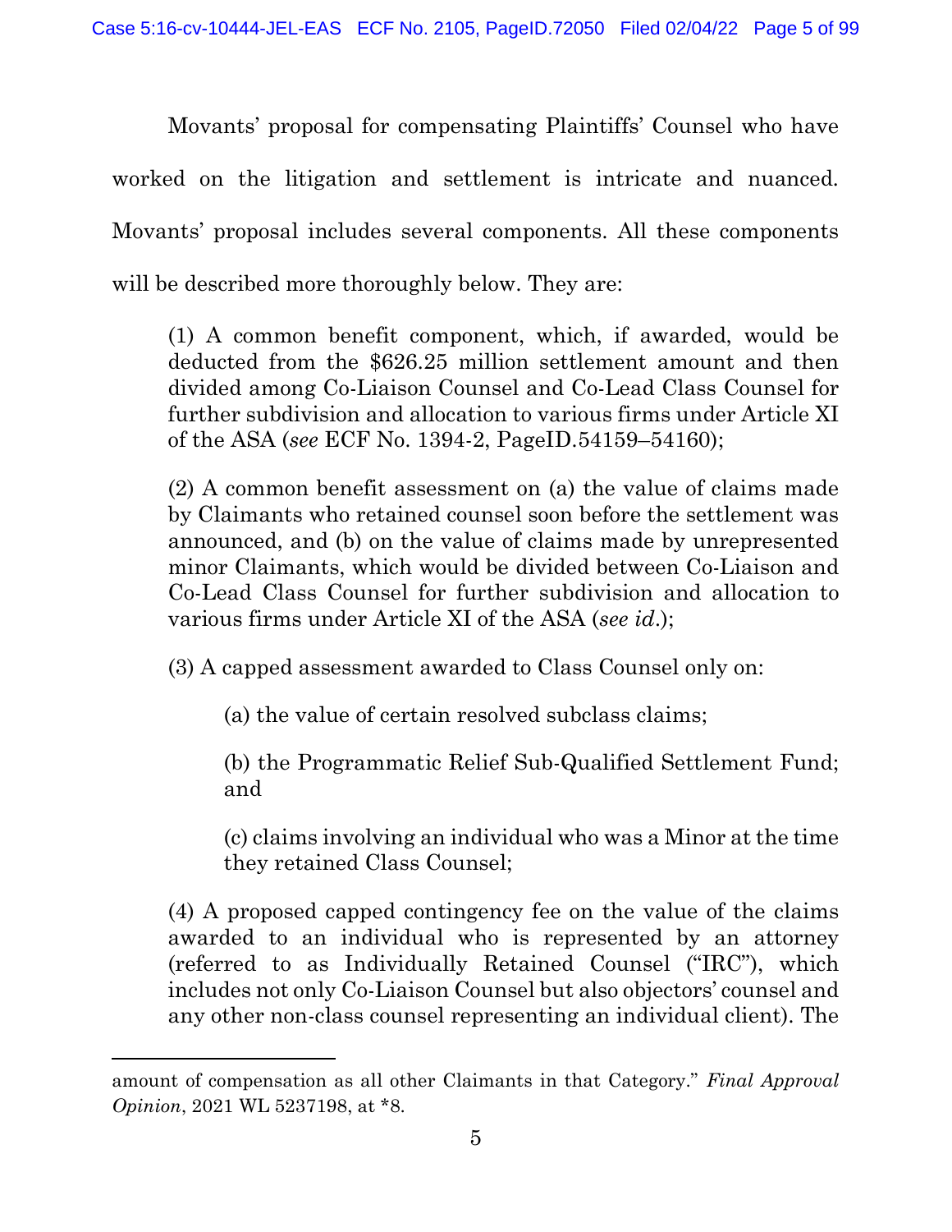Movants' proposal for compensating Plaintiffs' Counsel who have worked on the litigation and settlement is intricate and nuanced. Movants' proposal includes several components. All these components will be described more thoroughly below. They are:

> (1) A common benefit component, which, if awarded, would be deducted from the $626.25 million settlement amount and then divided among Co-Liaison Counsel and Co-Lead Class Counsel for further subdivision and allocation to various firms under Article XI of the ASA (*see* ECF No. 1394-2, PageID.54159–54160);
>
> (2) A common benefit assessment on (a) the value of claims made by Claimants who retained counsel soon before the settlement was announced, and (b) on the value of claims made by unrepresented minor Claimants, which would be divided between Co-Liaison and Co-Lead Class Counsel for further subdivision and allocation to various firms under Article XI of the ASA (*see id.*);
>
> (3) A capped assessment awarded to Class Counsel only on:
>
> > (a) the value of certain resolved subclass claims;
> >
> > (b) the Programmatic Relief Sub-Qualified Settlement Fund; and
> >
> > (c) claims involving an individual who was a Minor at the time they retained Class Counsel;
>
> (4) A proposed capped contingency fee on the value of the claims awarded to an individual who is represented by an attorney (referred to as Individually Retained Counsel ("IRC"), which includes not only Co-Liaison Counsel but also objectors' counsel and any other non-class counsel representing an individual client). The

---

amount of compensation as all other Claimants in that Category." *Final Approval Opinion*, 2021 WL 5237198, at *8.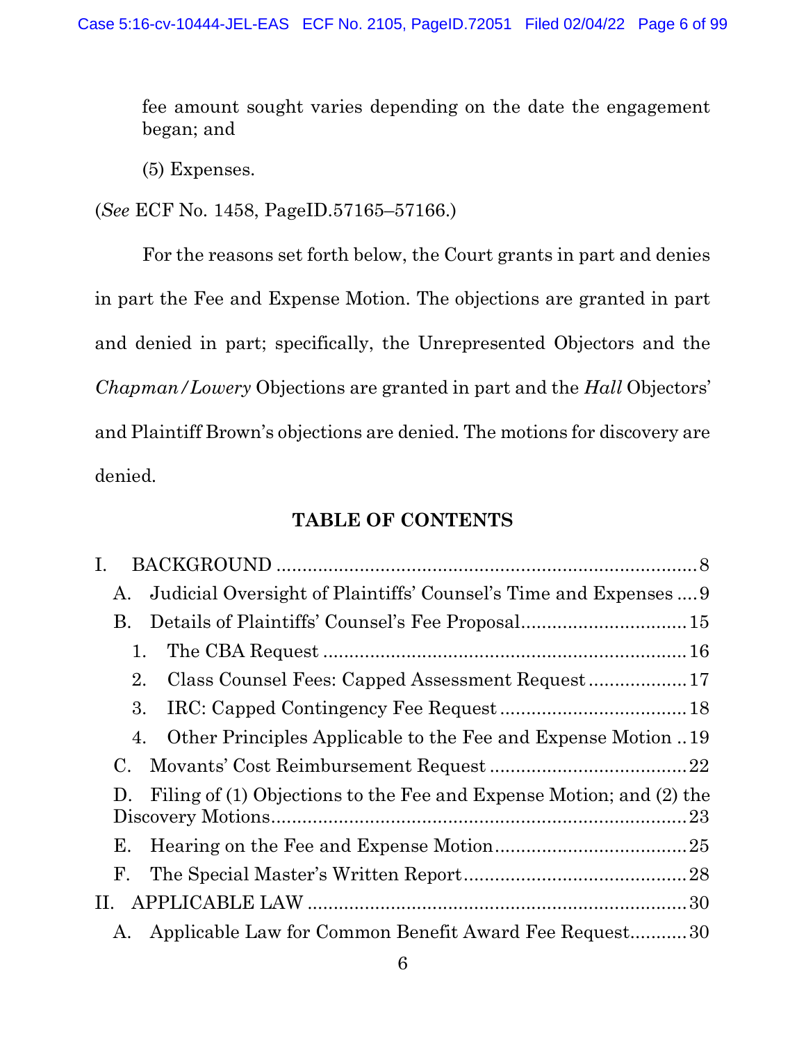fee amount sought varies depending on the date the engagement began; and

(5) Expenses.

(*See* ECF No. 1458, PageID.57165–57166.)

For the reasons set forth below, the Court grants in part and denies in part the Fee and Expense Motion. The objections are granted in part and denied in part; specifically, the Unrepresented Objectors and the *Chapman/Lowery* Objections are granted in part and the *Hall* Objectors' and Plaintiff Brown's objections are denied. The motions for discovery are denied.

## TABLE OF CONTENTS

I. BACKGROUND ........................................................................ 8
- A. Judicial Oversight of Plaintiffs' Counsel's Time and Expenses .... 9
- B. Details of Plaintiffs' Counsel's Fee Proposal ........................ 15
  - 1. The CBA Request ........................................................ 16
  - 2. Class Counsel Fees: Capped Assessment Request .................. 17
  - 3. IRC: Capped Contingency Fee Request ................................ 18
  - 4. Other Principles Applicable to the Fee and Expense Motion .. 19
- C. Movants' Cost Reimbursement Request ................................. 22
- D. Filing of (1) Objections to the Fee and Expense Motion; and (2) the Discovery Motions ........................................................ 23
- E. Hearing on the Fee and Expense Motion ................................ 25
- F. The Special Master's Written Report ..................................... 28

II. APPLICABLE LAW .................................................................. 30
- A. Applicable Law for Common Benefit Award Fee Request ........... 30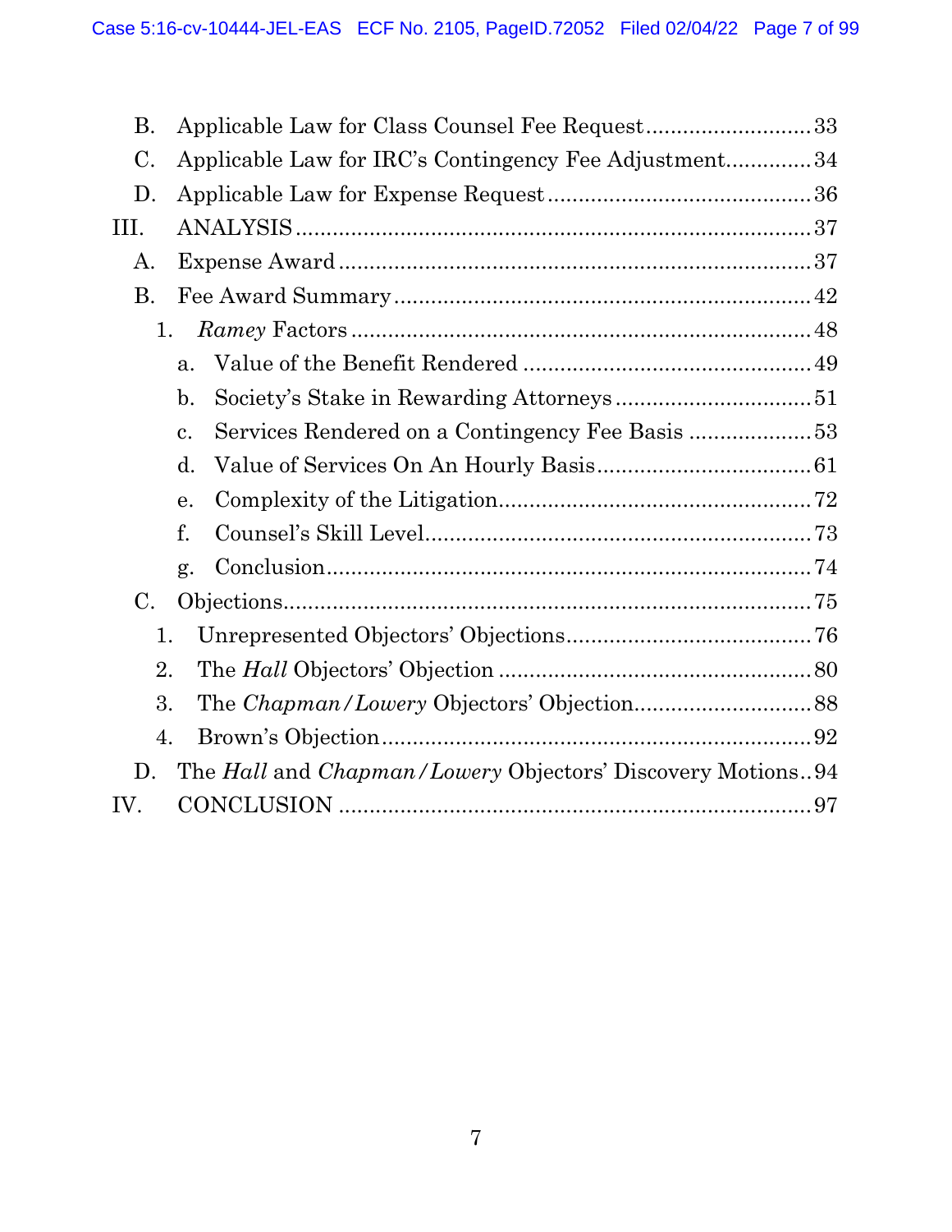B. Applicable Law for Class Counsel Fee Request .......................... 33

C. Applicable Law for IRC's Contingency Fee Adjustment ............. 34

D. Applicable Law for Expense Request .......................................... 36

III. ANALYSIS ................................................................................. 37

A. Expense Award ........................................................................... 37

B. Fee Award Summary .................................................................. 42

1. *Ramey* Factors ......................................................................... 48

a. Value of the Benefit Rendered .............................................. 49

b. Society's Stake in Rewarding Attorneys ............................... 51

c. Services Rendered on a Contingency Fee Basis .................... 53

d. Value of Services On An Hourly Basis ................................... 61

e. Complexity of the Litigation .................................................. 72

f. Counsel's Skill Level ............................................................... 73

g. Conclusion ............................................................................... 74

C. Objections .................................................................................... 75

1. Unrepresented Objectors' Objections ........................................ 76

2. The *Hall* Objectors' Objection .................................................. 80

3. The *Chapman/Lowery* Objectors' Objection ............................ 88

4. Brown's Objection ..................................................................... 92

D. The *Hall* and *Chapman/Lowery* Objectors' Discovery Motions .. 94

IV. CONCLUSION ........................................................................... 97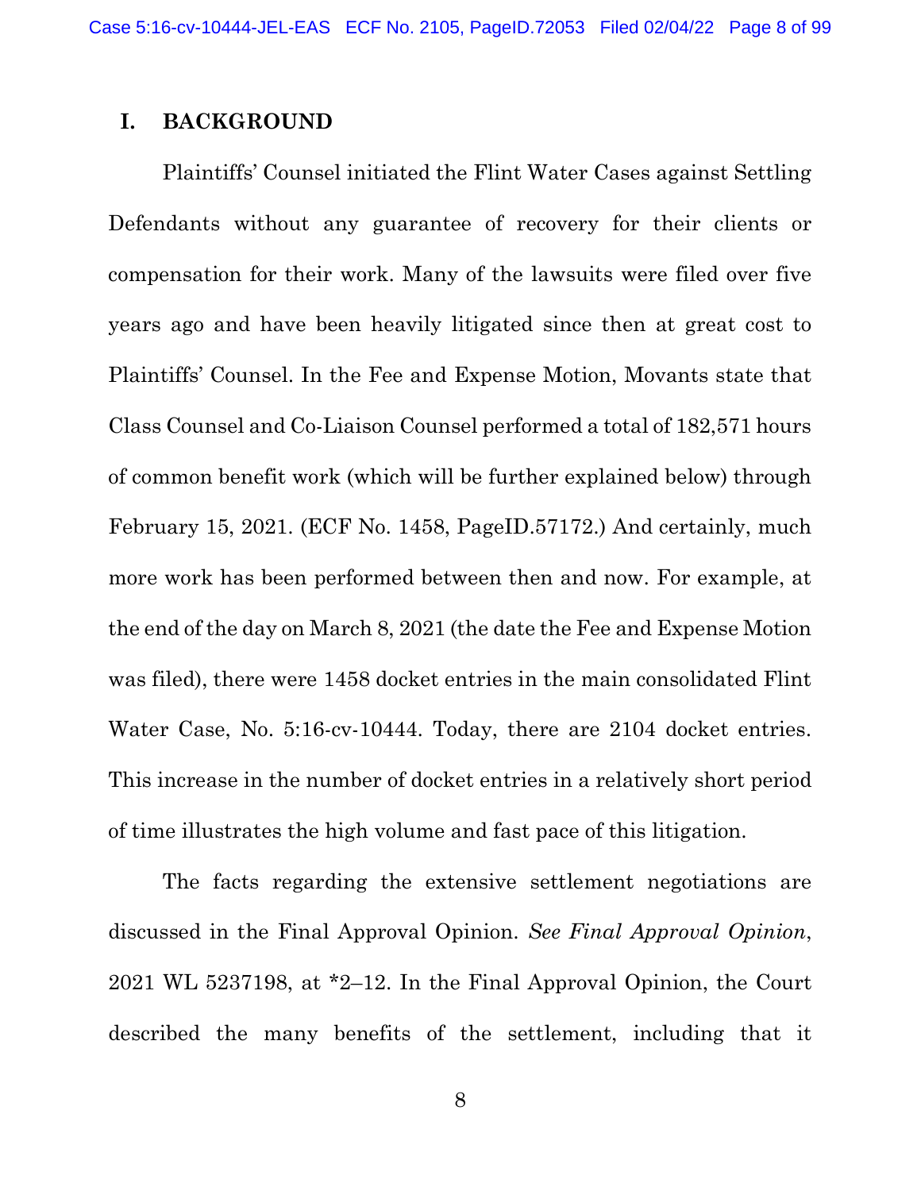## I. BACKGROUND

Plaintiffs' Counsel initiated the Flint Water Cases against Settling Defendants without any guarantee of recovery for their clients or compensation for their work. Many of the lawsuits were filed over five years ago and have been heavily litigated since then at great cost to Plaintiffs' Counsel. In the Fee and Expense Motion, Movants state that Class Counsel and Co-Liaison Counsel performed a total of 182,571 hours of common benefit work (which will be further explained below) through February 15, 2021. (ECF No. 1458, PageID.57172.) And certainly, much more work has been performed between then and now. For example, at the end of the day on March 8, 2021 (the date the Fee and Expense Motion was filed), there were 1458 docket entries in the main consolidated Flint Water Case, No. 5:16-cv-10444. Today, there are 2104 docket entries. This increase in the number of docket entries in a relatively short period of time illustrates the high volume and fast pace of this litigation.

The facts regarding the extensive settlement negotiations are discussed in the Final Approval Opinion. *See Final Approval Opinion*, 2021 WL 5237198, at *2–12. In the Final Approval Opinion, the Court described the many benefits of the settlement, including that it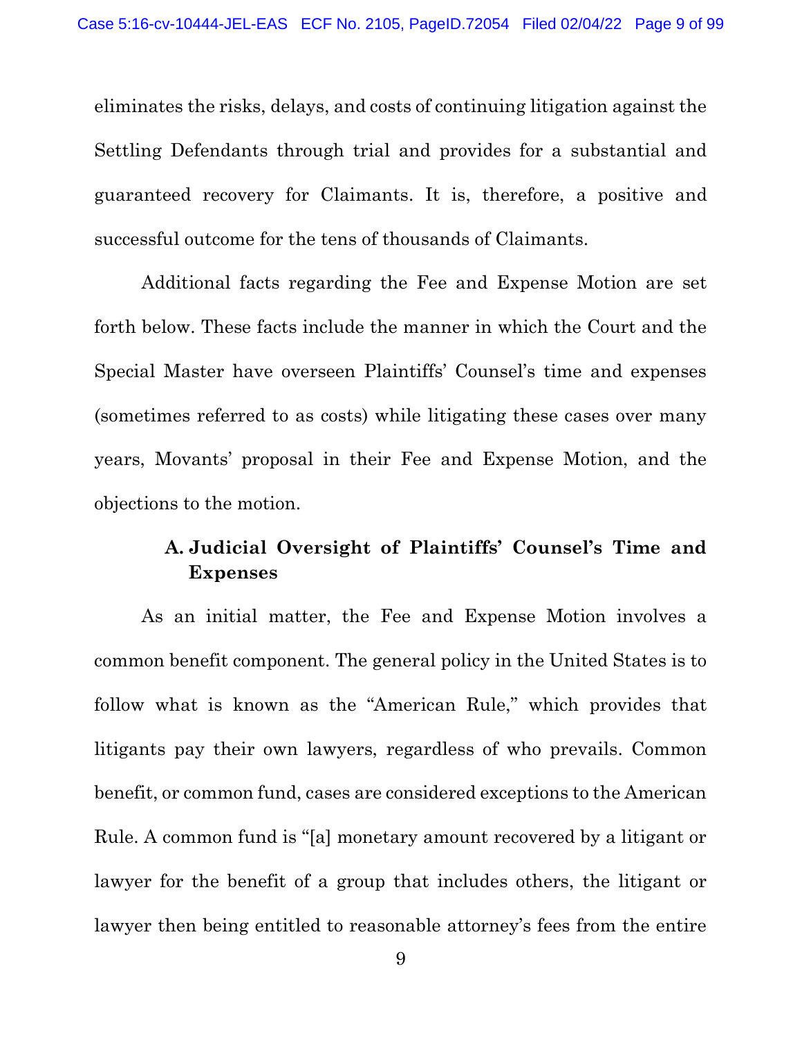eliminates the risks, delays, and costs of continuing litigation against the Settling Defendants through trial and provides for a substantial and guaranteed recovery for Claimants. It is, therefore, a positive and successful outcome for the tens of thousands of Claimants.

Additional facts regarding the Fee and Expense Motion are set forth below. These facts include the manner in which the Court and the Special Master have overseen Plaintiffs' Counsel's time and expenses (sometimes referred to as costs) while litigating these cases over many years, Movants' proposal in their Fee and Expense Motion, and the objections to the motion.

### A. Judicial Oversight of Plaintiffs' Counsel's Time and Expenses

As an initial matter, the Fee and Expense Motion involves a common benefit component. The general policy in the United States is to follow what is known as the "American Rule," which provides that litigants pay their own lawyers, regardless of who prevails. Common benefit, or common fund, cases are considered exceptions to the American Rule. A common fund is "[a] monetary amount recovered by a litigant or lawyer for the benefit of a group that includes others, the litigant or lawyer then being entitled to reasonable attorney's fees from the entire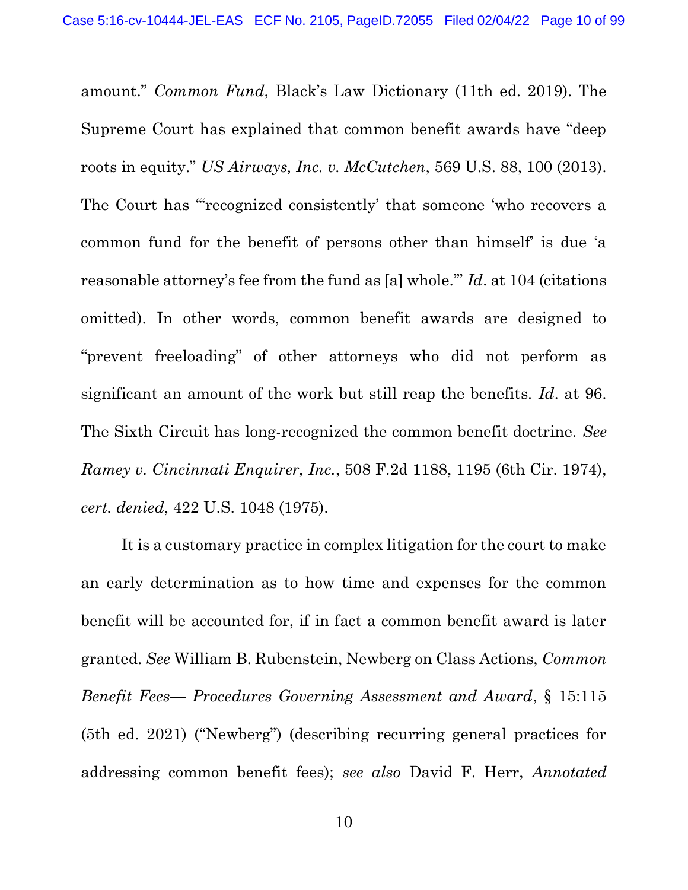amount." *Common Fund*, Black's Law Dictionary (11th ed. 2019). The Supreme Court has explained that common benefit awards have "deep roots in equity." *US Airways, Inc. v. McCutchen*, 569 U.S. 88, 100 (2013). The Court has "'recognized consistently' that someone 'who recovers a common fund for the benefit of persons other than himself' is due 'a reasonable attorney's fee from the fund as [a] whole.'" *Id*. at 104 (citations omitted). In other words, common benefit awards are designed to "prevent freeloading" of other attorneys who did not perform as significant an amount of the work but still reap the benefits. *Id*. at 96. The Sixth Circuit has long-recognized the common benefit doctrine. *See Ramey v. Cincinnati Enquirer, Inc.*, 508 F.2d 1188, 1195 (6th Cir. 1974), *cert. denied*, 422 U.S. 1048 (1975).

It is a customary practice in complex litigation for the court to make an early determination as to how time and expenses for the common benefit will be accounted for, if in fact a common benefit award is later granted. *See* William B. Rubenstein, Newberg on Class Actions, *Common Benefit Fees— Procedures Governing Assessment and Award*, § 15:115 (5th ed. 2021) ("Newberg") (describing recurring general practices for addressing common benefit fees); *see also* David F. Herr, *Annotated*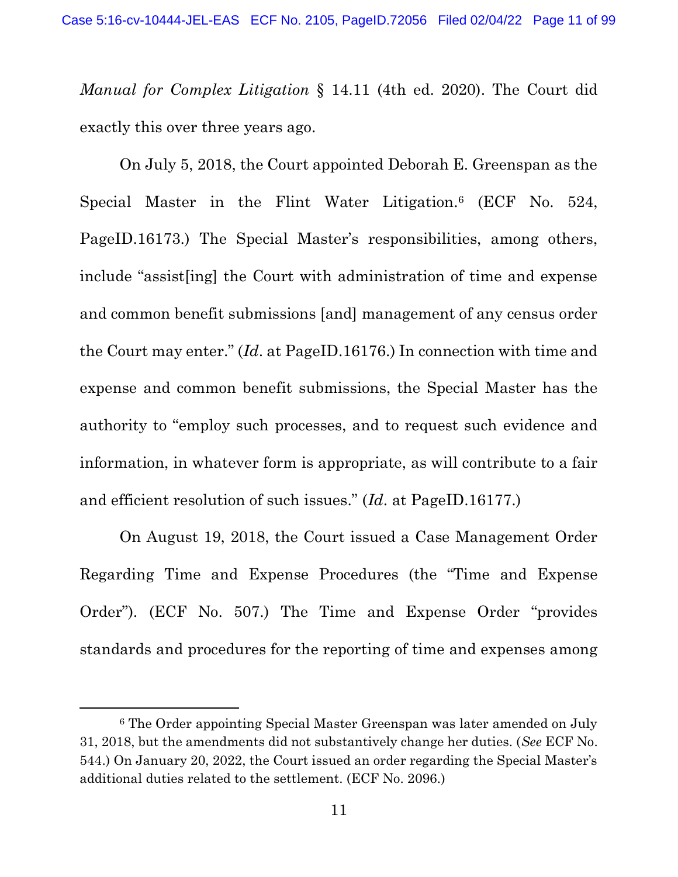*Manual for Complex Litigation* § 14.11 (4th ed. 2020). The Court did exactly this over three years ago.

On July 5, 2018, the Court appointed Deborah E. Greenspan as the Special Master in the Flint Water Litigation.[6] (ECF No. 524, PageID.16173.) The Special Master's responsibilities, among others, include "assist[ing] the Court with administration of time and expense and common benefit submissions [and] management of any census order the Court may enter." (*Id*. at PageID.16176.) In connection with time and expense and common benefit submissions, the Special Master has the authority to "employ such processes, and to request such evidence and information, in whatever form is appropriate, as will contribute to a fair and efficient resolution of such issues." (*Id*. at PageID.16177.)

On August 19, 2018, the Court issued a Case Management Order Regarding Time and Expense Procedures (the "Time and Expense Order"). (ECF No. 507.) The Time and Expense Order "provides standards and procedures for the reporting of time and expenses among

---

[6] The Order appointing Special Master Greenspan was later amended on July 31, 2018, but the amendments did not substantively change her duties. (*See* ECF No. 544.) On January 20, 2022, the Court issued an order regarding the Special Master's additional duties related to the settlement. (ECF No. 2096.)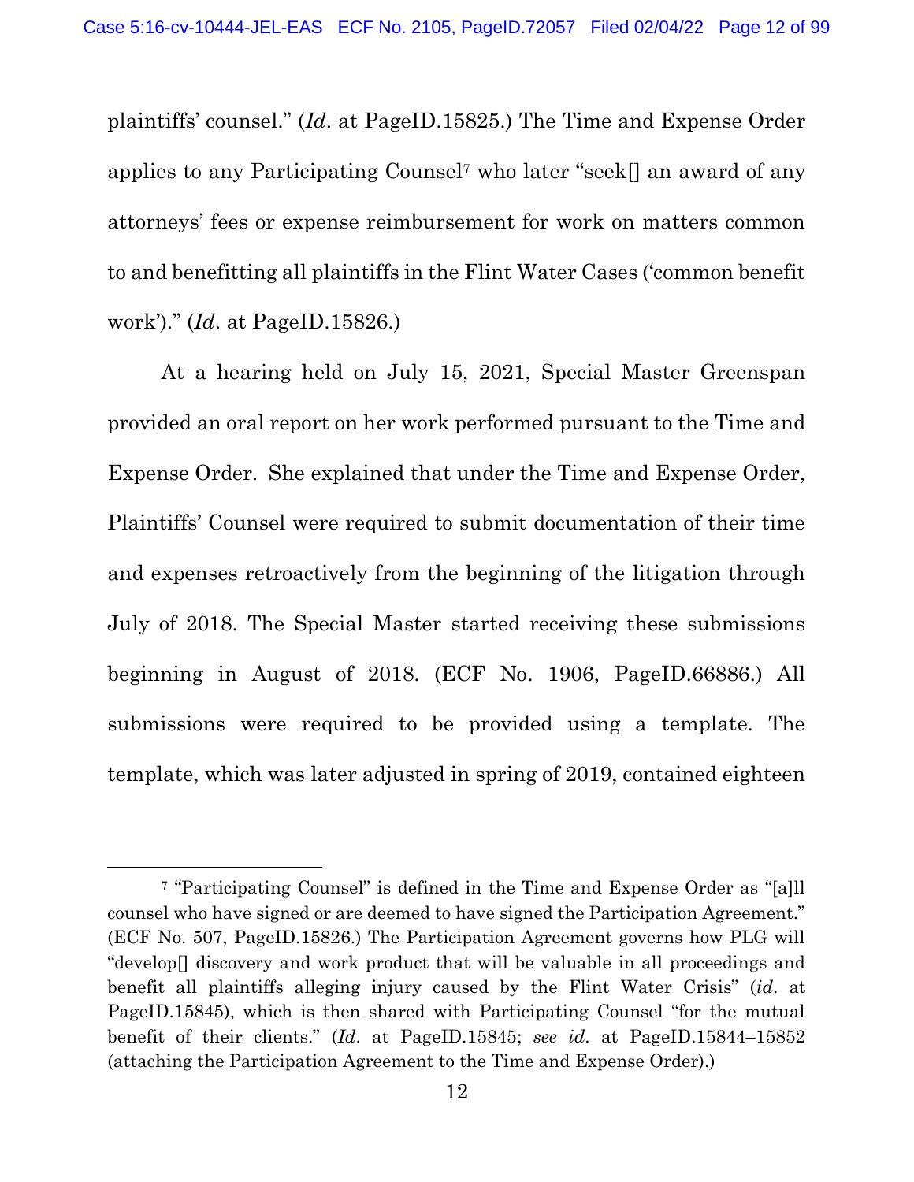plaintiffs' counsel." (*Id*. at PageID.15825.) The Time and Expense Order applies to any Participating Counsel[7] who later "seek[] an award of any attorneys' fees or expense reimbursement for work on matters common to and benefitting all plaintiffs in the Flint Water Cases ('common benefit work')." (*Id*. at PageID.15826.)

At a hearing held on July 15, 2021, Special Master Greenspan provided an oral report on her work performed pursuant to the Time and Expense Order. She explained that under the Time and Expense Order, Plaintiffs' Counsel were required to submit documentation of their time and expenses retroactively from the beginning of the litigation through July of 2018. The Special Master started receiving these submissions beginning in August of 2018. (ECF No. 1906, PageID.66886.) All submissions were required to be provided using a template. The template, which was later adjusted in spring of 2019, contained eighteen

[7] "Participating Counsel" is defined in the Time and Expense Order as "[a]ll counsel who have signed or are deemed to have signed the Participation Agreement." (ECF No. 507, PageID.15826.) The Participation Agreement governs how PLG will "develop[] discovery and work product that will be valuable in all proceedings and benefit all plaintiffs alleging injury caused by the Flint Water Crisis" (*id*. at PageID.15845), which is then shared with Participating Counsel "for the mutual benefit of their clients." (*Id*. at PageID.15845; *see id*. at PageID.15844–15852 (attaching the Participation Agreement to the Time and Expense Order).)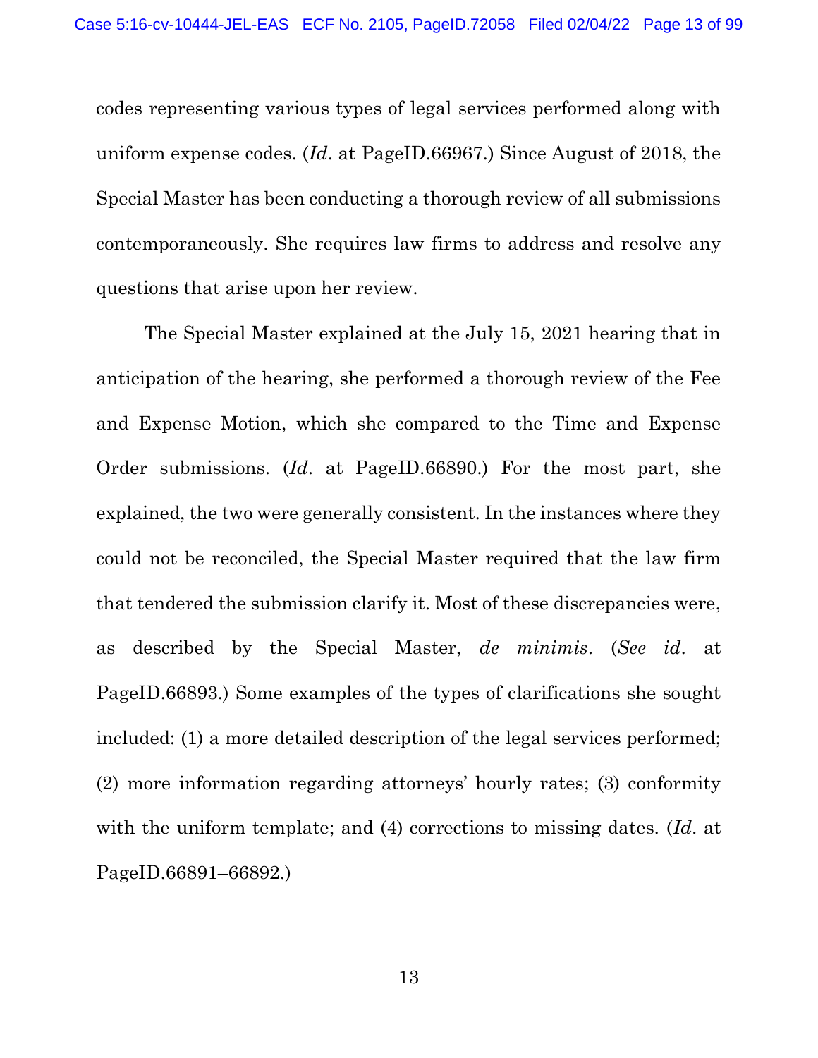codes representing various types of legal services performed along with uniform expense codes. (*Id*. at PageID.66967.) Since August of 2018, the Special Master has been conducting a thorough review of all submissions contemporaneously. She requires law firms to address and resolve any questions that arise upon her review.

The Special Master explained at the July 15, 2021 hearing that in anticipation of the hearing, she performed a thorough review of the Fee and Expense Motion, which she compared to the Time and Expense Order submissions. (*Id*. at PageID.66890.) For the most part, she explained, the two were generally consistent. In the instances where they could not be reconciled, the Special Master required that the law firm that tendered the submission clarify it. Most of these discrepancies were, as described by the Special Master, *de minimis*. (*See id*. at PageID.66893.) Some examples of the types of clarifications she sought included: (1) a more detailed description of the legal services performed; (2) more information regarding attorneys' hourly rates; (3) conformity with the uniform template; and (4) corrections to missing dates. (*Id*. at PageID.66891–66892.)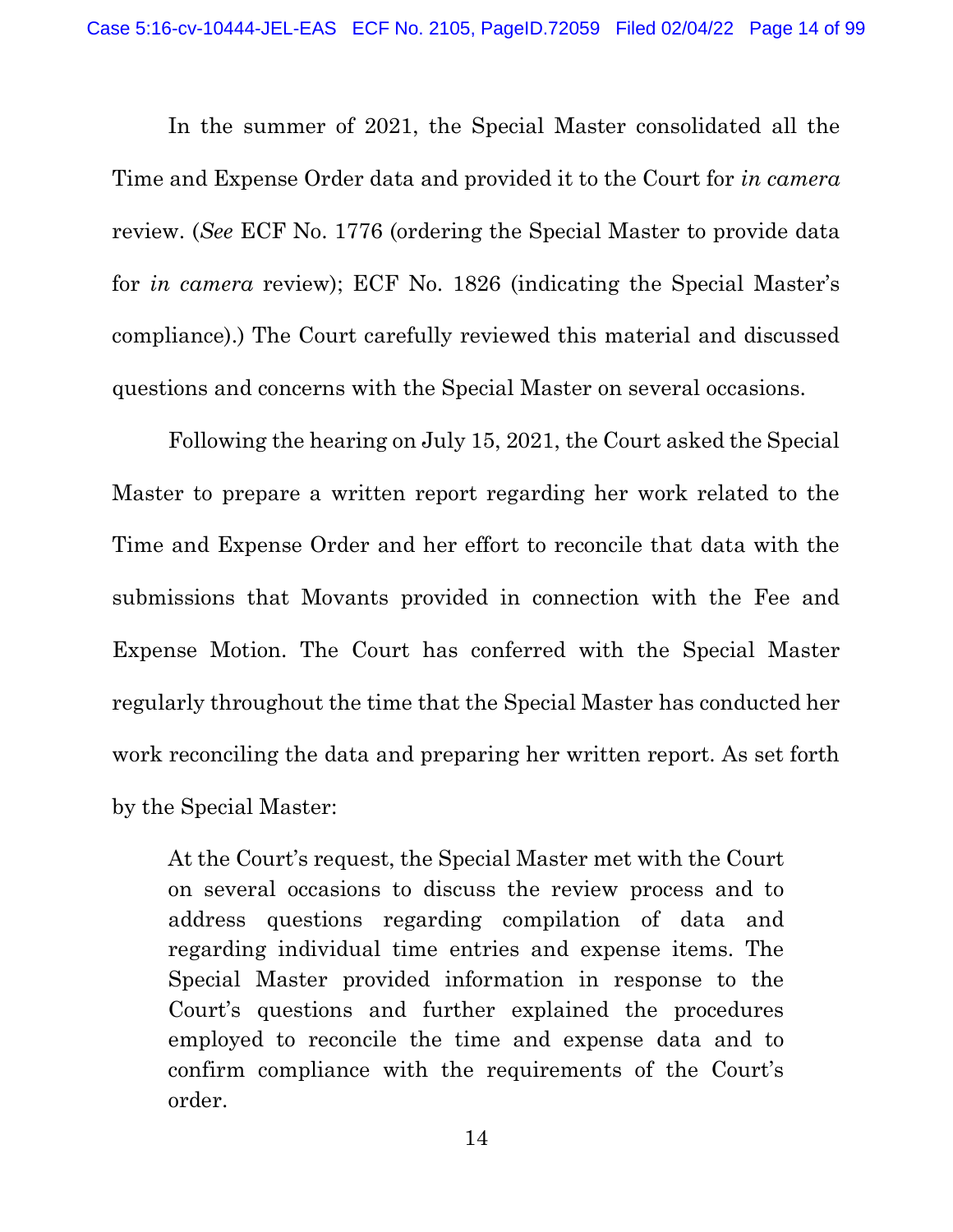In the summer of 2021, the Special Master consolidated all the Time and Expense Order data and provided it to the Court for *in camera* review. (*See* ECF No. 1776 (ordering the Special Master to provide data for *in camera* review); ECF No. 1826 (indicating the Special Master's compliance).) The Court carefully reviewed this material and discussed questions and concerns with the Special Master on several occasions.

Following the hearing on July 15, 2021, the Court asked the Special Master to prepare a written report regarding her work related to the Time and Expense Order and her effort to reconcile that data with the submissions that Movants provided in connection with the Fee and Expense Motion. The Court has conferred with the Special Master regularly throughout the time that the Special Master has conducted her work reconciling the data and preparing her written report. As set forth by the Special Master:

> At the Court's request, the Special Master met with the Court on several occasions to discuss the review process and to address questions regarding compilation of data and regarding individual time entries and expense items. The Special Master provided information in response to the Court's questions and further explained the procedures employed to reconcile the time and expense data and to confirm compliance with the requirements of the Court's order.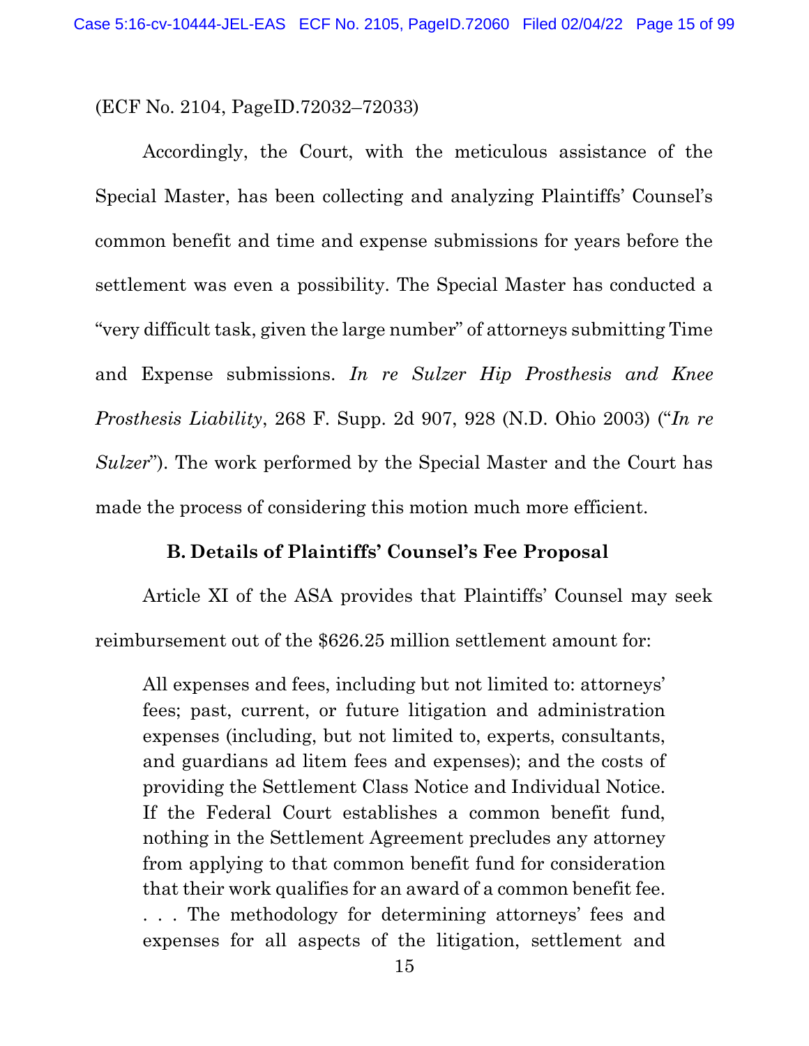(ECF No. 2104, PageID.72032–72033)

Accordingly, the Court, with the meticulous assistance of the Special Master, has been collecting and analyzing Plaintiffs' Counsel's common benefit and time and expense submissions for years before the settlement was even a possibility. The Special Master has conducted a "very difficult task, given the large number" of attorneys submitting Time and Expense submissions. *In re Sulzer Hip Prosthesis and Knee Prosthesis Liability*, 268 F. Supp. 2d 907, 928 (N.D. Ohio 2003) ("*In re Sulzer*"). The work performed by the Special Master and the Court has made the process of considering this motion much more efficient.

### B. Details of Plaintiffs' Counsel's Fee Proposal

Article XI of the ASA provides that Plaintiffs' Counsel may seek reimbursement out of the $626.25 million settlement amount for:

> All expenses and fees, including but not limited to: attorneys' fees; past, current, or future litigation and administration expenses (including, but not limited to, experts, consultants, and guardians ad litem fees and expenses); and the costs of providing the Settlement Class Notice and Individual Notice. If the Federal Court establishes a common benefit fund, nothing in the Settlement Agreement precludes any attorney from applying to that common benefit fund for consideration that their work qualifies for an award of a common benefit fee. . . . The methodology for determining attorneys' fees and expenses for all aspects of the litigation, settlement and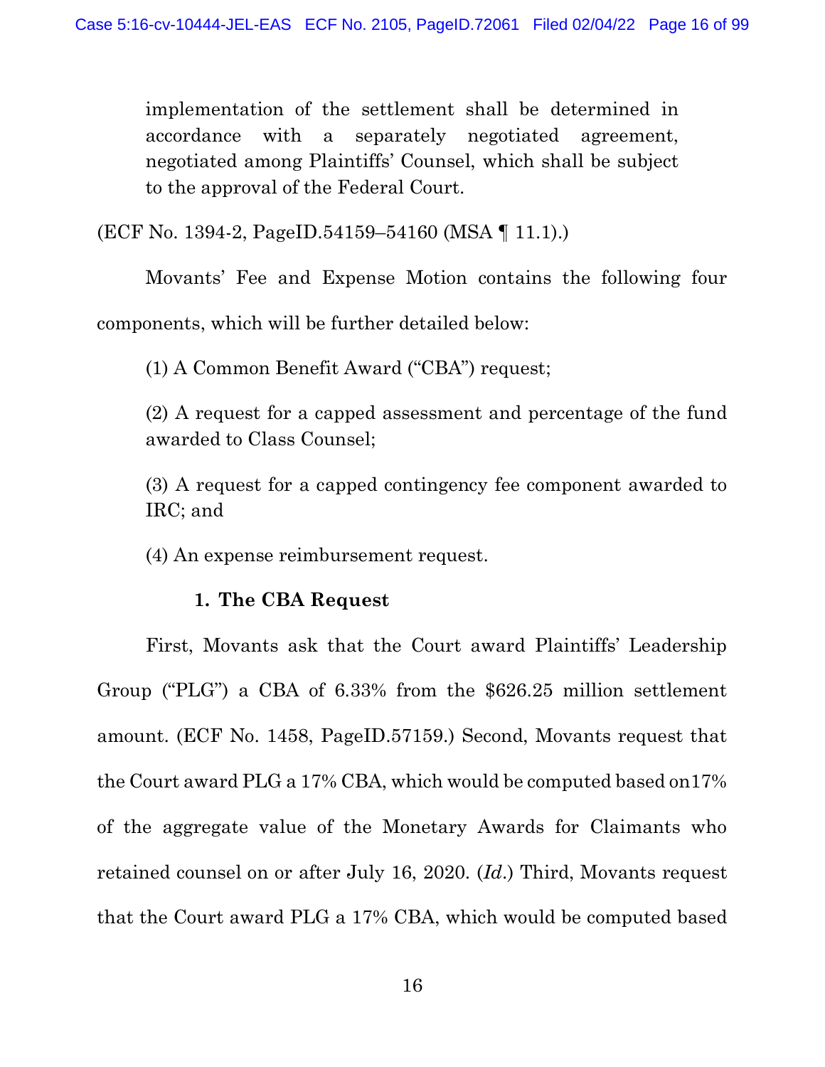> implementation of the settlement shall be determined in accordance with a separately negotiated agreement, negotiated among Plaintiffs' Counsel, which shall be subject to the approval of the Federal Court.

(ECF No. 1394-2, PageID.54159–54160 (MSA ¶ 11.1).)

Movants' Fee and Expense Motion contains the following four components, which will be further detailed below:

> (1) A Common Benefit Award ("CBA") request;
>
> (2) A request for a capped assessment and percentage of the fund awarded to Class Counsel;
>
> (3) A request for a capped contingency fee component awarded to IRC; and
>
> (4) An expense reimbursement request.

### 1. The CBA Request

First, Movants ask that the Court award Plaintiffs' Leadership Group ("PLG") a CBA of 6.33% from the $626.25 million settlement amount. (ECF No. 1458, PageID.57159.) Second, Movants request that the Court award PLG a 17% CBA, which would be computed based on17% of the aggregate value of the Monetary Awards for Claimants who retained counsel on or after July 16, 2020. (*Id.*) Third, Movants request that the Court award PLG a 17% CBA, which would be computed based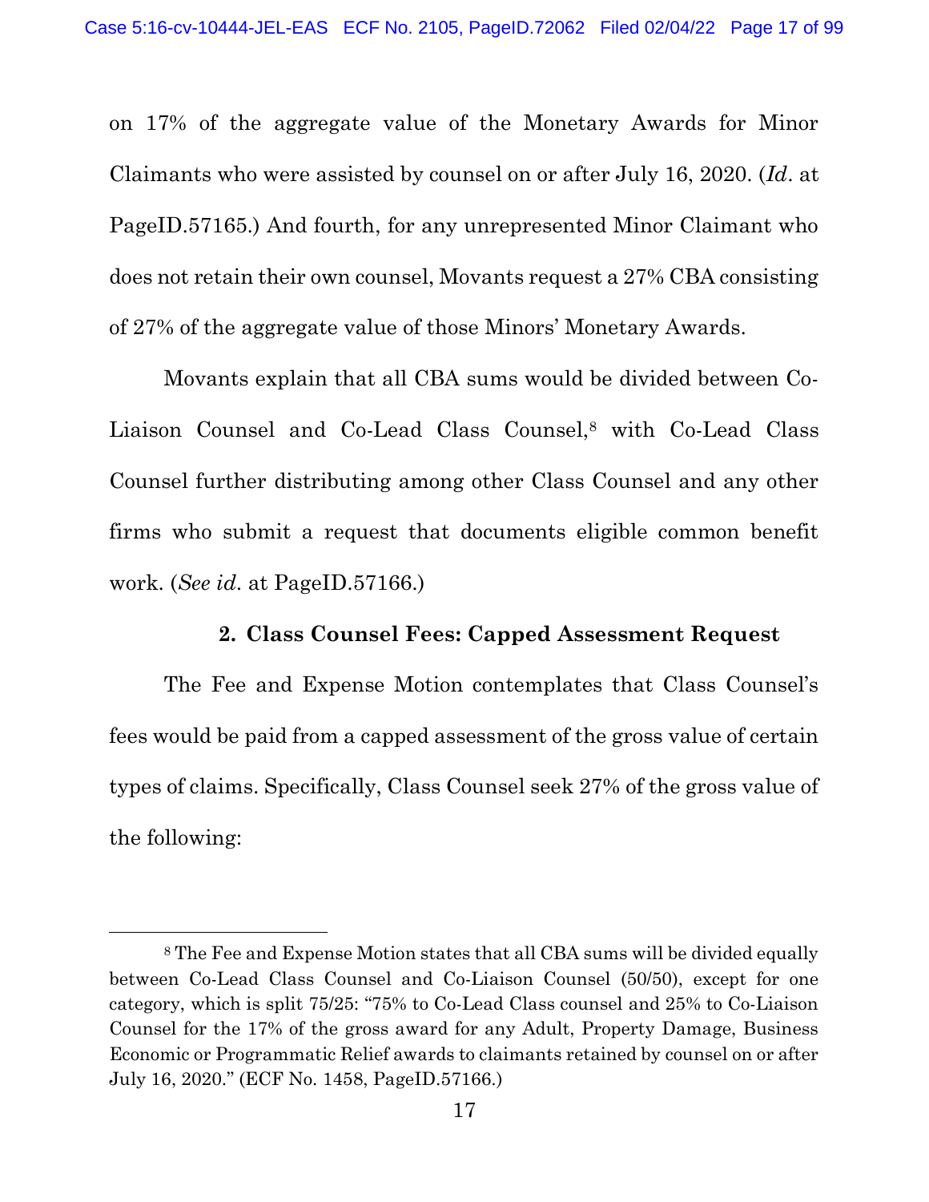on 17% of the aggregate value of the Monetary Awards for Minor Claimants who were assisted by counsel on or after July 16, 2020. (*Id*. at PageID.57165.) And fourth, for any unrepresented Minor Claimant who does not retain their own counsel, Movants request a 27% CBA consisting of 27% of the aggregate value of those Minors' Monetary Awards.

Movants explain that all CBA sums would be divided between Co-Liaison Counsel and Co-Lead Class Counsel,[8] with Co-Lead Class Counsel further distributing among other Class Counsel and any other firms who submit a request that documents eligible common benefit work. (*See id*. at PageID.57166.)

### 2. Class Counsel Fees: Capped Assessment Request

The Fee and Expense Motion contemplates that Class Counsel's fees would be paid from a capped assessment of the gross value of certain types of claims. Specifically, Class Counsel seek 27% of the gross value of the following:

---

[8] The Fee and Expense Motion states that all CBA sums will be divided equally between Co-Lead Class Counsel and Co-Liaison Counsel (50/50), except for one category, which is split 75/25: "75% to Co-Lead Class counsel and 25% to Co-Liaison Counsel for the 17% of the gross award for any Adult, Property Damage, Business Economic or Programmatic Relief awards to claimants retained by counsel on or after July 16, 2020." (ECF No. 1458, PageID.57166.)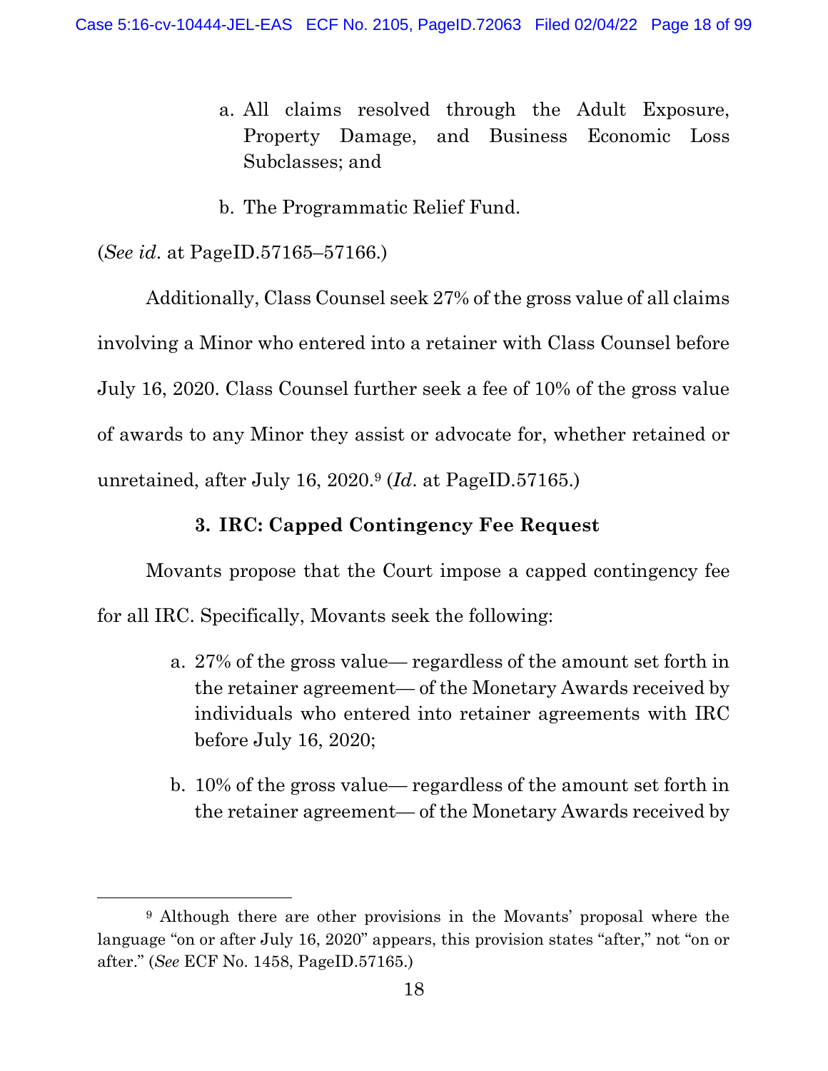a. All claims resolved through the Adult Exposure, Property Damage, and Business Economic Loss Subclasses; and

b. The Programmatic Relief Fund.

(*See id.* at PageID.57165–57166.)

Additionally, Class Counsel seek 27% of the gross value of all claims involving a Minor who entered into a retainer with Class Counsel before July 16, 2020. Class Counsel further seek a fee of 10% of the gross value of awards to any Minor they assist or advocate for, whether retained or unretained, after July 16, 2020.[9] (*Id.* at PageID.57165.)

### 3. IRC: Capped Contingency Fee Request

Movants propose that the Court impose a capped contingency fee for all IRC. Specifically, Movants seek the following:

a. 27% of the gross value— regardless of the amount set forth in the retainer agreement— of the Monetary Awards received by individuals who entered into retainer agreements with IRC before July 16, 2020;

b. 10% of the gross value— regardless of the amount set forth in the retainer agreement— of the Monetary Awards received by

---

[9] Although there are other provisions in the Movants' proposal where the language "on or after July 16, 2020" appears, this provision states "after," not "on or after." (*See* ECF No. 1458, PageID.57165.)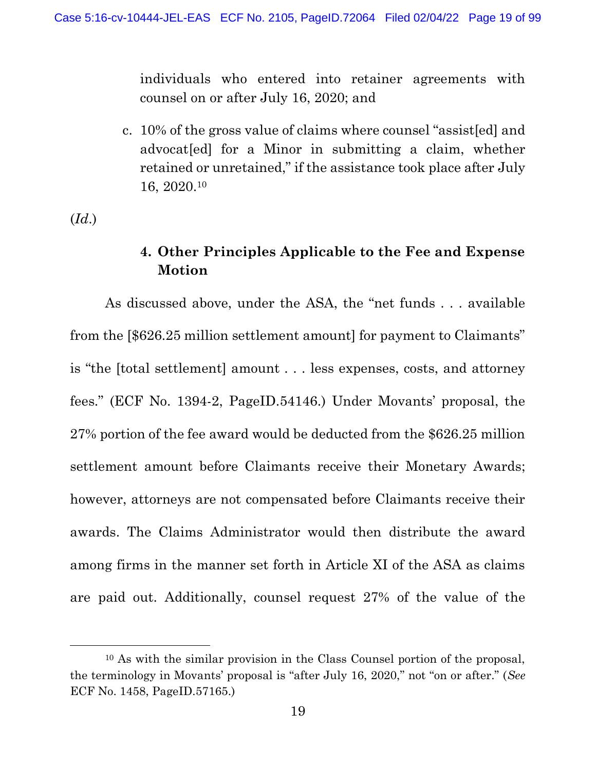individuals who entered into retainer agreements with counsel on or after July 16, 2020; and

c. 10% of the gross value of claims where counsel "assist[ed] and advocat[ed] for a Minor in submitting a claim, whether retained or unretained," if the assistance took place after July 16, 2020.[10]

(*Id.*)

#### 4. Other Principles Applicable to the Fee and Expense Motion

As discussed above, under the ASA, the "net funds . . . available from the [$626.25 million settlement amount] for payment to Claimants" is "the [total settlement] amount . . . less expenses, costs, and attorney fees." (ECF No. 1394-2, PageID.54146.) Under Movants' proposal, the 27% portion of the fee award would be deducted from the $626.25 million settlement amount before Claimants receive their Monetary Awards; however, attorneys are not compensated before Claimants receive their awards. The Claims Administrator would then distribute the award among firms in the manner set forth in Article XI of the ASA as claims are paid out. Additionally, counsel request 27% of the value of the

---

[10] As with the similar provision in the Class Counsel portion of the proposal, the terminology in Movants' proposal is "after July 16, 2020," not "on or after." (*See* ECF No. 1458, PageID.57165.)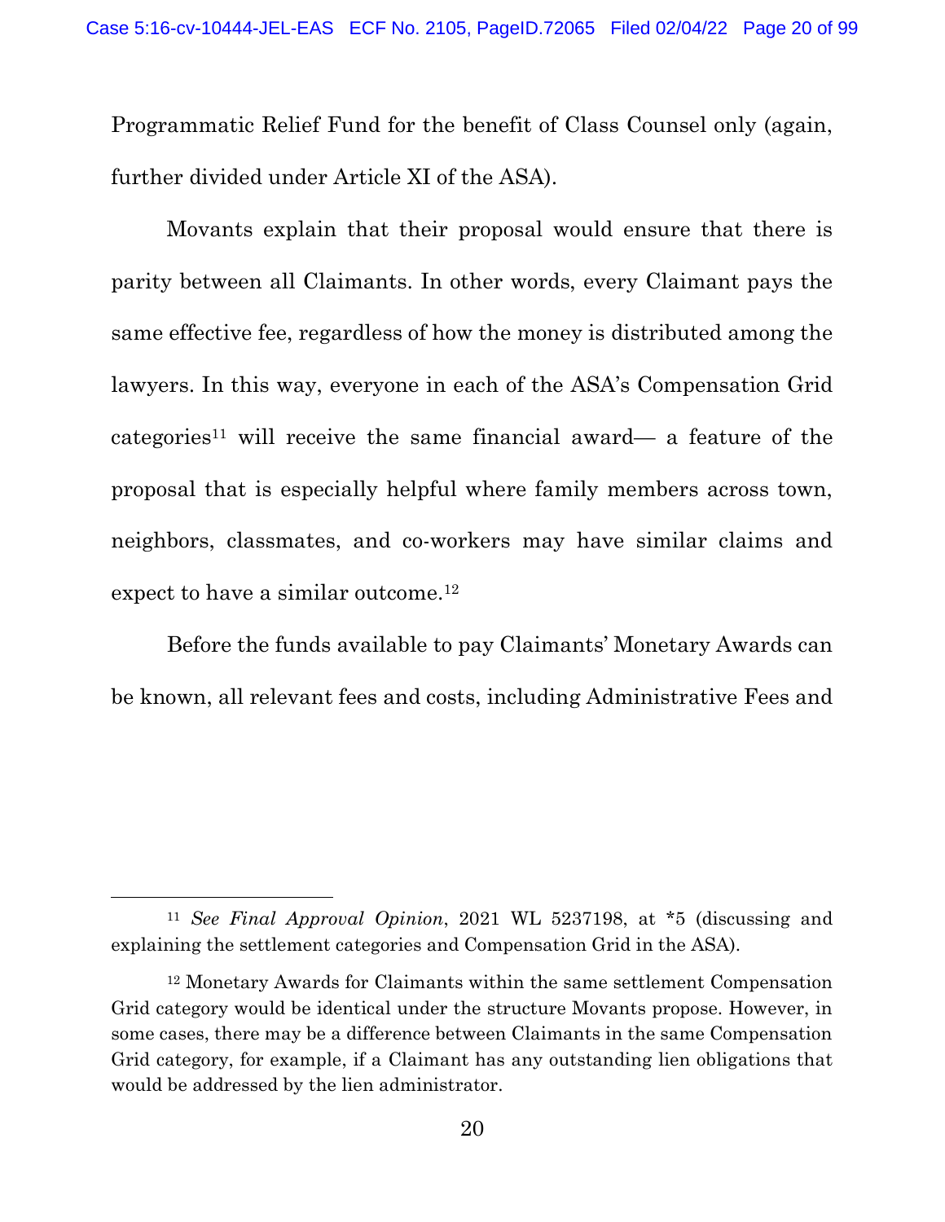Programmatic Relief Fund for the benefit of Class Counsel only (again, further divided under Article XI of the ASA).

Movants explain that their proposal would ensure that there is parity between all Claimants. In other words, every Claimant pays the same effective fee, regardless of how the money is distributed among the lawyers. In this way, everyone in each of the ASA's Compensation Grid categories[11] will receive the same financial award— a feature of the proposal that is especially helpful where family members across town, neighbors, classmates, and co-workers may have similar claims and expect to have a similar outcome.[12]

Before the funds available to pay Claimants' Monetary Awards can be known, all relevant fees and costs, including Administrative Fees and

---

[11] *See Final Approval Opinion*, 2021 WL 5237198, at *5 (discussing and explaining the settlement categories and Compensation Grid in the ASA).

[12] Monetary Awards for Claimants within the same settlement Compensation Grid category would be identical under the structure Movants propose. However, in some cases, there may be a difference between Claimants in the same Compensation Grid category, for example, if a Claimant has any outstanding lien obligations that would be addressed by the lien administrator.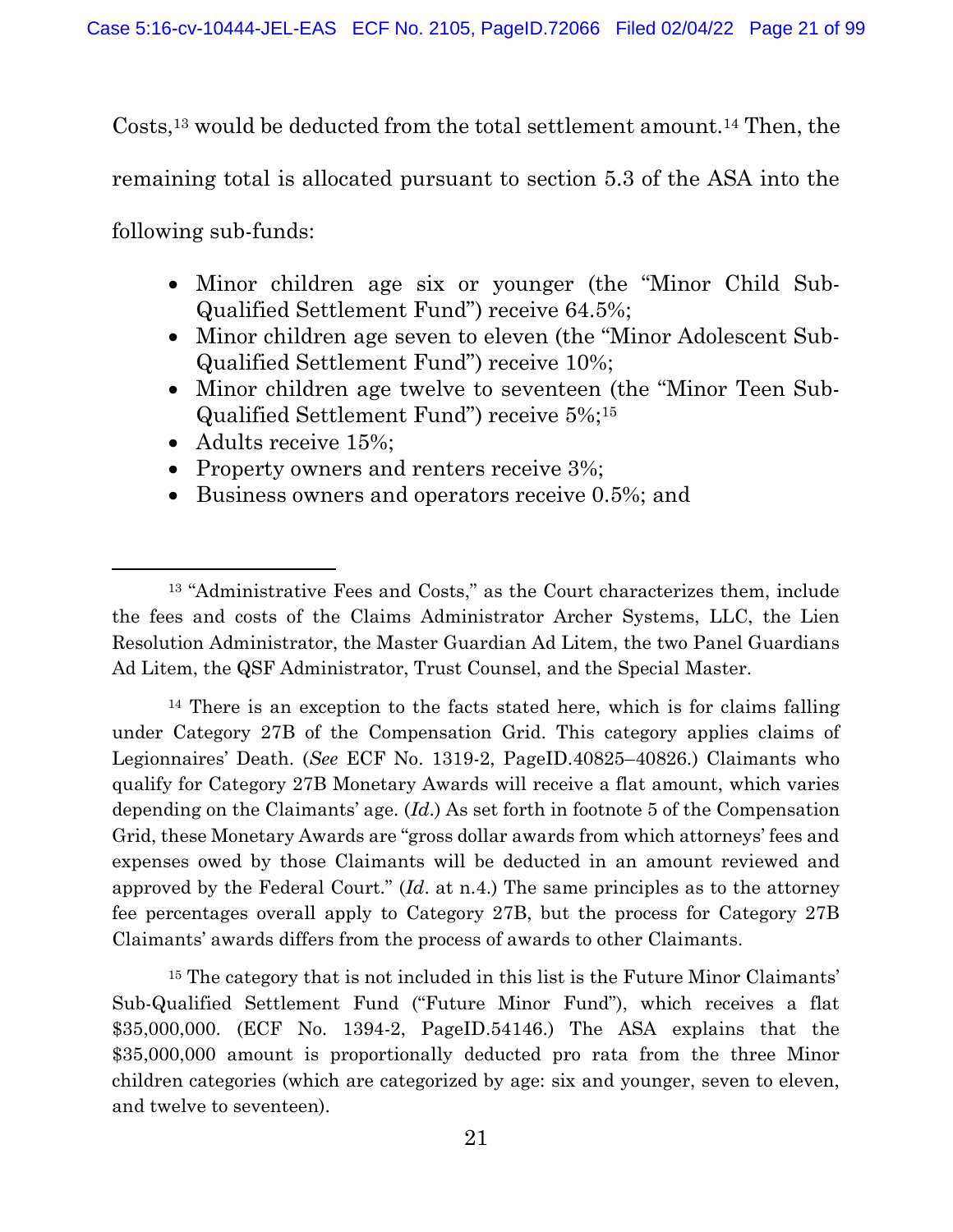Costs,[13] would be deducted from the total settlement amount.[14] Then, the remaining total is allocated pursuant to section 5.3 of the ASA into the following sub-funds:

- Minor children age six or younger (the "Minor Child Sub-Qualified Settlement Fund") receive 64.5%;
- Minor children age seven to eleven (the "Minor Adolescent Sub-Qualified Settlement Fund") receive 10%;
- Minor children age twelve to seventeen (the "Minor Teen Sub-Qualified Settlement Fund") receive 5%;[15]
- Adults receive 15%;
- Property owners and renters receive 3%;
- Business owners and operators receive 0.5%; and

---

[13] "Administrative Fees and Costs," as the Court characterizes them, include the fees and costs of the Claims Administrator Archer Systems, LLC, the Lien Resolution Administrator, the Master Guardian Ad Litem, the two Panel Guardians Ad Litem, the QSF Administrator, Trust Counsel, and the Special Master.

[14] There is an exception to the facts stated here, which is for claims falling under Category 27B of the Compensation Grid. This category applies claims of Legionnaires' Death. (*See* ECF No. 1319-2, PageID.40825–40826.) Claimants who qualify for Category 27B Monetary Awards will receive a flat amount, which varies depending on the Claimants' age. (*Id.*) As set forth in footnote 5 of the Compensation Grid, these Monetary Awards are "gross dollar awards from which attorneys' fees and expenses owed by those Claimants will be deducted in an amount reviewed and approved by the Federal Court." (*Id*. at n.4.) The same principles as to the attorney fee percentages overall apply to Category 27B, but the process for Category 27B Claimants' awards differs from the process of awards to other Claimants.

[15] The category that is not included in this list is the Future Minor Claimants' Sub-Qualified Settlement Fund ("Future Minor Fund"), which receives a flat $35,000,000. (ECF No. 1394-2, PageID.54146.) The ASA explains that the $35,000,000 amount is proportionally deducted pro rata from the three Minor children categories (which are categorized by age: six and younger, seven to eleven, and twelve to seventeen).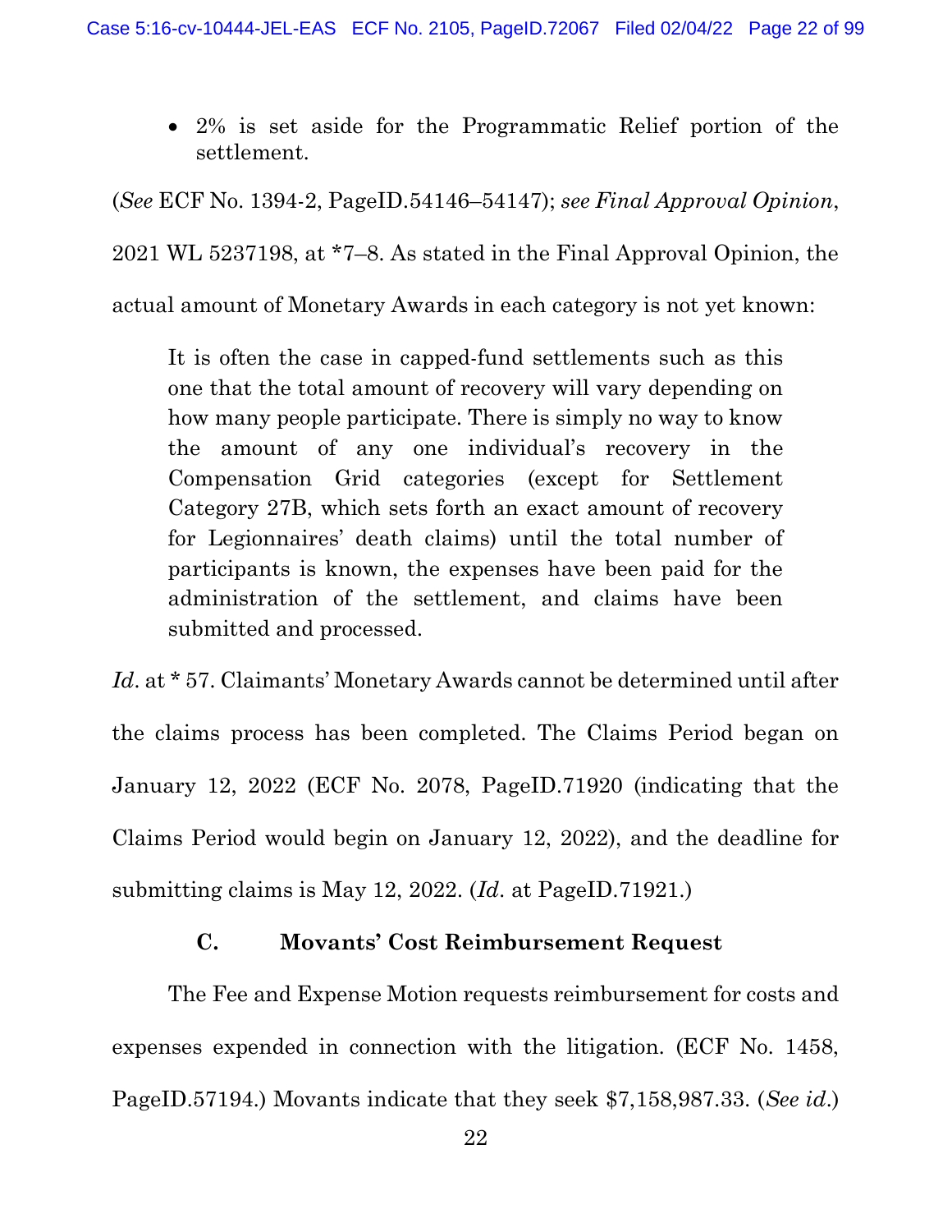- 2% is set aside for the Programmatic Relief portion of the settlement.

(*See* ECF No. 1394-2, PageID.54146–54147); *see Final Approval Opinion*, 2021 WL 5237198, at *7–8. As stated in the Final Approval Opinion, the actual amount of Monetary Awards in each category is not yet known:

> It is often the case in capped-fund settlements such as this one that the total amount of recovery will vary depending on how many people participate. There is simply no way to know the amount of any one individual's recovery in the Compensation Grid categories (except for Settlement Category 27B, which sets forth an exact amount of recovery for Legionnaires' death claims) until the total number of participants is known, the expenses have been paid for the administration of the settlement, and claims have been submitted and processed.

*Id*. at * 57. Claimants' Monetary Awards cannot be determined until after the claims process has been completed. The Claims Period began on January 12, 2022 (ECF No. 2078, PageID.71920 (indicating that the Claims Period would begin on January 12, 2022), and the deadline for submitting claims is May 12, 2022. (*Id*. at PageID.71921.)

### C. Movants' Cost Reimbursement Request

The Fee and Expense Motion requests reimbursement for costs and expenses expended in connection with the litigation. (ECF No. 1458, PageID.57194.) Movants indicate that they seek $7,158,987.33. (*See id*.)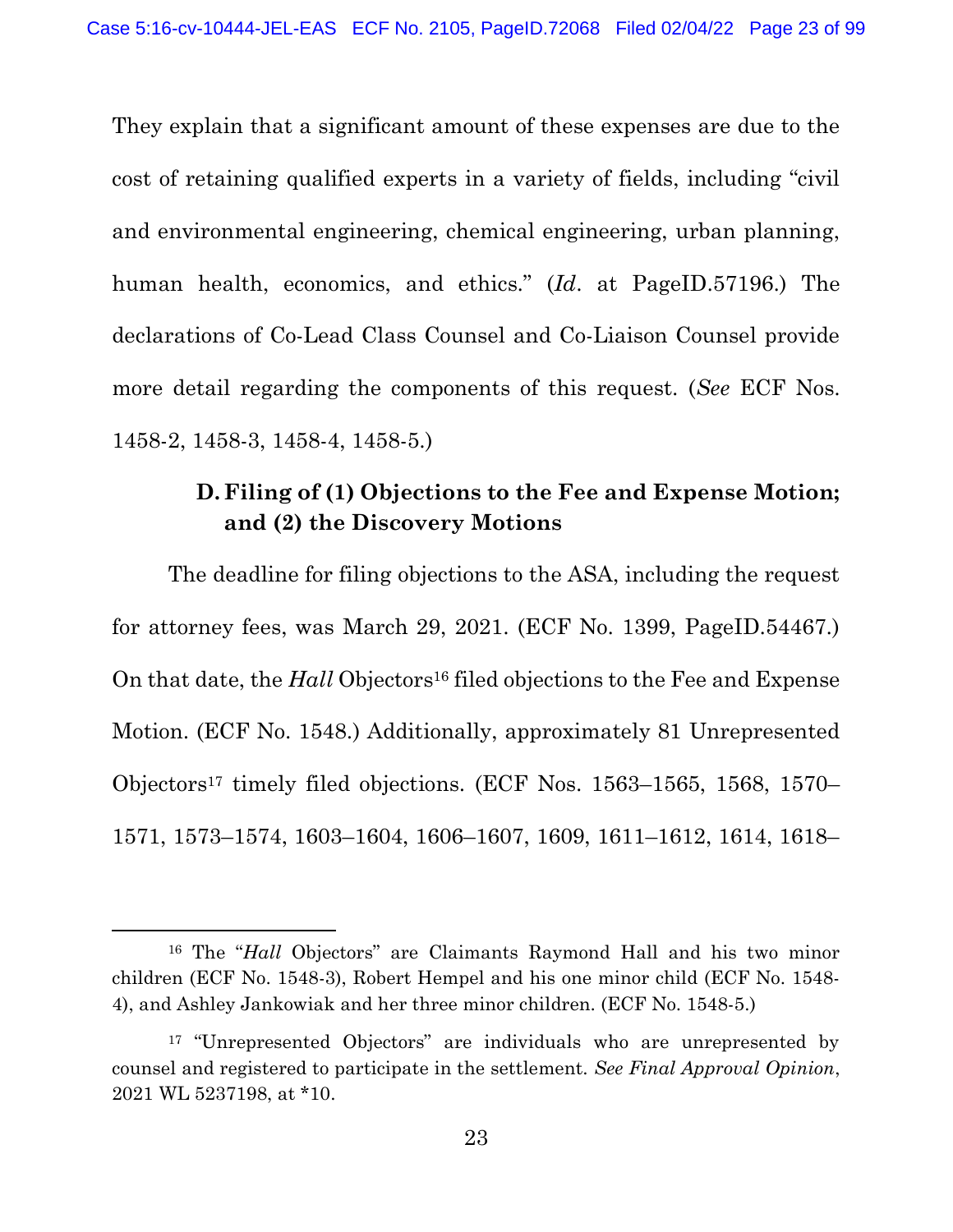They explain that a significant amount of these expenses are due to the cost of retaining qualified experts in a variety of fields, including "civil and environmental engineering, chemical engineering, urban planning, human health, economics, and ethics." (*Id*. at PageID.57196.) The declarations of Co-Lead Class Counsel and Co-Liaison Counsel provide more detail regarding the components of this request. (*See* ECF Nos. 1458-2, 1458-3, 1458-4, 1458-5.)

### D. Filing of (1) Objections to the Fee and Expense Motion; and (2) the Discovery Motions

The deadline for filing objections to the ASA, including the request for attorney fees, was March 29, 2021. (ECF No. 1399, PageID.54467.) On that date, the *Hall* Objectors[16] filed objections to the Fee and Expense Motion. (ECF No. 1548.) Additionally, approximately 81 Unrepresented Objectors[17] timely filed objections. (ECF Nos. 1563–1565, 1568, 1570–1571, 1573–1574, 1603–1604, 1606–1607, 1609, 1611–1612, 1614, 1618–

---

[16] The "*Hall* Objectors" are Claimants Raymond Hall and his two minor children (ECF No. 1548-3), Robert Hempel and his one minor child (ECF No. 1548-4), and Ashley Jankowiak and her three minor children. (ECF No. 1548-5.)

[17] "Unrepresented Objectors" are individuals who are unrepresented by counsel and registered to participate in the settlement. *See Final Approval Opinion*, 2021 WL 5237198, at *10.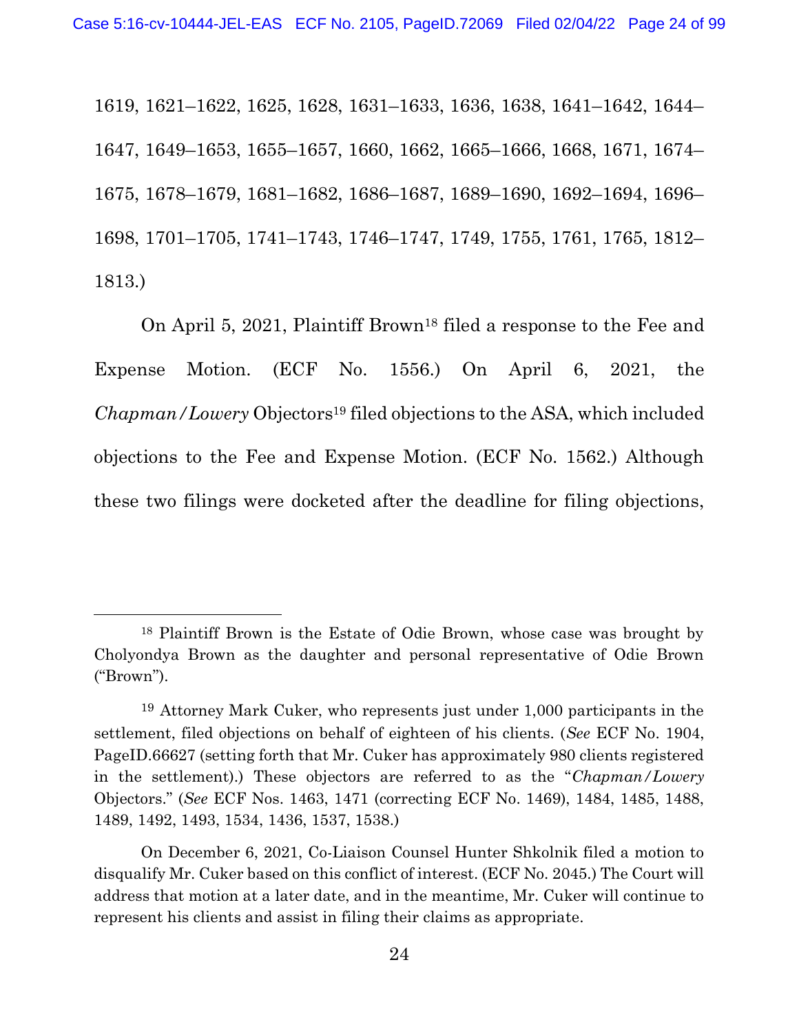1619, 1621–1622, 1625, 1628, 1631–1633, 1636, 1638, 1641–1642, 1644–1647, 1649–1653, 1655–1657, 1660, 1662, 1665–1666, 1668, 1671, 1674–1675, 1678–1679, 1681–1682, 1686–1687, 1689–1690, 1692–1694, 1696–1698, 1701–1705, 1741–1743, 1746–1747, 1749, 1755, 1761, 1765, 1812–1813.)

On April 5, 2021, Plaintiff Brown[18] filed a response to the Fee and Expense Motion. (ECF No. 1556.) On April 6, 2021, the *Chapman/Lowery* Objectors[19] filed objections to the ASA, which included objections to the Fee and Expense Motion. (ECF No. 1562.) Although these two filings were docketed after the deadline for filing objections,

---

[18] Plaintiff Brown is the Estate of Odie Brown, whose case was brought by Cholyondya Brown as the daughter and personal representative of Odie Brown ("Brown").

[19] Attorney Mark Cuker, who represents just under 1,000 participants in the settlement, filed objections on behalf of eighteen of his clients. (*See* ECF No. 1904, PageID.66627 (setting forth that Mr. Cuker has approximately 980 clients registered in the settlement).) These objectors are referred to as the "*Chapman/Lowery* Objectors." (*See* ECF Nos. 1463, 1471 (correcting ECF No. 1469), 1484, 1485, 1488, 1489, 1492, 1493, 1534, 1436, 1537, 1538.)

On December 6, 2021, Co-Liaison Counsel Hunter Shkolnik filed a motion to disqualify Mr. Cuker based on this conflict of interest. (ECF No. 2045.) The Court will address that motion at a later date, and in the meantime, Mr. Cuker will continue to represent his clients and assist in filing their claims as appropriate.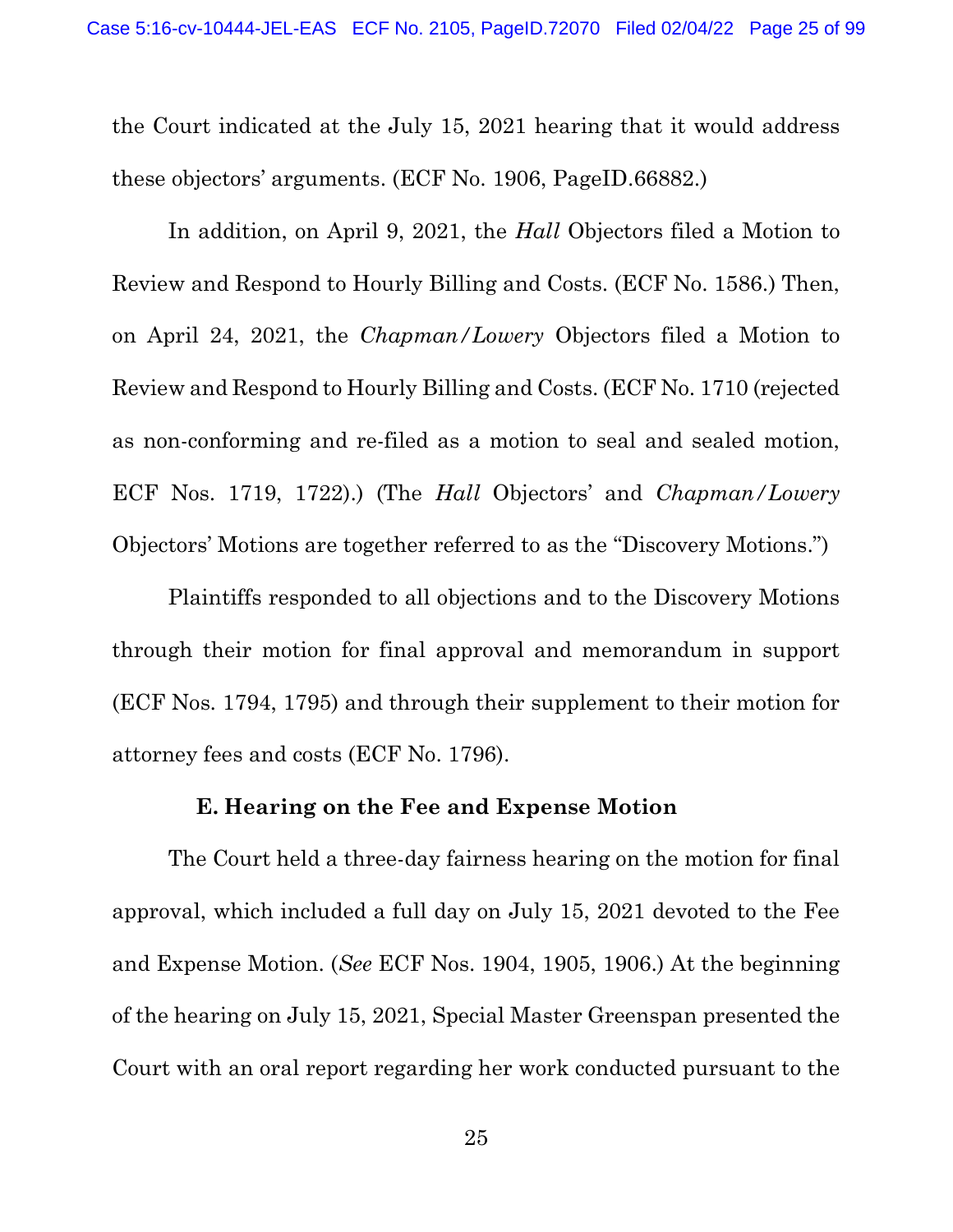the Court indicated at the July 15, 2021 hearing that it would address these objectors' arguments. (ECF No. 1906, PageID.66882.)

In addition, on April 9, 2021, the *Hall* Objectors filed a Motion to Review and Respond to Hourly Billing and Costs. (ECF No. 1586.) Then, on April 24, 2021, the *Chapman/Lowery* Objectors filed a Motion to Review and Respond to Hourly Billing and Costs. (ECF No. 1710 (rejected as non-conforming and re-filed as a motion to seal and sealed motion, ECF Nos. 1719, 1722).) (The *Hall* Objectors' and *Chapman/Lowery* Objectors' Motions are together referred to as the "Discovery Motions.")

Plaintiffs responded to all objections and to the Discovery Motions through their motion for final approval and memorandum in support (ECF Nos. 1794, 1795) and through their supplement to their motion for attorney fees and costs (ECF No. 1796).

### E. Hearing on the Fee and Expense Motion

The Court held a three-day fairness hearing on the motion for final approval, which included a full day on July 15, 2021 devoted to the Fee and Expense Motion. (*See* ECF Nos. 1904, 1905, 1906.) At the beginning of the hearing on July 15, 2021, Special Master Greenspan presented the Court with an oral report regarding her work conducted pursuant to the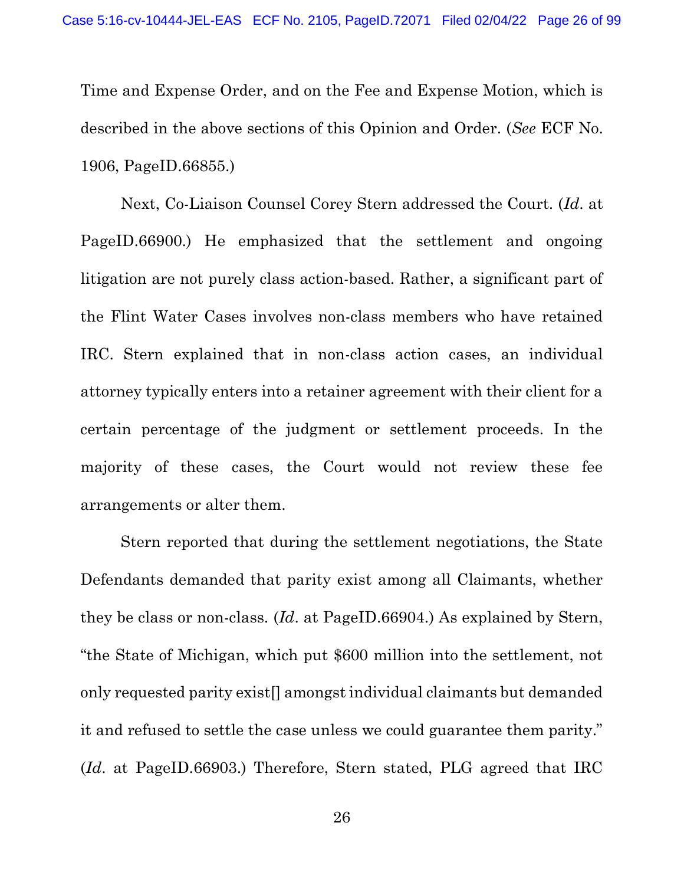Time and Expense Order, and on the Fee and Expense Motion, which is described in the above sections of this Opinion and Order. (*See* ECF No. 1906, PageID.66855.)

Next, Co-Liaison Counsel Corey Stern addressed the Court. (*Id*. at PageID.66900.) He emphasized that the settlement and ongoing litigation are not purely class action-based. Rather, a significant part of the Flint Water Cases involves non-class members who have retained IRC. Stern explained that in non-class action cases, an individual attorney typically enters into a retainer agreement with their client for a certain percentage of the judgment or settlement proceeds. In the majority of these cases, the Court would not review these fee arrangements or alter them.

Stern reported that during the settlement negotiations, the State Defendants demanded that parity exist among all Claimants, whether they be class or non-class. (*Id*. at PageID.66904.) As explained by Stern, "the State of Michigan, which put $600 million into the settlement, not only requested parity exist[] amongst individual claimants but demanded it and refused to settle the case unless we could guarantee them parity." (*Id*. at PageID.66903.) Therefore, Stern stated, PLG agreed that IRC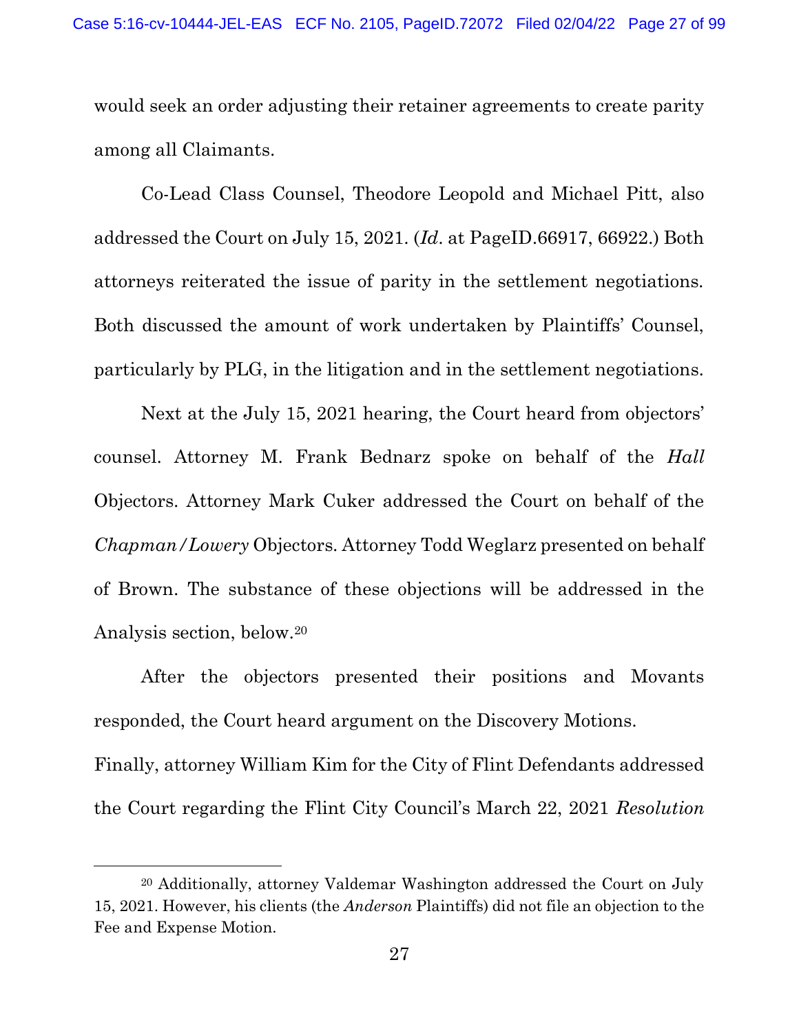would seek an order adjusting their retainer agreements to create parity among all Claimants.

Co-Lead Class Counsel, Theodore Leopold and Michael Pitt, also addressed the Court on July 15, 2021. (*Id*. at PageID.66917, 66922.) Both attorneys reiterated the issue of parity in the settlement negotiations. Both discussed the amount of work undertaken by Plaintiffs' Counsel, particularly by PLG, in the litigation and in the settlement negotiations.

Next at the July 15, 2021 hearing, the Court heard from objectors' counsel. Attorney M. Frank Bednarz spoke on behalf of the *Hall* Objectors. Attorney Mark Cuker addressed the Court on behalf of the *Chapman/Lowery* Objectors. Attorney Todd Weglarz presented on behalf of Brown. The substance of these objections will be addressed in the Analysis section, below.[20]

After the objectors presented their positions and Movants responded, the Court heard argument on the Discovery Motions.

Finally, attorney William Kim for the City of Flint Defendants addressed the Court regarding the Flint City Council's March 22, 2021 *Resolution*

[20] Additionally, attorney Valdemar Washington addressed the Court on July 15, 2021. However, his clients (the *Anderson* Plaintiffs) did not file an objection to the Fee and Expense Motion.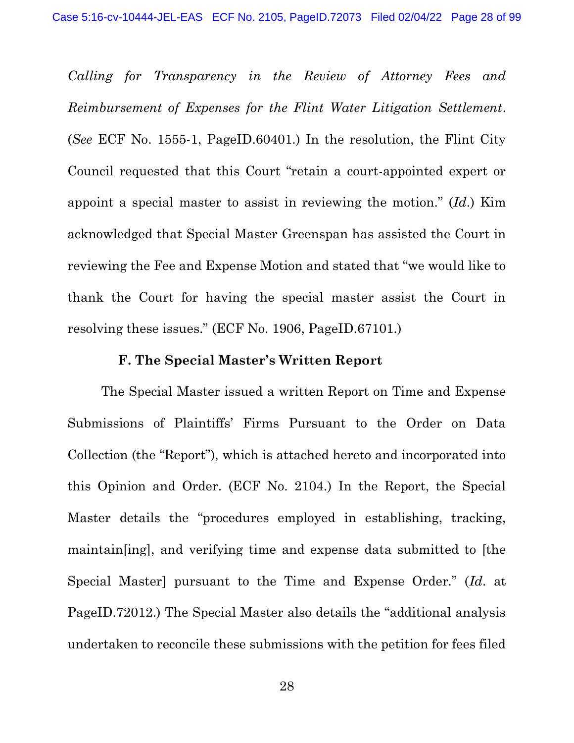*Calling for Transparency in the Review of Attorney Fees and Reimbursement of Expenses for the Flint Water Litigation Settlement*. (*See* ECF No. 1555-1, PageID.60401.) In the resolution, the Flint City Council requested that this Court "retain a court-appointed expert or appoint a special master to assist in reviewing the motion." (*Id.*) Kim acknowledged that Special Master Greenspan has assisted the Court in reviewing the Fee and Expense Motion and stated that "we would like to thank the Court for having the special master assist the Court in resolving these issues." (ECF No. 1906, PageID.67101.)

**F. The Special Master's Written Report**

The Special Master issued a written Report on Time and Expense Submissions of Plaintiffs' Firms Pursuant to the Order on Data Collection (the "Report"), which is attached hereto and incorporated into this Opinion and Order. (ECF No. 2104.) In the Report, the Special Master details the "procedures employed in establishing, tracking, maintain[ing], and verifying time and expense data submitted to [the Special Master] pursuant to the Time and Expense Order." (*Id.* at PageID.72012.) The Special Master also details the "additional analysis undertaken to reconcile these submissions with the petition for fees filed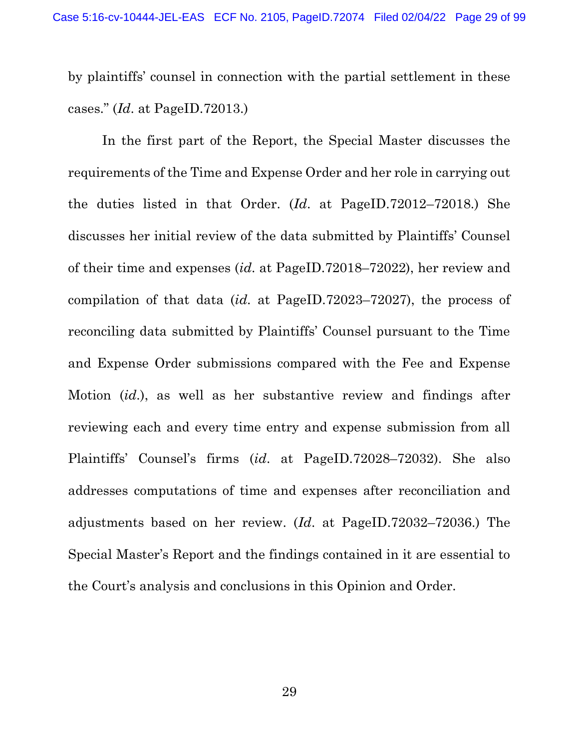by plaintiffs' counsel in connection with the partial settlement in these cases." (*Id*. at PageID.72013.)

In the first part of the Report, the Special Master discusses the requirements of the Time and Expense Order and her role in carrying out the duties listed in that Order. (*Id*. at PageID.72012–72018.) She discusses her initial review of the data submitted by Plaintiffs' Counsel of their time and expenses (*id*. at PageID.72018–72022), her review and compilation of that data (*id*. at PageID.72023–72027), the process of reconciling data submitted by Plaintiffs' Counsel pursuant to the Time and Expense Order submissions compared with the Fee and Expense Motion (*id*.), as well as her substantive review and findings after reviewing each and every time entry and expense submission from all Plaintiffs' Counsel's firms (*id*. at PageID.72028–72032). She also addresses computations of time and expenses after reconciliation and adjustments based on her review. (*Id*. at PageID.72032–72036.) The Special Master's Report and the findings contained in it are essential to the Court's analysis and conclusions in this Opinion and Order.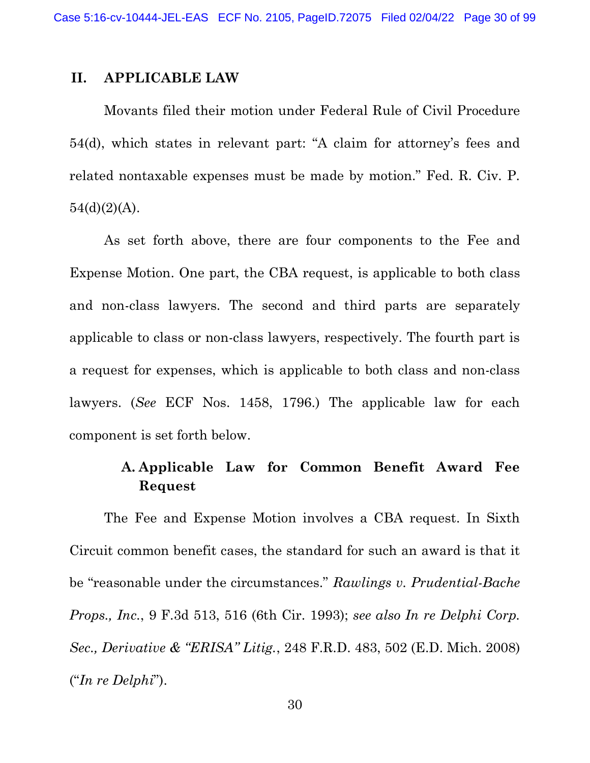## II. APPLICABLE LAW

Movants filed their motion under Federal Rule of Civil Procedure 54(d), which states in relevant part: "A claim for attorney's fees and related nontaxable expenses must be made by motion." Fed. R. Civ. P. 54(d)(2)(A).

As set forth above, there are four components to the Fee and Expense Motion. One part, the CBA request, is applicable to both class and non-class lawyers. The second and third parts are separately applicable to class or non-class lawyers, respectively. The fourth part is a request for expenses, which is applicable to both class and non-class lawyers. (*See* ECF Nos. 1458, 1796.) The applicable law for each component is set forth below.

### A. Applicable Law for Common Benefit Award Fee Request

The Fee and Expense Motion involves a CBA request. In Sixth Circuit common benefit cases, the standard for such an award is that it be "reasonable under the circumstances." *Rawlings v. Prudential-Bache Props., Inc.*, 9 F.3d 513, 516 (6th Cir. 1993); *see also In re Delphi Corp. Sec., Derivative & "ERISA" Litig.*, 248 F.R.D. 483, 502 (E.D. Mich. 2008) ("*In re Delphi*").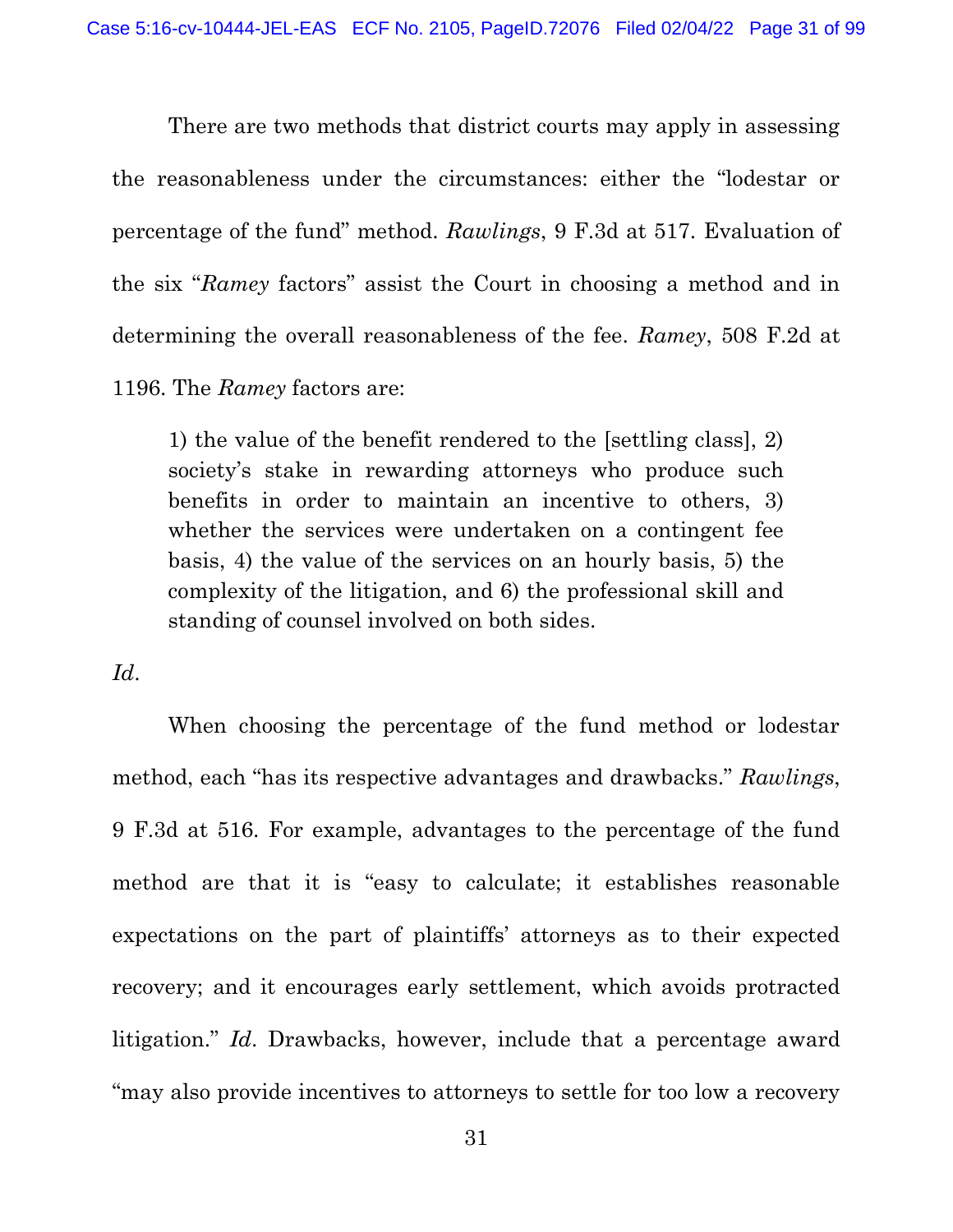There are two methods that district courts may apply in assessing the reasonableness under the circumstances: either the "lodestar or percentage of the fund" method. *Rawlings*, 9 F.3d at 517. Evaluation of the six "*Ramey* factors" assist the Court in choosing a method and in determining the overall reasonableness of the fee. *Ramey*, 508 F.2d at 1196. The *Ramey* factors are:

> 1) the value of the benefit rendered to the [settling class], 2) society's stake in rewarding attorneys who produce such benefits in order to maintain an incentive to others, 3) whether the services were undertaken on a contingent fee basis, 4) the value of the services on an hourly basis, 5) the complexity of the litigation, and 6) the professional skill and standing of counsel involved on both sides.

*Id*.

When choosing the percentage of the fund method or lodestar method, each "has its respective advantages and drawbacks." *Rawlings*, 9 F.3d at 516. For example, advantages to the percentage of the fund method are that it is "easy to calculate; it establishes reasonable expectations on the part of plaintiffs' attorneys as to their expected recovery; and it encourages early settlement, which avoids protracted litigation." *Id*. Drawbacks, however, include that a percentage award "may also provide incentives to attorneys to settle for too low a recovery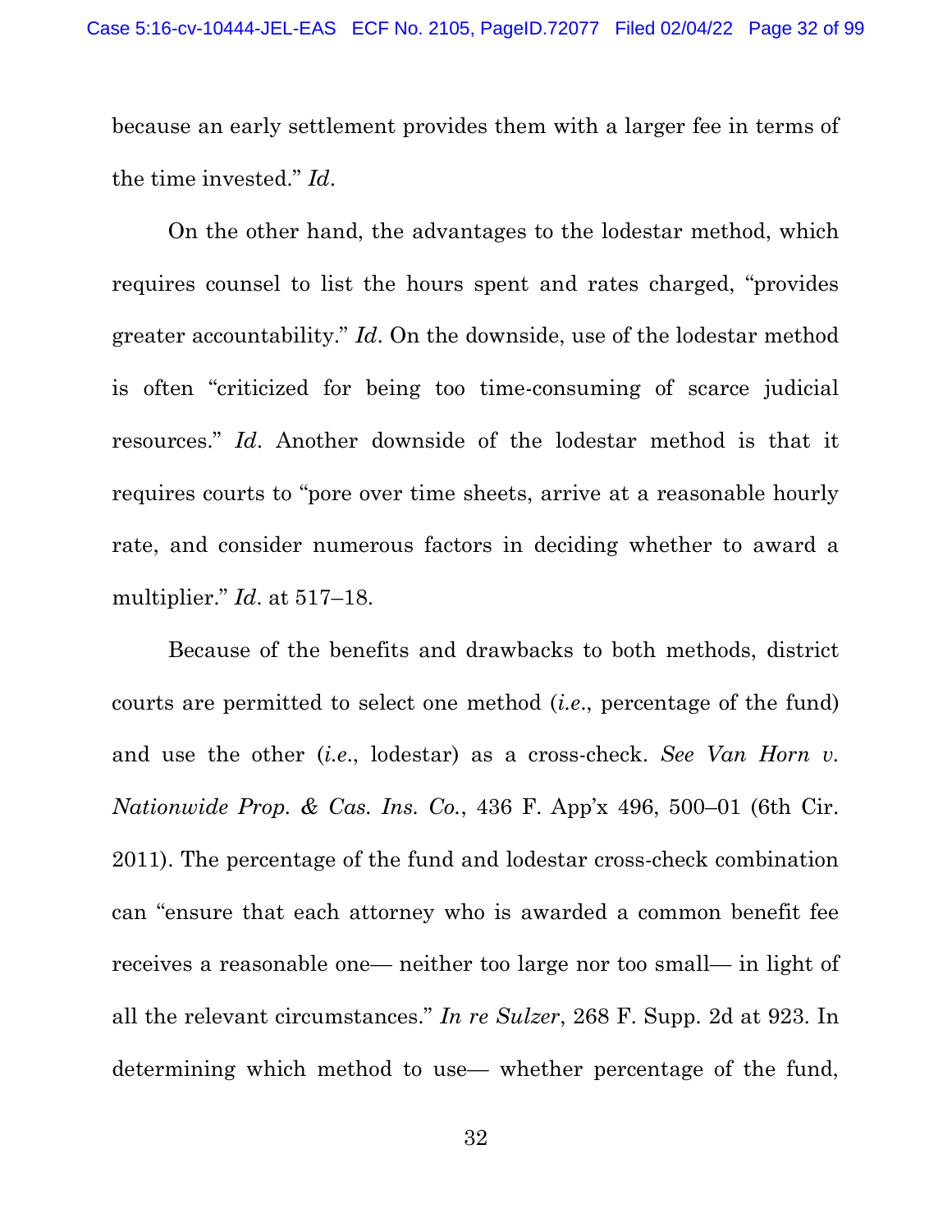because an early settlement provides them with a larger fee in terms of the time invested." *Id*.

On the other hand, the advantages to the lodestar method, which requires counsel to list the hours spent and rates charged, "provides greater accountability." *Id*. On the downside, use of the lodestar method is often "criticized for being too time-consuming of scarce judicial resources." *Id*. Another downside of the lodestar method is that it requires courts to "pore over time sheets, arrive at a reasonable hourly rate, and consider numerous factors in deciding whether to award a multiplier." *Id*. at 517–18.

Because of the benefits and drawbacks to both methods, district courts are permitted to select one method (*i.e.*, percentage of the fund) and use the other (*i.e.*, lodestar) as a cross-check. *See Van Horn v. Nationwide Prop. & Cas. Ins. Co.*, 436 F. App'x 496, 500–01 (6th Cir. 2011). The percentage of the fund and lodestar cross-check combination can "ensure that each attorney who is awarded a common benefit fee receives a reasonable one— neither too large nor too small— in light of all the relevant circumstances." *In re Sulzer*, 268 F. Supp. 2d at 923. In determining which method to use— whether percentage of the fund,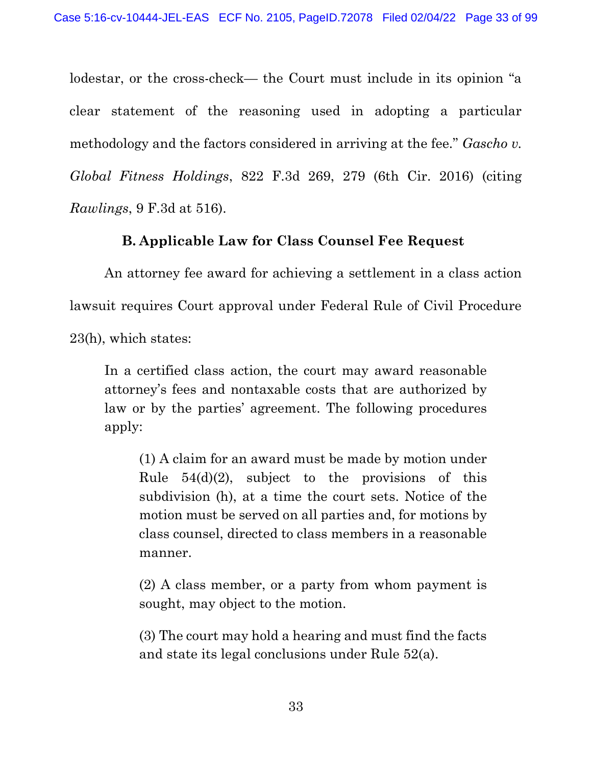lodestar, or the cross-check— the Court must include in its opinion "a clear statement of the reasoning used in adopting a particular methodology and the factors considered in arriving at the fee." *Gascho v. Global Fitness Holdings*, 822 F.3d 269, 279 (6th Cir. 2016) (citing *Rawlings*, 9 F.3d at 516).

### B. Applicable Law for Class Counsel Fee Request

An attorney fee award for achieving a settlement in a class action lawsuit requires Court approval under Federal Rule of Civil Procedure 23(h), which states:

> In a certified class action, the court may award reasonable attorney's fees and nontaxable costs that are authorized by law or by the parties' agreement. The following procedures apply:
>
> > (1) A claim for an award must be made by motion under Rule 54(d)(2), subject to the provisions of this subdivision (h), at a time the court sets. Notice of the motion must be served on all parties and, for motions by class counsel, directed to class members in a reasonable manner.
> >
> > (2) A class member, or a party from whom payment is sought, may object to the motion.
> >
> > (3) The court may hold a hearing and must find the facts and state its legal conclusions under Rule 52(a).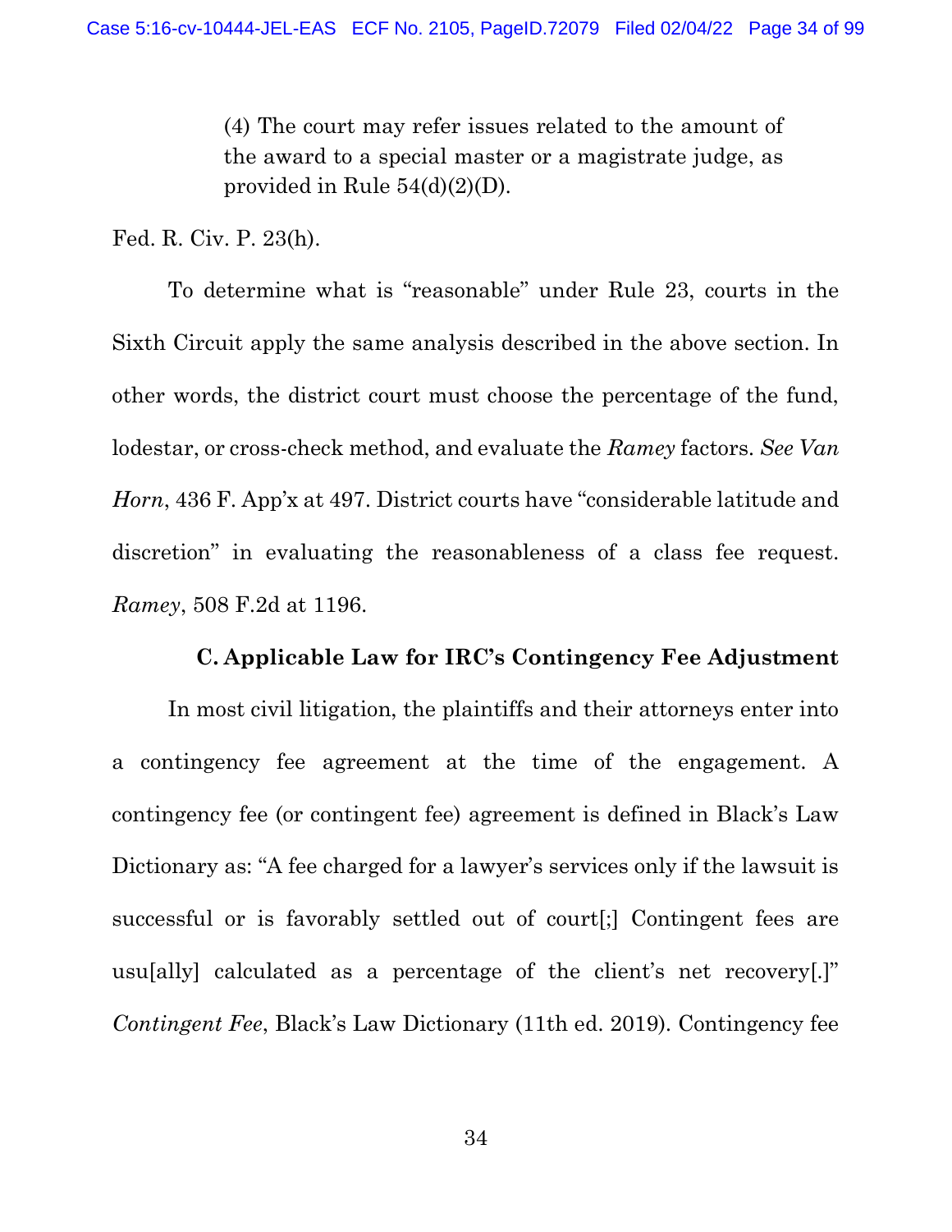> (4) The court may refer issues related to the amount of the award to a special master or a magistrate judge, as provided in Rule 54(d)(2)(D).

Fed. R. Civ. P. 23(h).

To determine what is "reasonable" under Rule 23, courts in the Sixth Circuit apply the same analysis described in the above section. In other words, the district court must choose the percentage of the fund, lodestar, or cross-check method, and evaluate the *Ramey* factors. *See Van Horn*, 436 F. App'x at 497. District courts have "considerable latitude and discretion" in evaluating the reasonableness of a class fee request. *Ramey*, 508 F.2d at 1196.

### C. Applicable Law for IRC's Contingency Fee Adjustment

In most civil litigation, the plaintiffs and their attorneys enter into a contingency fee agreement at the time of the engagement. A contingency fee (or contingent fee) agreement is defined in Black's Law Dictionary as: "A fee charged for a lawyer's services only if the lawsuit is successful or is favorably settled out of court[;] Contingent fees are usu[ally] calculated as a percentage of the client's net recovery[.]" *Contingent Fee*, Black's Law Dictionary (11th ed. 2019). Contingency fee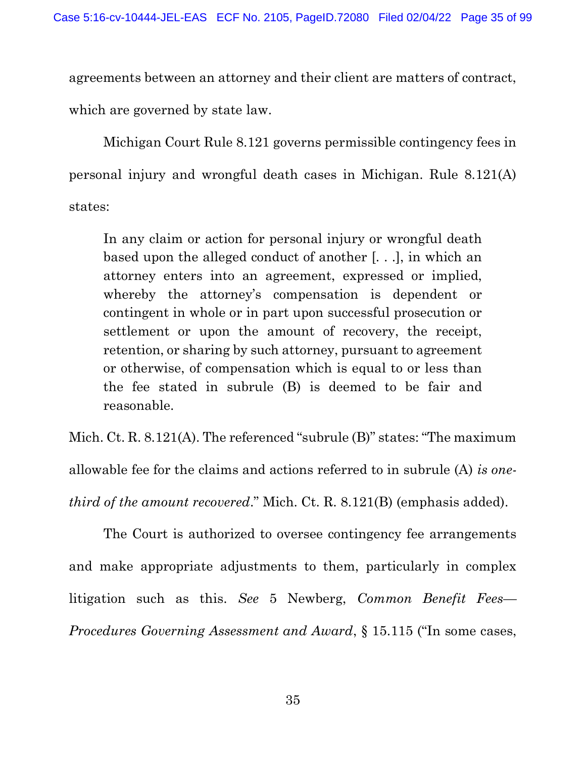agreements between an attorney and their client are matters of contract, which are governed by state law.

Michigan Court Rule 8.121 governs permissible contingency fees in personal injury and wrongful death cases in Michigan. Rule 8.121(A) states:

> In any claim or action for personal injury or wrongful death based upon the alleged conduct of another [. . .], in which an attorney enters into an agreement, expressed or implied, whereby the attorney's compensation is dependent or contingent in whole or in part upon successful prosecution or settlement or upon the amount of recovery, the receipt, retention, or sharing by such attorney, pursuant to agreement or otherwise, of compensation which is equal to or less than the fee stated in subrule (B) is deemed to be fair and reasonable.

Mich. Ct. R. 8.121(A). The referenced "subrule (B)" states: "The maximum allowable fee for the claims and actions referred to in subrule (A) *is one-third of the amount recovered*." Mich. Ct. R. 8.121(B) (emphasis added).

The Court is authorized to oversee contingency fee arrangements and make appropriate adjustments to them, particularly in complex litigation such as this. *See* 5 Newberg, *Common Benefit Fees—Procedures Governing Assessment and Award*, § 15.115 ("In some cases,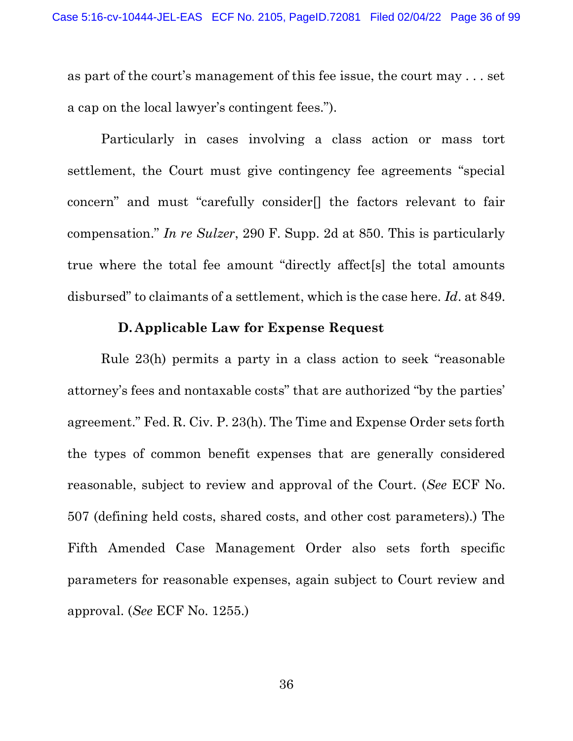as part of the court's management of this fee issue, the court may . . . set a cap on the local lawyer's contingent fees.").

Particularly in cases involving a class action or mass tort settlement, the Court must give contingency fee agreements "special concern" and must "carefully consider[] the factors relevant to fair compensation." *In re Sulzer*, 290 F. Supp. 2d at 850. This is particularly true where the total fee amount "directly affect[s] the total amounts disbursed" to claimants of a settlement, which is the case here. *Id*. at 849.

### D. Applicable Law for Expense Request

Rule 23(h) permits a party in a class action to seek "reasonable attorney's fees and nontaxable costs" that are authorized "by the parties' agreement." Fed. R. Civ. P. 23(h). The Time and Expense Order sets forth the types of common benefit expenses that are generally considered reasonable, subject to review and approval of the Court. (*See* ECF No. 507 (defining held costs, shared costs, and other cost parameters).) The Fifth Amended Case Management Order also sets forth specific parameters for reasonable expenses, again subject to Court review and approval. (*See* ECF No. 1255.)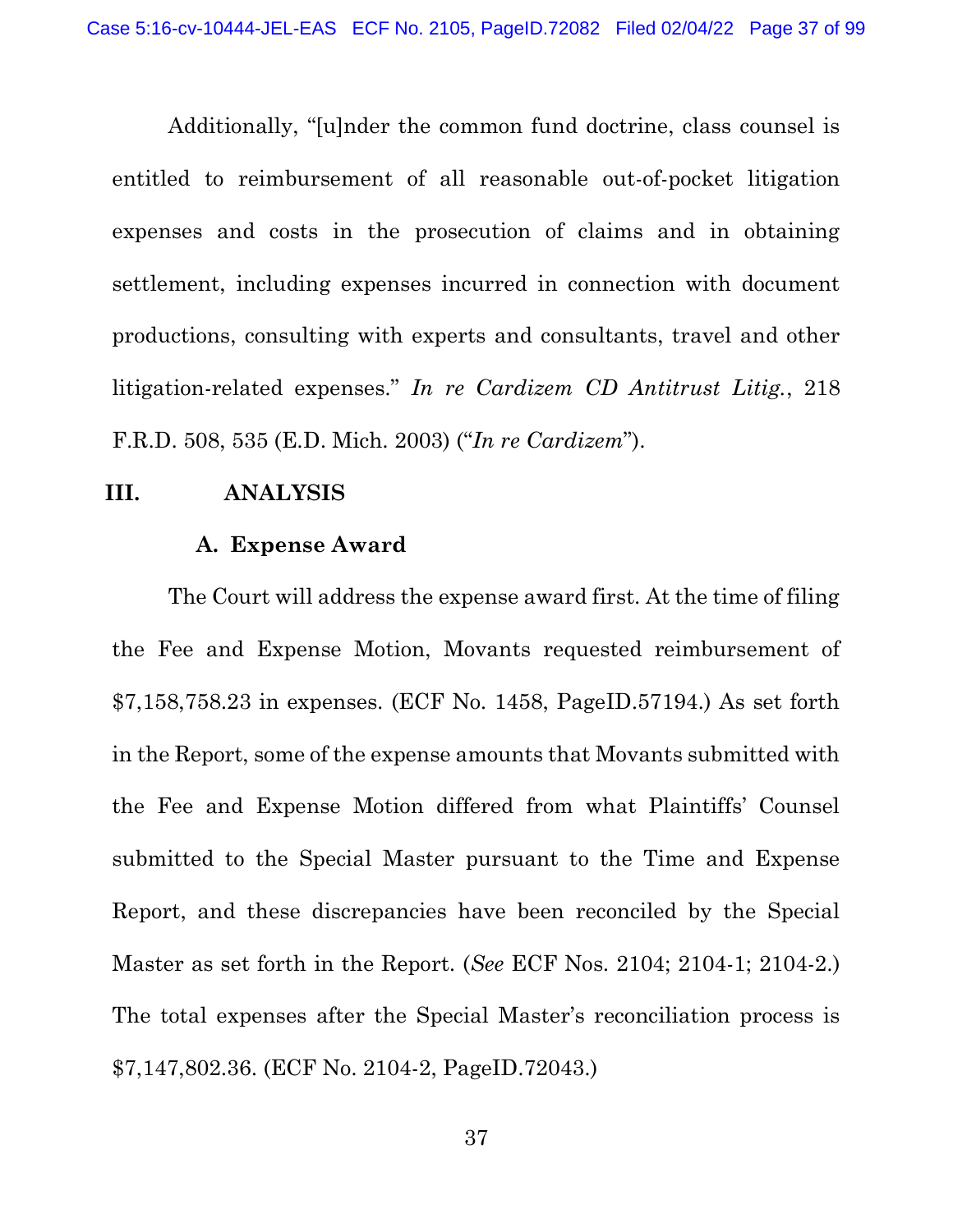Additionally, "[u]nder the common fund doctrine, class counsel is entitled to reimbursement of all reasonable out-of-pocket litigation expenses and costs in the prosecution of claims and in obtaining settlement, including expenses incurred in connection with document productions, consulting with experts and consultants, travel and other litigation-related expenses." *In re Cardizem CD Antitrust Litig.*, 218 F.R.D. 508, 535 (E.D. Mich. 2003) ("*In re Cardizem*").

## III. ANALYSIS

### A. Expense Award

The Court will address the expense award first. At the time of filing the Fee and Expense Motion, Movants requested reimbursement of $7,158,758.23 in expenses. (ECF No. 1458, PageID.57194.) As set forth in the Report, some of the expense amounts that Movants submitted with the Fee and Expense Motion differed from what Plaintiffs' Counsel submitted to the Special Master pursuant to the Time and Expense Report, and these discrepancies have been reconciled by the Special Master as set forth in the Report. (*See* ECF Nos. 2104; 2104-1; 2104-2.) The total expenses after the Special Master's reconciliation process is $7,147,802.36. (ECF No. 2104-2, PageID.72043.)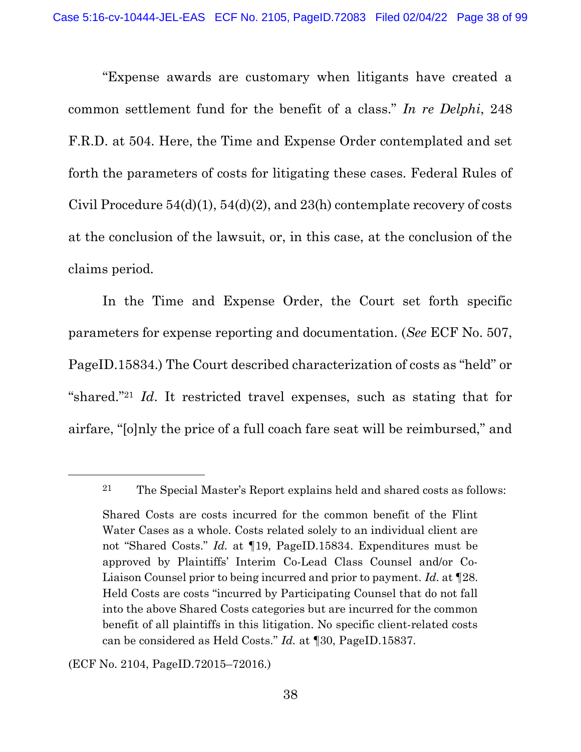"Expense awards are customary when litigants have created a common settlement fund for the benefit of a class." *In re Delphi*, 248 F.R.D. at 504. Here, the Time and Expense Order contemplated and set forth the parameters of costs for litigating these cases. Federal Rules of Civil Procedure 54(d)(1), 54(d)(2), and 23(h) contemplate recovery of costs at the conclusion of the lawsuit, or, in this case, at the conclusion of the claims period.

In the Time and Expense Order, the Court set forth specific parameters for expense reporting and documentation. (*See* ECF No. 507, PageID.15834.) The Court described characterization of costs as "held" or "shared."[21] *Id*. It restricted travel expenses, such as stating that for airfare, "[o]nly the price of a full coach fare seat will be reimbursed," and

---

[21] The Special Master's Report explains held and shared costs as follows:

> Shared Costs are costs incurred for the common benefit of the Flint Water Cases as a whole. Costs related solely to an individual client are not "Shared Costs." *Id.* at ¶19, PageID.15834. Expenditures must be approved by Plaintiffs' Interim Co-Lead Class Counsel and/or Co-Liaison Counsel prior to being incurred and prior to payment. *Id.* at ¶28. Held Costs are costs "incurred by Participating Counsel that do not fall into the above Shared Costs categories but are incurred for the common benefit of all plaintiffs in this litigation. No specific client-related costs can be considered as Held Costs." *Id.* at ¶30, PageID.15837.

(ECF No. 2104, PageID.72015–72016.)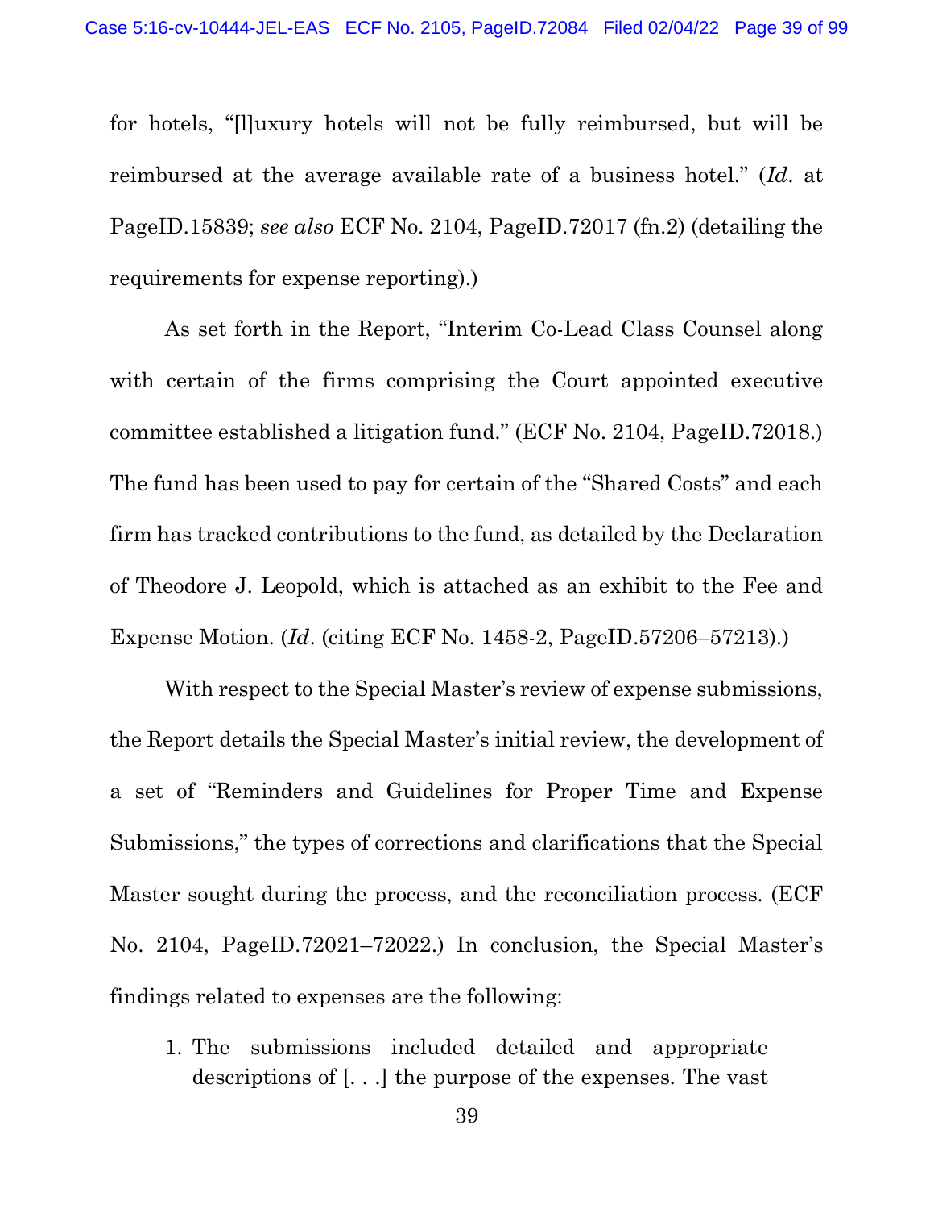for hotels, "[l]uxury hotels will not be fully reimbursed, but will be reimbursed at the average available rate of a business hotel." (*Id*. at PageID.15839; *see also* ECF No. 2104, PageID.72017 (fn.2) (detailing the requirements for expense reporting).)

As set forth in the Report, "Interim Co-Lead Class Counsel along with certain of the firms comprising the Court appointed executive committee established a litigation fund." (ECF No. 2104, PageID.72018.) The fund has been used to pay for certain of the "Shared Costs" and each firm has tracked contributions to the fund, as detailed by the Declaration of Theodore J. Leopold, which is attached as an exhibit to the Fee and Expense Motion. (*Id*. (citing ECF No. 1458-2, PageID.57206–57213).)

With respect to the Special Master's review of expense submissions, the Report details the Special Master's initial review, the development of a set of "Reminders and Guidelines for Proper Time and Expense Submissions," the types of corrections and clarifications that the Special Master sought during the process, and the reconciliation process. (ECF No. 2104, PageID.72021–72022.) In conclusion, the Special Master's findings related to expenses are the following:

1. The submissions included detailed and appropriate descriptions of [. . .] the purpose of the expenses. The vast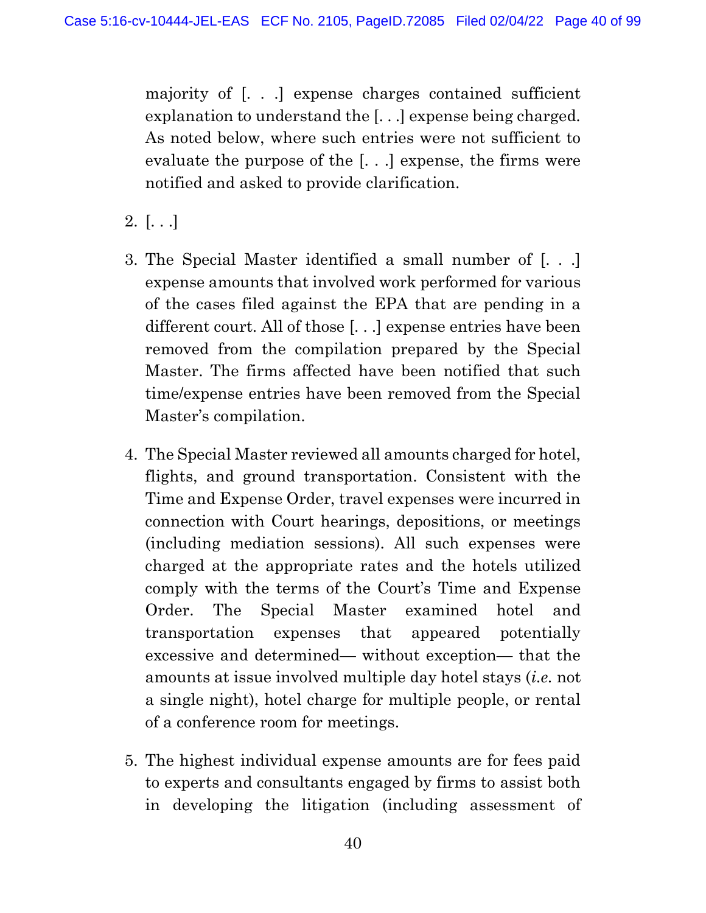majority of [. . .] expense charges contained sufficient explanation to understand the [. . .] expense being charged. As noted below, where such entries were not sufficient to evaluate the purpose of the [. . .] expense, the firms were notified and asked to provide clarification.

2. [. . .]

3. The Special Master identified a small number of [. . .] expense amounts that involved work performed for various of the cases filed against the EPA that are pending in a different court. All of those [. . .] expense entries have been removed from the compilation prepared by the Special Master. The firms affected have been notified that such time/expense entries have been removed from the Special Master's compilation.

4. The Special Master reviewed all amounts charged for hotel, flights, and ground transportation. Consistent with the Time and Expense Order, travel expenses were incurred in connection with Court hearings, depositions, or meetings (including mediation sessions). All such expenses were charged at the appropriate rates and the hotels utilized comply with the terms of the Court's Time and Expense Order. The Special Master examined hotel and transportation expenses that appeared potentially excessive and determined— without exception— that the amounts at issue involved multiple day hotel stays (*i.e.* not a single night), hotel charge for multiple people, or rental of a conference room for meetings.

5. The highest individual expense amounts are for fees paid to experts and consultants engaged by firms to assist both in developing the litigation (including assessment of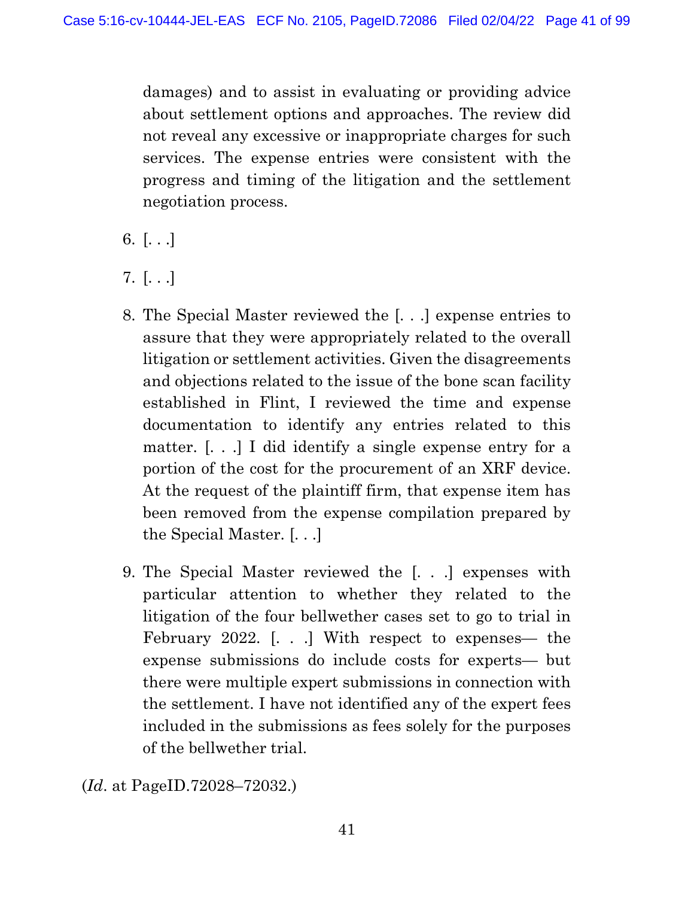damages) and to assist in evaluating or providing advice about settlement options and approaches. The review did not reveal any excessive or inappropriate charges for such services. The expense entries were consistent with the progress and timing of the litigation and the settlement negotiation process.

6. [. . .]

7. [. . .]

8. The Special Master reviewed the [. . .] expense entries to assure that they were appropriately related to the overall litigation or settlement activities. Given the disagreements and objections related to the issue of the bone scan facility established in Flint, I reviewed the time and expense documentation to identify any entries related to this matter. [. . .] I did identify a single expense entry for a portion of the cost for the procurement of an XRF device. At the request of the plaintiff firm, that expense item has been removed from the expense compilation prepared by the Special Master. [. . .]

9. The Special Master reviewed the [. . .] expenses with particular attention to whether they related to the litigation of the four bellwether cases set to go to trial in February 2022. [. . .] With respect to expenses— the expense submissions do include costs for experts— but there were multiple expert submissions in connection with the settlement. I have not identified any of the expert fees included in the submissions as fees solely for the purposes of the bellwether trial.

(*Id*. at PageID.72028–72032.)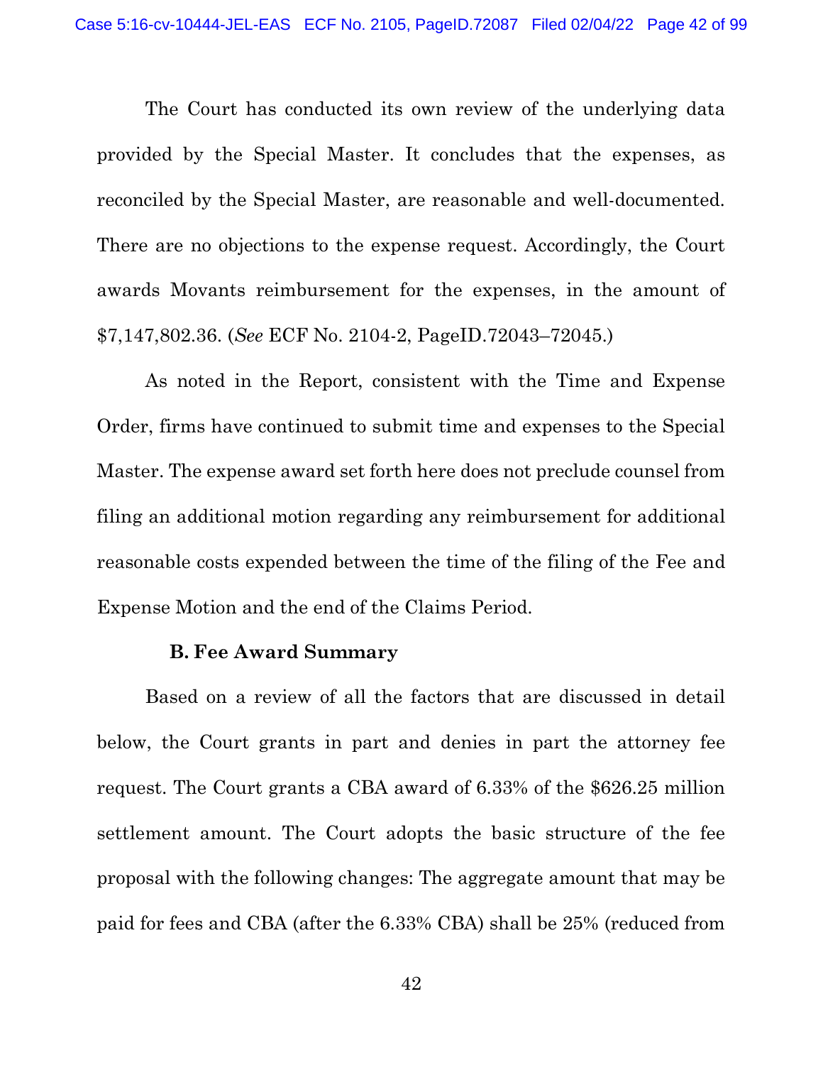The Court has conducted its own review of the underlying data provided by the Special Master. It concludes that the expenses, as reconciled by the Special Master, are reasonable and well-documented. There are no objections to the expense request. Accordingly, the Court awards Movants reimbursement for the expenses, in the amount of $7,147,802.36. (*See* ECF No. 2104-2, PageID.72043–72045.)

As noted in the Report, consistent with the Time and Expense Order, firms have continued to submit time and expenses to the Special Master. The expense award set forth here does not preclude counsel from filing an additional motion regarding any reimbursement for additional reasonable costs expended between the time of the filing of the Fee and Expense Motion and the end of the Claims Period.

**B. Fee Award Summary**

Based on a review of all the factors that are discussed in detail below, the Court grants in part and denies in part the attorney fee request. The Court grants a CBA award of 6.33% of the $626.25 million settlement amount. The Court adopts the basic structure of the fee proposal with the following changes: The aggregate amount that may be paid for fees and CBA (after the 6.33% CBA) shall be 25% (reduced from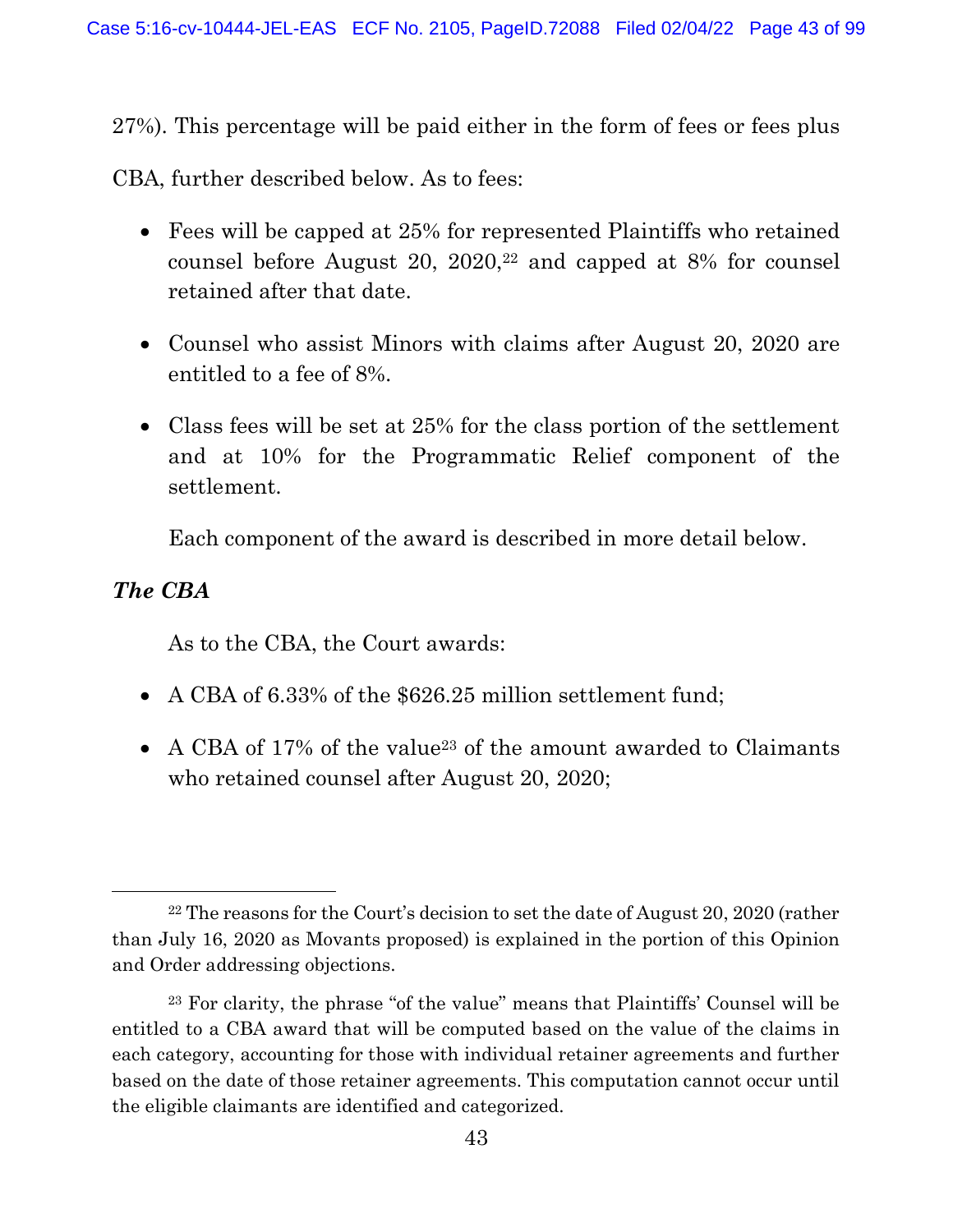27%). This percentage will be paid either in the form of fees or fees plus CBA, further described below. As to fees:

- Fees will be capped at 25% for represented Plaintiffs who retained counsel before August 20, 2020,[22] and capped at 8% for counsel retained after that date.

- Counsel who assist Minors with claims after August 20, 2020 are entitled to a fee of 8%.

- Class fees will be set at 25% for the class portion of the settlement and at 10% for the Programmatic Relief component of the settlement.

Each component of the award is described in more detail below.

***The CBA***

As to the CBA, the Court awards:

- A CBA of 6.33% of the $626.25 million settlement fund;

- A CBA of 17% of the value[23] of the amount awarded to Claimants who retained counsel after August 20, 2020;

---

[22] The reasons for the Court's decision to set the date of August 20, 2020 (rather than July 16, 2020 as Movants proposed) is explained in the portion of this Opinion and Order addressing objections.

[23] For clarity, the phrase "of the value" means that Plaintiffs' Counsel will be entitled to a CBA award that will be computed based on the value of the claims in each category, accounting for those with individual retainer agreements and further based on the date of those retainer agreements. This computation cannot occur until the eligible claimants are identified and categorized.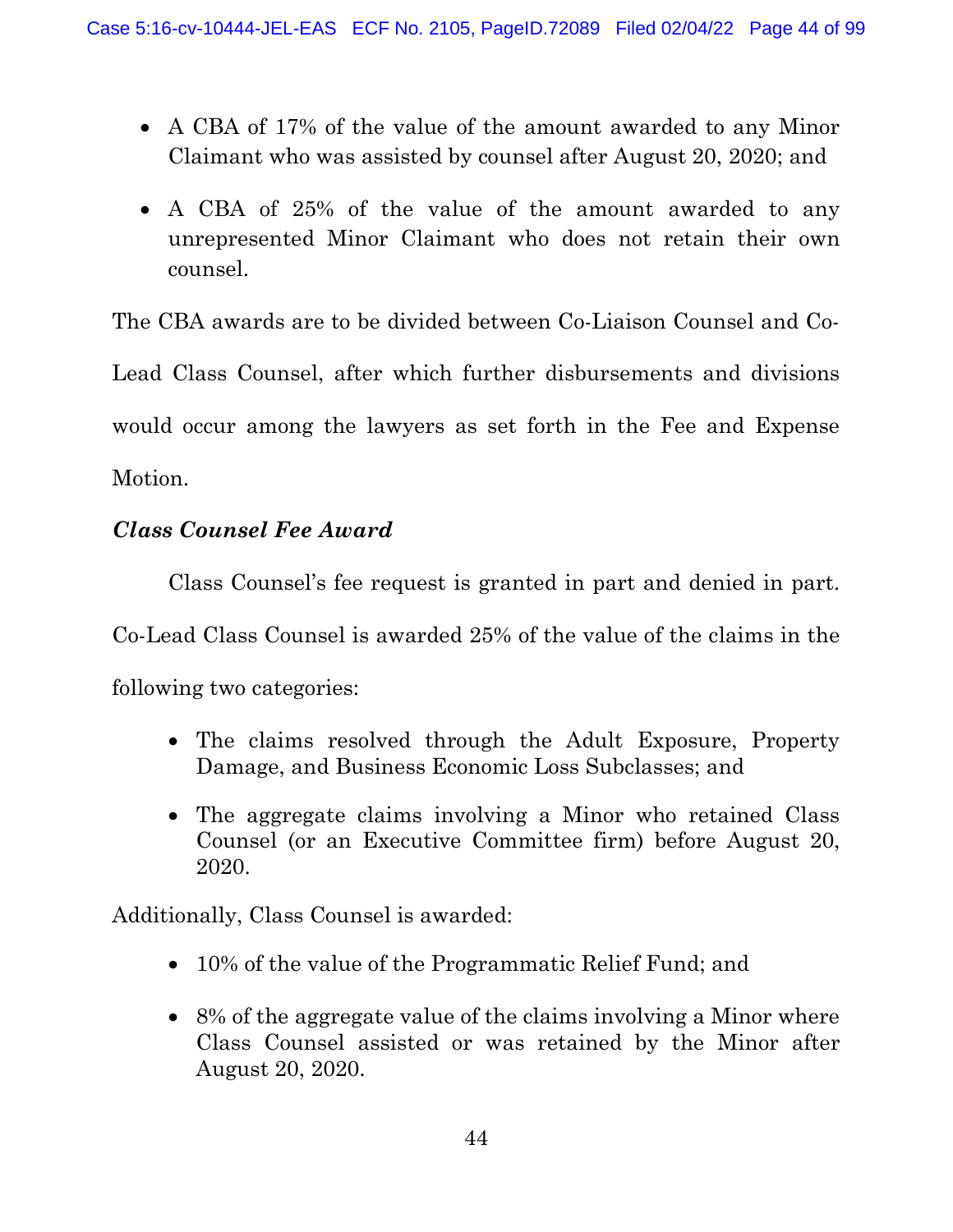- A CBA of 17% of the value of the amount awarded to any Minor Claimant who was assisted by counsel after August 20, 2020; and
- A CBA of 25% of the value of the amount awarded to any unrepresented Minor Claimant who does not retain their own counsel.

The CBA awards are to be divided between Co-Liaison Counsel and Co-Lead Class Counsel, after which further disbursements and divisions would occur among the lawyers as set forth in the Fee and Expense Motion.

***Class Counsel Fee Award***

Class Counsel's fee request is granted in part and denied in part. Co-Lead Class Counsel is awarded 25% of the value of the claims in the following two categories:

- The claims resolved through the Adult Exposure, Property Damage, and Business Economic Loss Subclasses; and
- The aggregate claims involving a Minor who retained Class Counsel (or an Executive Committee firm) before August 20, 2020.

Additionally, Class Counsel is awarded:

- 10% of the value of the Programmatic Relief Fund; and
- 8% of the aggregate value of the claims involving a Minor where Class Counsel assisted or was retained by the Minor after August 20, 2020.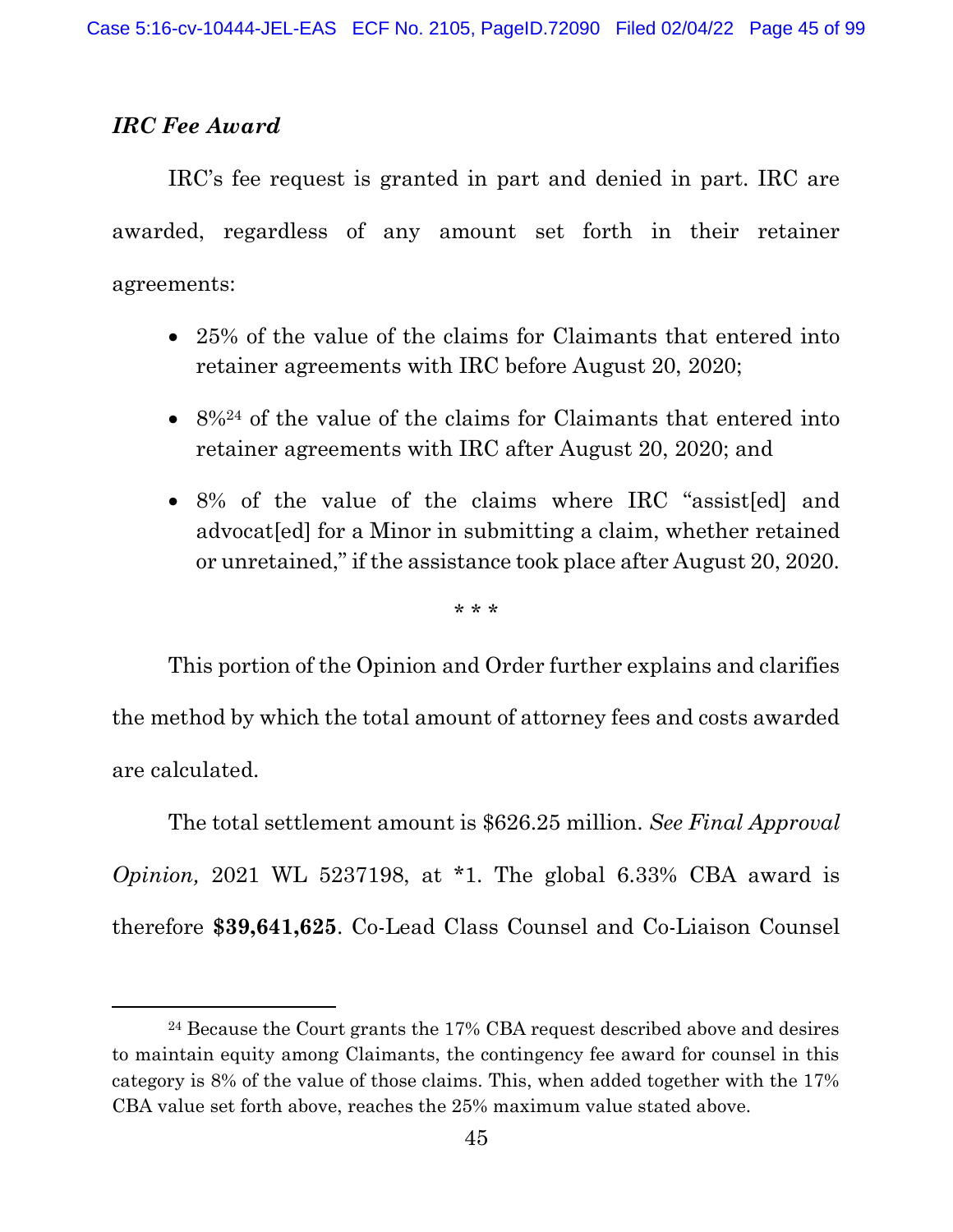### *IRC Fee Award*

IRC's fee request is granted in part and denied in part. IRC are awarded, regardless of any amount set forth in their retainer agreements:

- 25% of the value of the claims for Claimants that entered into retainer agreements with IRC before August 20, 2020;
- 8%[24] of the value of the claims for Claimants that entered into retainer agreements with IRC after August 20, 2020; and
- 8% of the value of the claims where IRC "assist[ed] and advocat[ed] for a Minor in submitting a claim, whether retained or unretained," if the assistance took place after August 20, 2020.

\* \* \*

This portion of the Opinion and Order further explains and clarifies the method by which the total amount of attorney fees and costs awarded are calculated.

The total settlement amount is $626.25 million. *See Final Approval Opinion,* 2021 WL 5237198, at *1. The global 6.33% CBA award is therefore **$39,641,625**. Co-Lead Class Counsel and Co-Liaison Counsel

---

[24] Because the Court grants the 17% CBA request described above and desires to maintain equity among Claimants, the contingency fee award for counsel in this category is 8% of the value of those claims. This, when added together with the 17% CBA value set forth above, reaches the 25% maximum value stated above.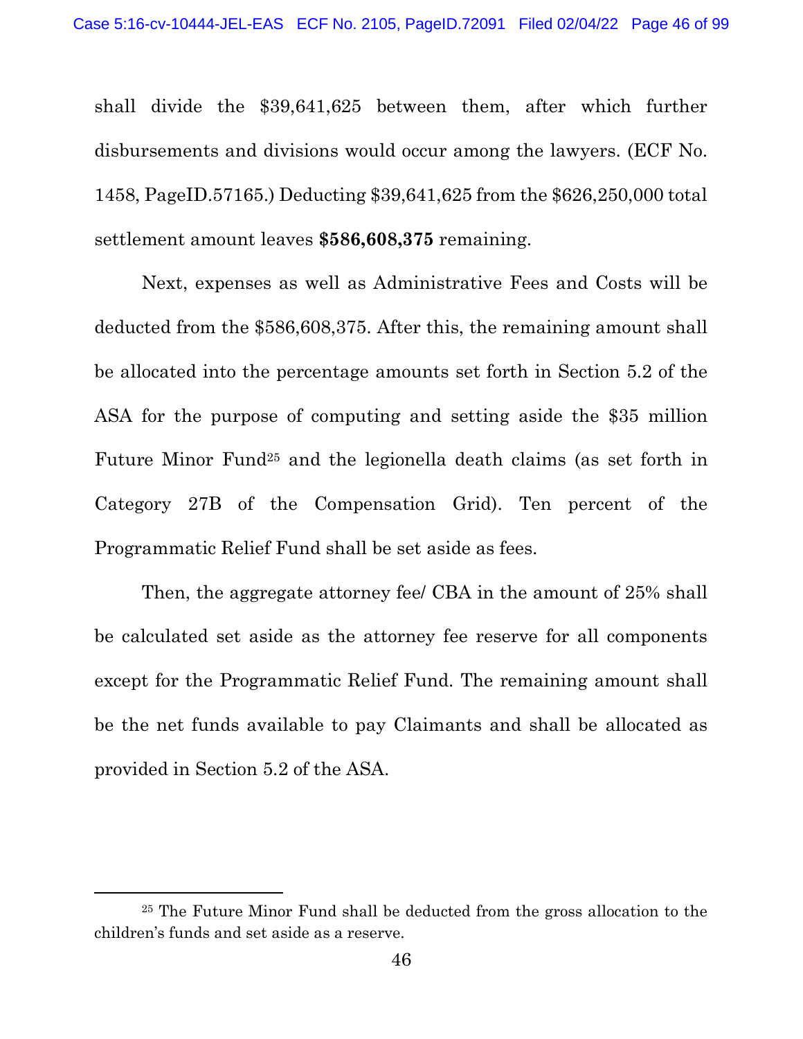shall divide the $39,641,625 between them, after which further disbursements and divisions would occur among the lawyers. (ECF No. 1458, PageID.57165.) Deducting $39,641,625 from the $626,250,000 total settlement amount leaves **$586,608,375** remaining.

Next, expenses as well as Administrative Fees and Costs will be deducted from the $586,608,375. After this, the remaining amount shall be allocated into the percentage amounts set forth in Section 5.2 of the ASA for the purpose of computing and setting aside the $35 million Future Minor Fund[25] and the legionella death claims (as set forth in Category 27B of the Compensation Grid). Ten percent of the Programmatic Relief Fund shall be set aside as fees.

Then, the aggregate attorney fee/ CBA in the amount of 25% shall be calculated set aside as the attorney fee reserve for all components except for the Programmatic Relief Fund. The remaining amount shall be the net funds available to pay Claimants and shall be allocated as provided in Section 5.2 of the ASA.

---

[25] The Future Minor Fund shall be deducted from the gross allocation to the children's funds and set aside as a reserve.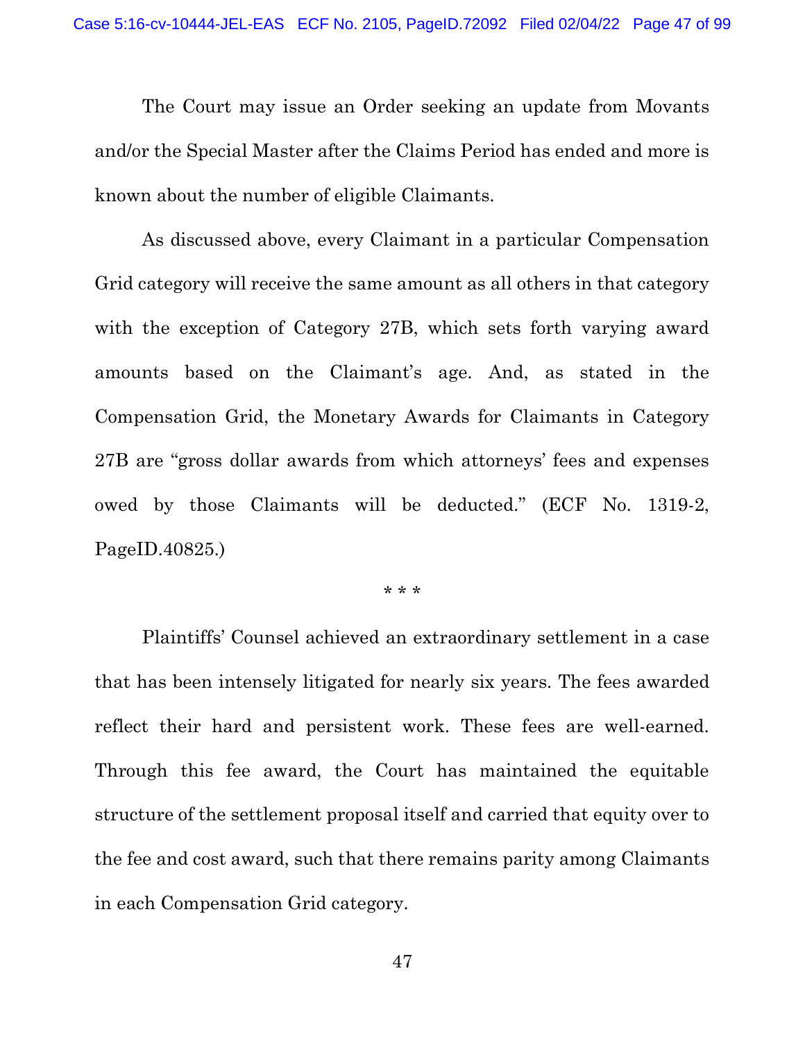The Court may issue an Order seeking an update from Movants and/or the Special Master after the Claims Period has ended and more is known about the number of eligible Claimants.

As discussed above, every Claimant in a particular Compensation Grid category will receive the same amount as all others in that category with the exception of Category 27B, which sets forth varying award amounts based on the Claimant's age. And, as stated in the Compensation Grid, the Monetary Awards for Claimants in Category 27B are "gross dollar awards from which attorneys' fees and expenses owed by those Claimants will be deducted." (ECF No. 1319-2, PageID.40825.)

\* \* \*

Plaintiffs' Counsel achieved an extraordinary settlement in a case that has been intensely litigated for nearly six years. The fees awarded reflect their hard and persistent work. These fees are well-earned. Through this fee award, the Court has maintained the equitable structure of the settlement proposal itself and carried that equity over to the fee and cost award, such that there remains parity among Claimants in each Compensation Grid category.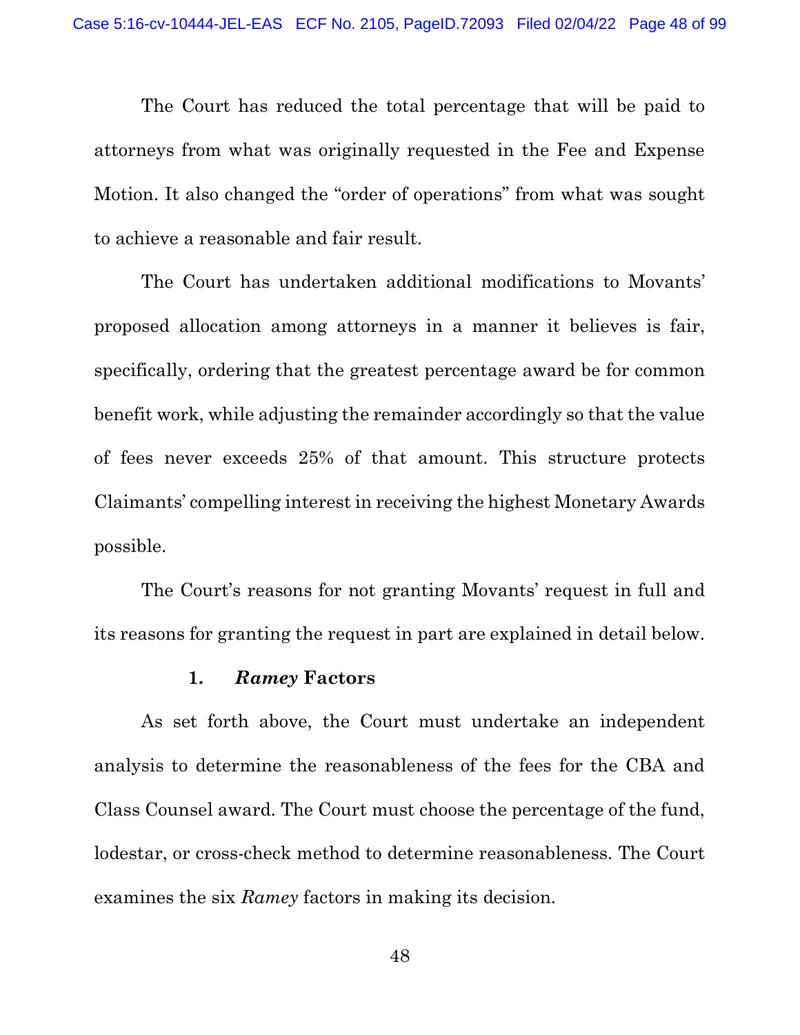The Court has reduced the total percentage that will be paid to attorneys from what was originally requested in the Fee and Expense Motion. It also changed the "order of operations" from what was sought to achieve a reasonable and fair result.

The Court has undertaken additional modifications to Movants' proposed allocation among attorneys in a manner it believes is fair, specifically, ordering that the greatest percentage award be for common benefit work, while adjusting the remainder accordingly so that the value of fees never exceeds 25% of that amount. This structure protects Claimants' compelling interest in receiving the highest Monetary Awards possible.

The Court's reasons for not granting Movants' request in full and its reasons for granting the request in part are explained in detail below.

### 1. *Ramey* Factors

As set forth above, the Court must undertake an independent analysis to determine the reasonableness of the fees for the CBA and Class Counsel award. The Court must choose the percentage of the fund, lodestar, or cross-check method to determine reasonableness. The Court examines the six *Ramey* factors in making its decision.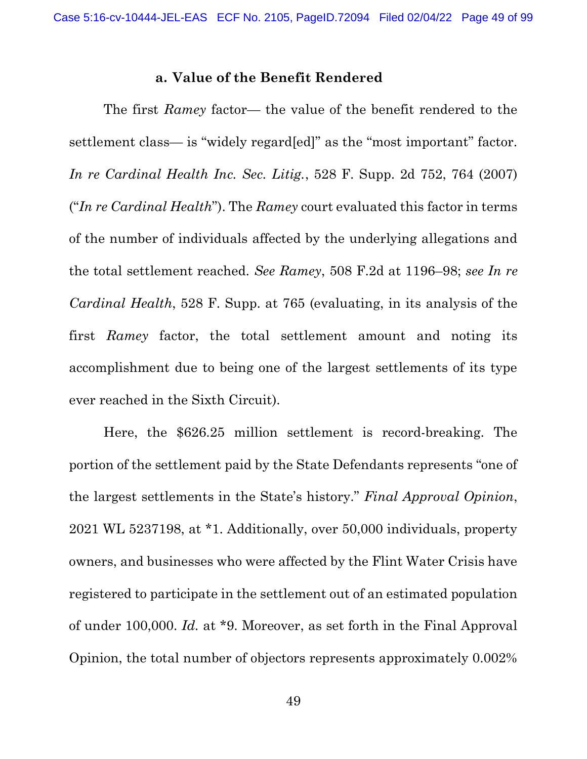### a. Value of the Benefit Rendered

The first *Ramey* factor— the value of the benefit rendered to the settlement class— is "widely regard[ed]" as the "most important" factor. *In re Cardinal Health Inc. Sec. Litig.*, 528 F. Supp. 2d 752, 764 (2007) ("*In re Cardinal Health*"). The *Ramey* court evaluated this factor in terms of the number of individuals affected by the underlying allegations and the total settlement reached. *See Ramey*, 508 F.2d at 1196–98; *see In re Cardinal Health*, 528 F. Supp. at 765 (evaluating, in its analysis of the first *Ramey* factor, the total settlement amount and noting its accomplishment due to being one of the largest settlements of its type ever reached in the Sixth Circuit).

Here, the $626.25 million settlement is record-breaking. The portion of the settlement paid by the State Defendants represents "one of the largest settlements in the State's history." *Final Approval Opinion*, 2021 WL 5237198, at *1. Additionally, over 50,000 individuals, property owners, and businesses who were affected by the Flint Water Crisis have registered to participate in the settlement out of an estimated population of under 100,000. *Id.* at *9. Moreover, as set forth in the Final Approval Opinion, the total number of objectors represents approximately 0.002%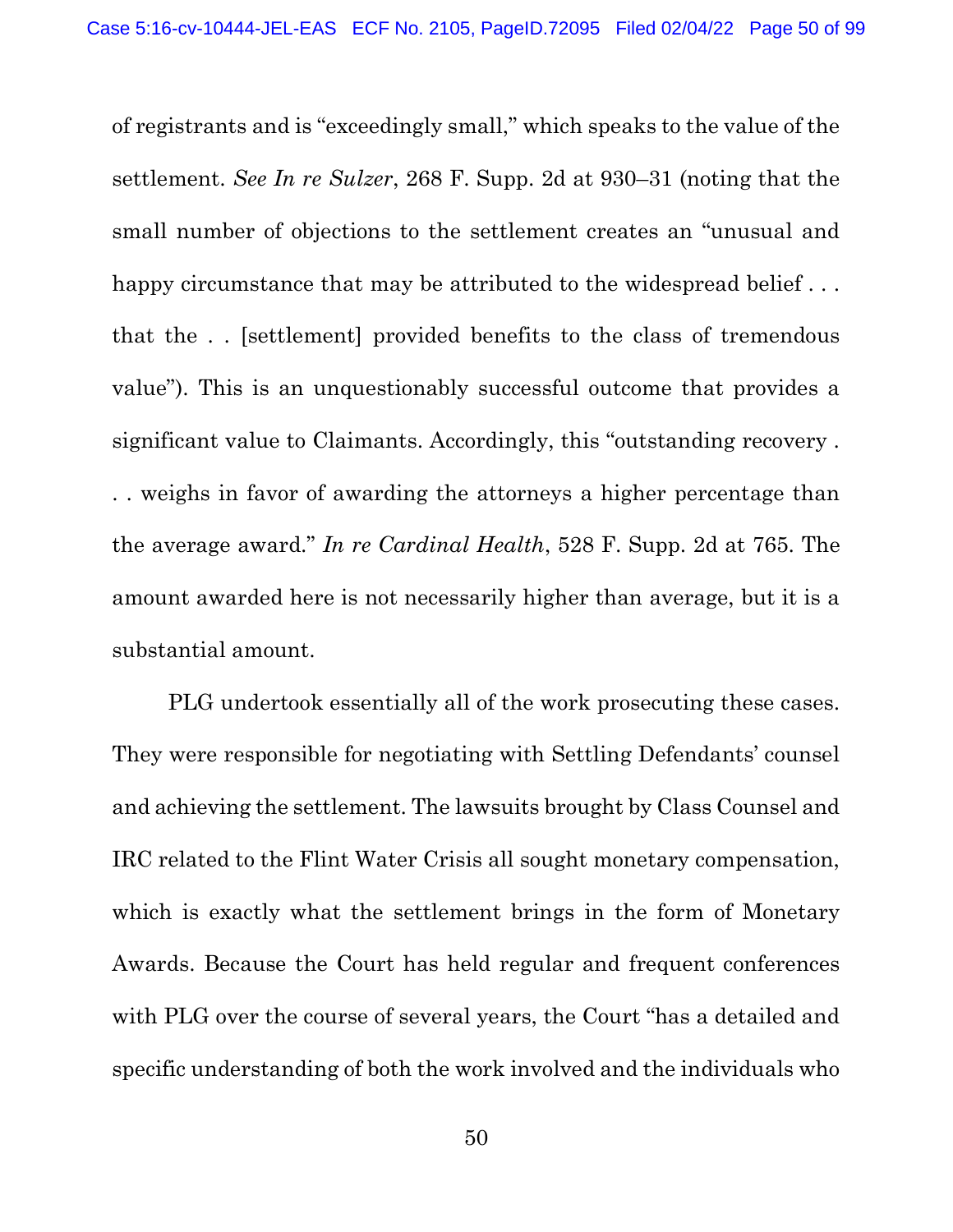of registrants and is "exceedingly small," which speaks to the value of the settlement. *See In re Sulzer*, 268 F. Supp. 2d at 930–31 (noting that the small number of objections to the settlement creates an "unusual and happy circumstance that may be attributed to the widespread belief . . . that the . . [settlement] provided benefits to the class of tremendous value"). This is an unquestionably successful outcome that provides a significant value to Claimants. Accordingly, this "outstanding recovery . . . weighs in favor of awarding the attorneys a higher percentage than the average award." *In re Cardinal Health*, 528 F. Supp. 2d at 765. The amount awarded here is not necessarily higher than average, but it is a substantial amount.

PLG undertook essentially all of the work prosecuting these cases. They were responsible for negotiating with Settling Defendants' counsel and achieving the settlement. The lawsuits brought by Class Counsel and IRC related to the Flint Water Crisis all sought monetary compensation, which is exactly what the settlement brings in the form of Monetary Awards. Because the Court has held regular and frequent conferences with PLG over the course of several years, the Court "has a detailed and specific understanding of both the work involved and the individuals who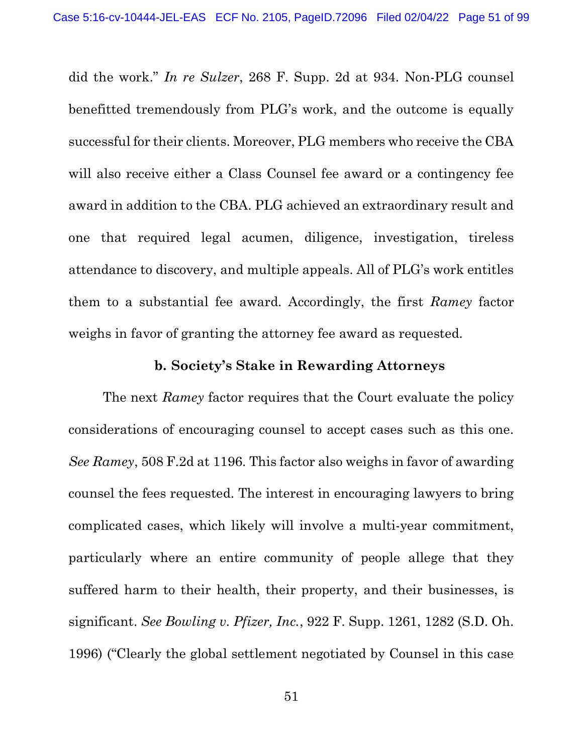did the work." *In re Sulzer*, 268 F. Supp. 2d at 934. Non-PLG counsel benefitted tremendously from PLG's work, and the outcome is equally successful for their clients. Moreover, PLG members who receive the CBA will also receive either a Class Counsel fee award or a contingency fee award in addition to the CBA. PLG achieved an extraordinary result and one that required legal acumen, diligence, investigation, tireless attendance to discovery, and multiple appeals. All of PLG's work entitles them to a substantial fee award. Accordingly, the first *Ramey* factor weighs in favor of granting the attorney fee award as requested.

**b. Society's Stake in Rewarding Attorneys**

The next *Ramey* factor requires that the Court evaluate the policy considerations of encouraging counsel to accept cases such as this one. *See Ramey*, 508 F.2d at 1196. This factor also weighs in favor of awarding counsel the fees requested. The interest in encouraging lawyers to bring complicated cases, which likely will involve a multi-year commitment, particularly where an entire community of people allege that they suffered harm to their health, their property, and their businesses, is significant. *See Bowling v. Pfizer, Inc.*, 922 F. Supp. 1261, 1282 (S.D. Oh. 1996) ("Clearly the global settlement negotiated by Counsel in this case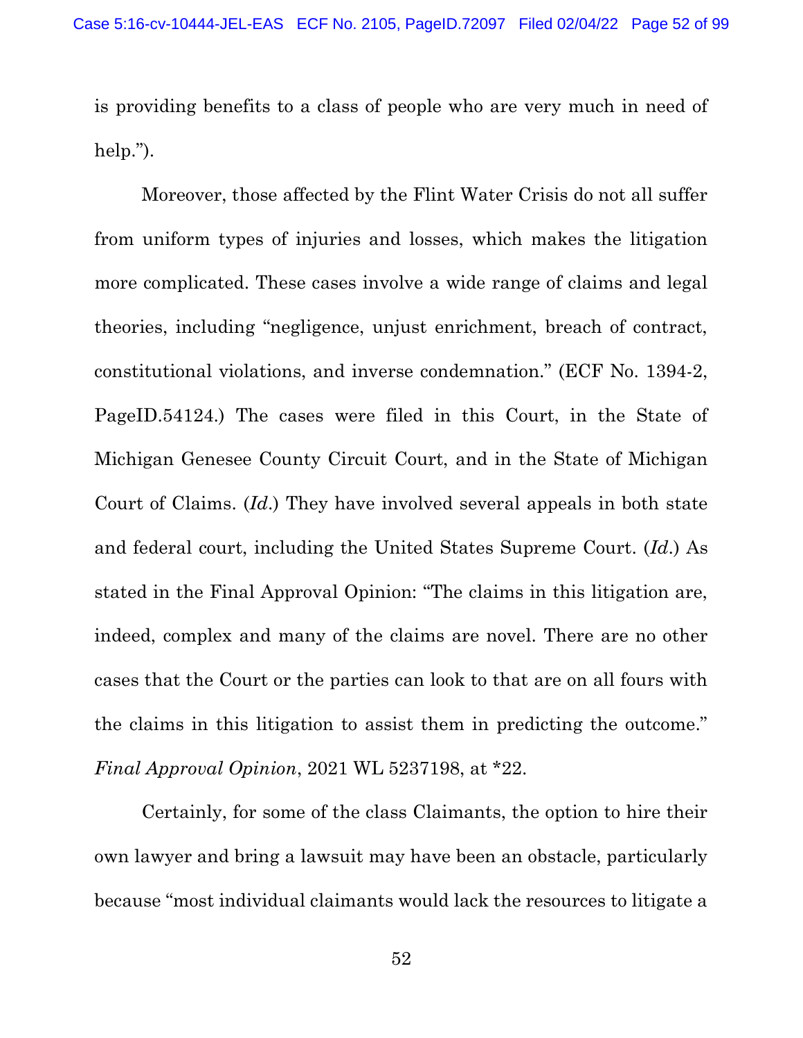is providing benefits to a class of people who are very much in need of help.").

Moreover, those affected by the Flint Water Crisis do not all suffer from uniform types of injuries and losses, which makes the litigation more complicated. These cases involve a wide range of claims and legal theories, including "negligence, unjust enrichment, breach of contract, constitutional violations, and inverse condemnation." (ECF No. 1394-2, PageID.54124.) The cases were filed in this Court, in the State of Michigan Genesee County Circuit Court, and in the State of Michigan Court of Claims. (*Id.*) They have involved several appeals in both state and federal court, including the United States Supreme Court. (*Id.*) As stated in the Final Approval Opinion: "The claims in this litigation are, indeed, complex and many of the claims are novel. There are no other cases that the Court or the parties can look to that are on all fours with the claims in this litigation to assist them in predicting the outcome." *Final Approval Opinion*, 2021 WL 5237198, at *22.

Certainly, for some of the class Claimants, the option to hire their own lawyer and bring a lawsuit may have been an obstacle, particularly because "most individual claimants would lack the resources to litigate a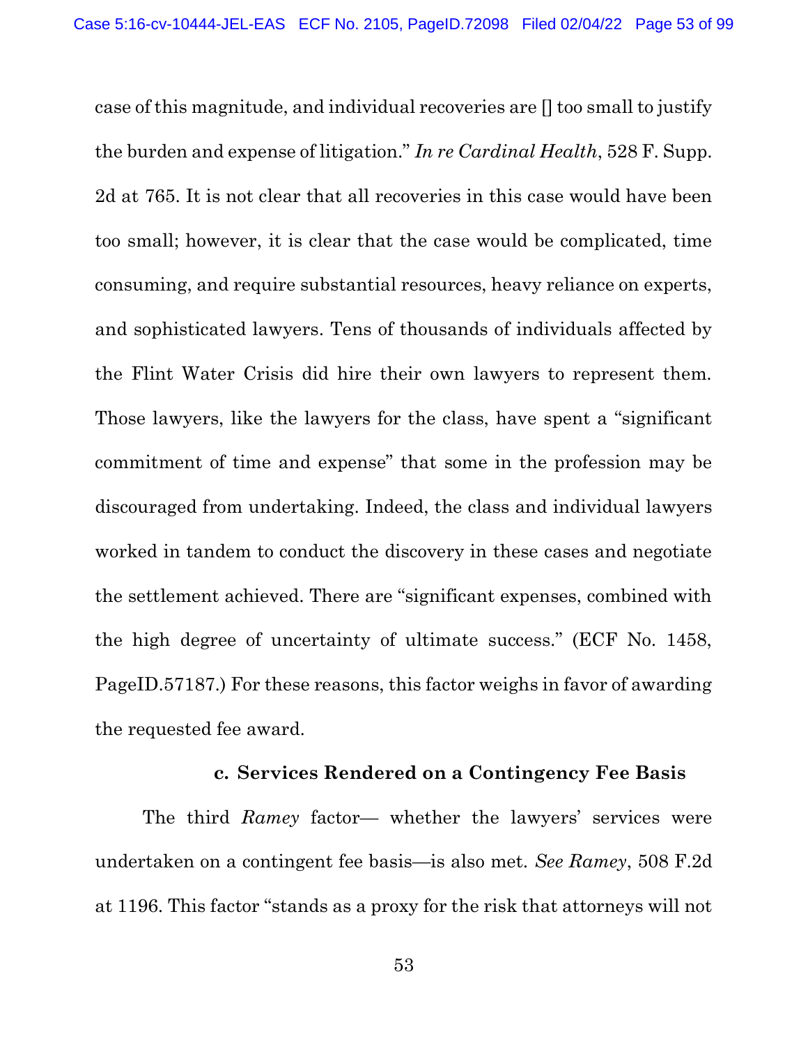case of this magnitude, and individual recoveries are [] too small to justify the burden and expense of litigation." *In re Cardinal Health*, 528 F. Supp. 2d at 765. It is not clear that all recoveries in this case would have been too small; however, it is clear that the case would be complicated, time consuming, and require substantial resources, heavy reliance on experts, and sophisticated lawyers. Tens of thousands of individuals affected by the Flint Water Crisis did hire their own lawyers to represent them. Those lawyers, like the lawyers for the class, have spent a "significant commitment of time and expense" that some in the profession may be discouraged from undertaking. Indeed, the class and individual lawyers worked in tandem to conduct the discovery in these cases and negotiate the settlement achieved. There are "significant expenses, combined with the high degree of uncertainty of ultimate success." (ECF No. 1458, PageID.57187.) For these reasons, this factor weighs in favor of awarding the requested fee award.

**c. Services Rendered on a Contingency Fee Basis**

The third *Ramey* factor— whether the lawyers' services were undertaken on a contingent fee basis—is also met. *See Ramey*, 508 F.2d at 1196. This factor "stands as a proxy for the risk that attorneys will not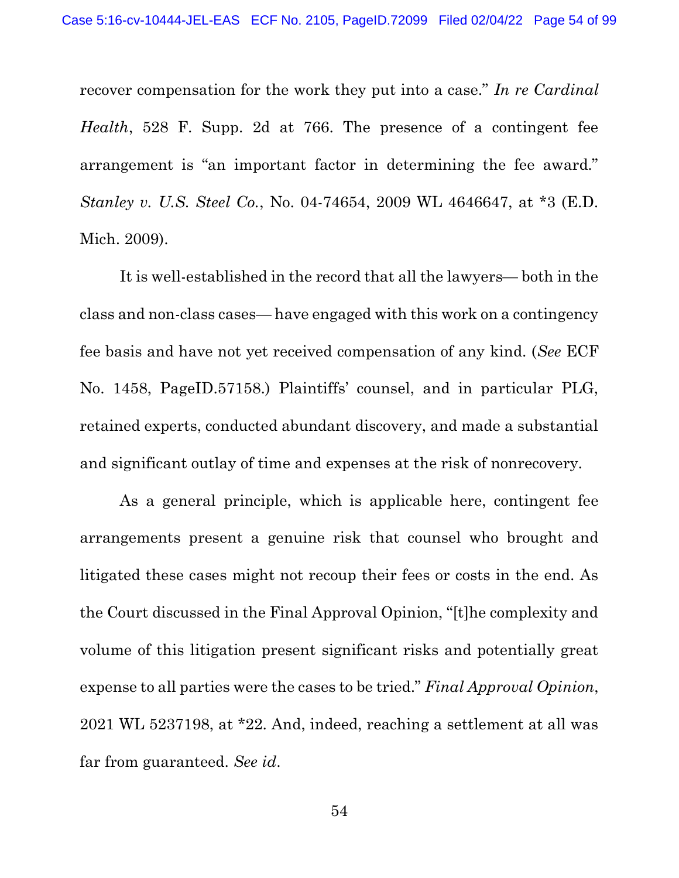recover compensation for the work they put into a case." *In re Cardinal Health*, 528 F. Supp. 2d at 766. The presence of a contingent fee arrangement is "an important factor in determining the fee award." *Stanley v. U.S. Steel Co.*, No. 04-74654, 2009 WL 4646647, at *3 (E.D. Mich. 2009).

It is well-established in the record that all the lawyers— both in the class and non-class cases— have engaged with this work on a contingency fee basis and have not yet received compensation of any kind. (*See* ECF No. 1458, PageID.57158.) Plaintiffs' counsel, and in particular PLG, retained experts, conducted abundant discovery, and made a substantial and significant outlay of time and expenses at the risk of nonrecovery.

As a general principle, which is applicable here, contingent fee arrangements present a genuine risk that counsel who brought and litigated these cases might not recoup their fees or costs in the end. As the Court discussed in the Final Approval Opinion, "[t]he complexity and volume of this litigation present significant risks and potentially great expense to all parties were the cases to be tried." *Final Approval Opinion*, 2021 WL 5237198, at *22. And, indeed, reaching a settlement at all was far from guaranteed. *See id.*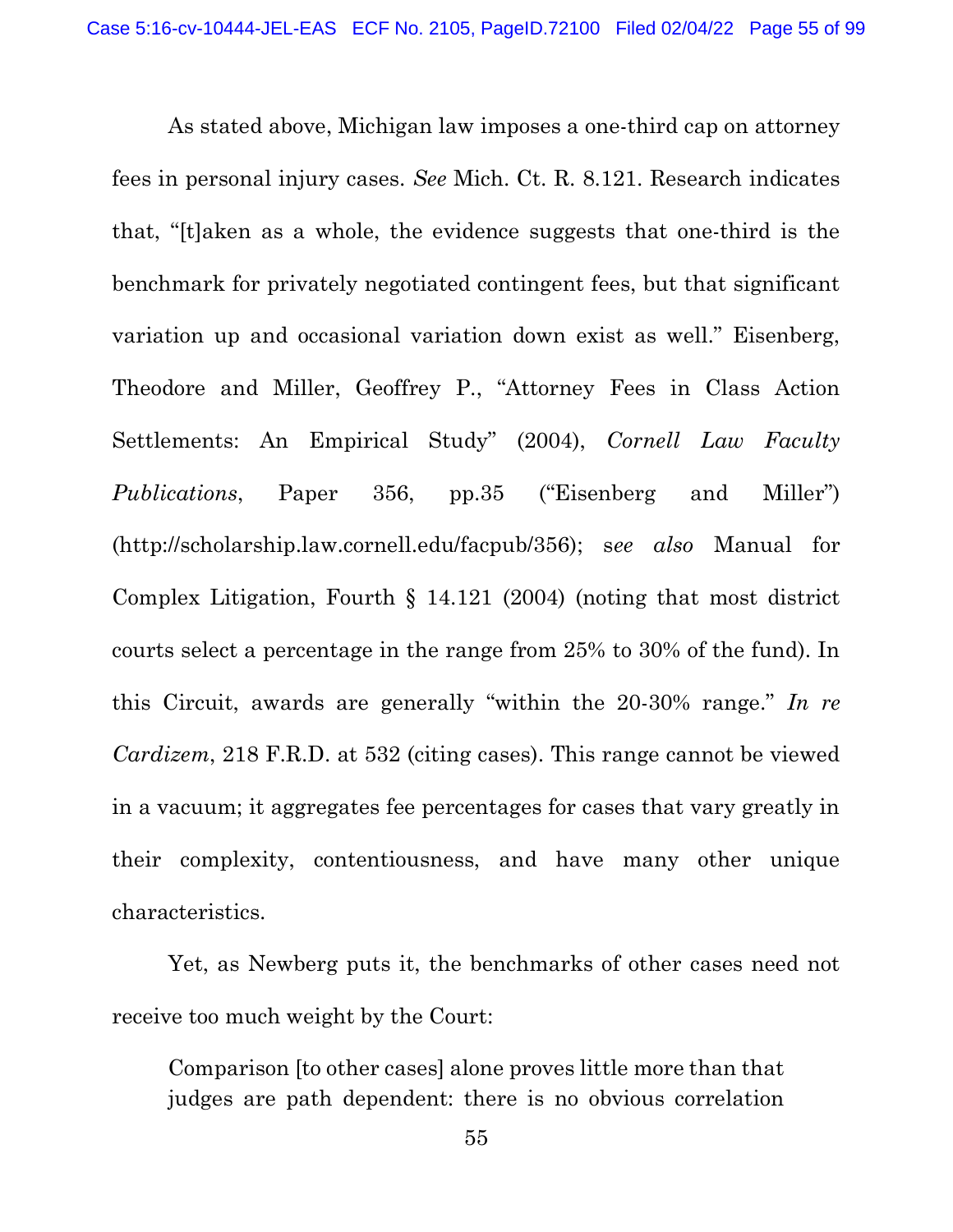As stated above, Michigan law imposes a one-third cap on attorney fees in personal injury cases. *See* Mich. Ct. R. 8.121. Research indicates that, "[t]aken as a whole, the evidence suggests that one-third is the benchmark for privately negotiated contingent fees, but that significant variation up and occasional variation down exist as well." Eisenberg, Theodore and Miller, Geoffrey P., "Attorney Fees in Class Action Settlements: An Empirical Study" (2004), *Cornell Law Faculty Publications*, Paper 356, pp.35 ("Eisenberg and Miller") (http://scholarship.law.cornell.edu/facpub/356); s*ee also* Manual for Complex Litigation, Fourth § 14.121 (2004) (noting that most district courts select a percentage in the range from 25% to 30% of the fund). In this Circuit, awards are generally "within the 20-30% range." *In re Cardizem*, 218 F.R.D. at 532 (citing cases). This range cannot be viewed in a vacuum; it aggregates fee percentages for cases that vary greatly in their complexity, contentiousness, and have many other unique characteristics.

Yet, as Newberg puts it, the benchmarks of other cases need not receive too much weight by the Court:

> Comparison [to other cases] alone proves little more than that judges are path dependent: there is no obvious correlation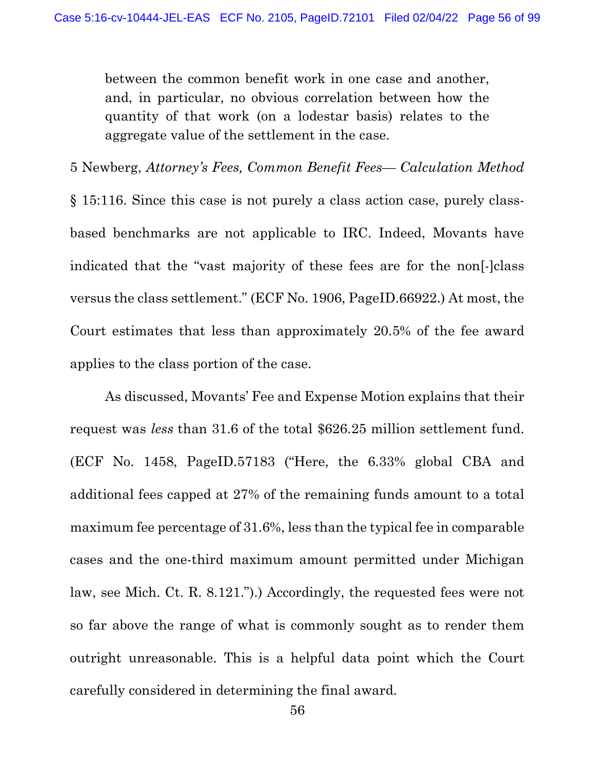> between the common benefit work in one case and another, and, in particular, no obvious correlation between how the quantity of that work (on a lodestar basis) relates to the aggregate value of the settlement in the case.

5 Newberg, *Attorney's Fees, Common Benefit Fees— Calculation Method* § 15:116. Since this case is not purely a class action case, purely class-based benchmarks are not applicable to IRC. Indeed, Movants have indicated that the "vast majority of these fees are for the non[-]class versus the class settlement." (ECF No. 1906, PageID.66922.) At most, the Court estimates that less than approximately 20.5% of the fee award applies to the class portion of the case.

As discussed, Movants' Fee and Expense Motion explains that their request was *less* than 31.6 of the total $626.25 million settlement fund. (ECF No. 1458, PageID.57183 ("Here, the 6.33% global CBA and additional fees capped at 27% of the remaining funds amount to a total maximum fee percentage of 31.6%, less than the typical fee in comparable cases and the one-third maximum amount permitted under Michigan law, see Mich. Ct. R. 8.121.").) Accordingly, the requested fees were not so far above the range of what is commonly sought as to render them outright unreasonable. This is a helpful data point which the Court carefully considered in determining the final award.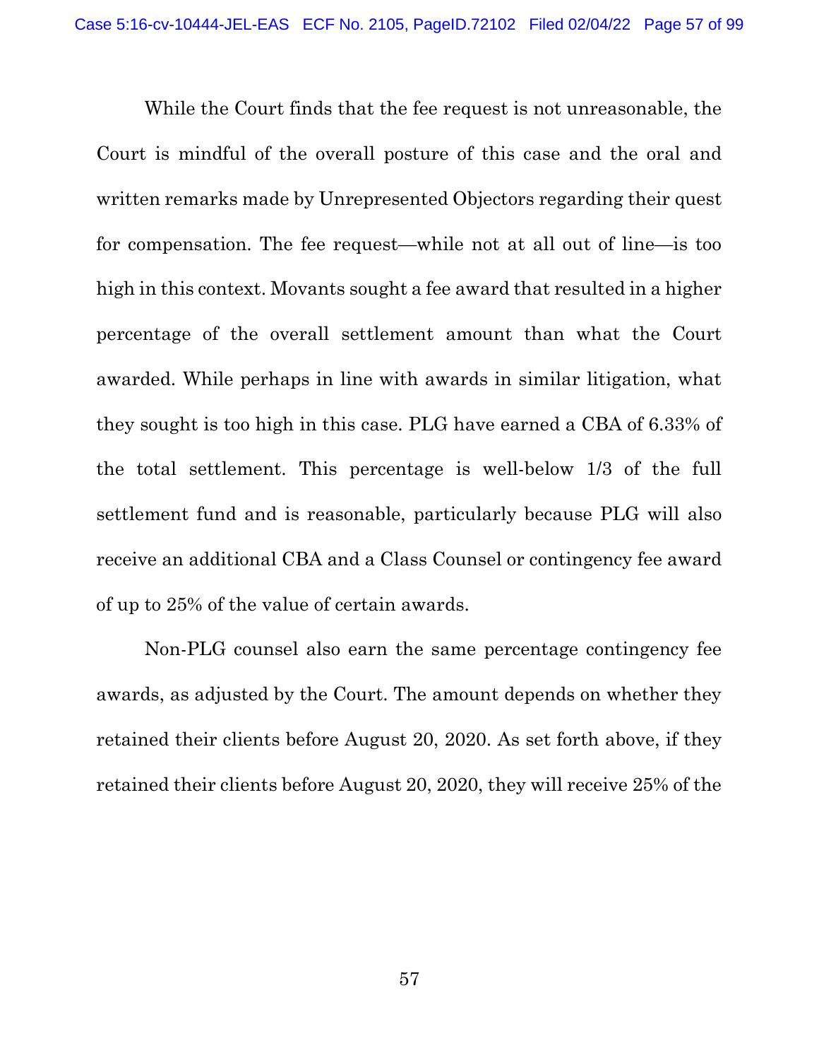While the Court finds that the fee request is not unreasonable, the Court is mindful of the overall posture of this case and the oral and written remarks made by Unrepresented Objectors regarding their quest for compensation. The fee request—while not at all out of line—is too high in this context. Movants sought a fee award that resulted in a higher percentage of the overall settlement amount than what the Court awarded. While perhaps in line with awards in similar litigation, what they sought is too high in this case. PLG have earned a CBA of 6.33% of the total settlement. This percentage is well-below 1/3 of the full settlement fund and is reasonable, particularly because PLG will also receive an additional CBA and a Class Counsel or contingency fee award of up to 25% of the value of certain awards.

Non-PLG counsel also earn the same percentage contingency fee awards, as adjusted by the Court. The amount depends on whether they retained their clients before August 20, 2020. As set forth above, if they retained their clients before August 20, 2020, they will receive 25% of the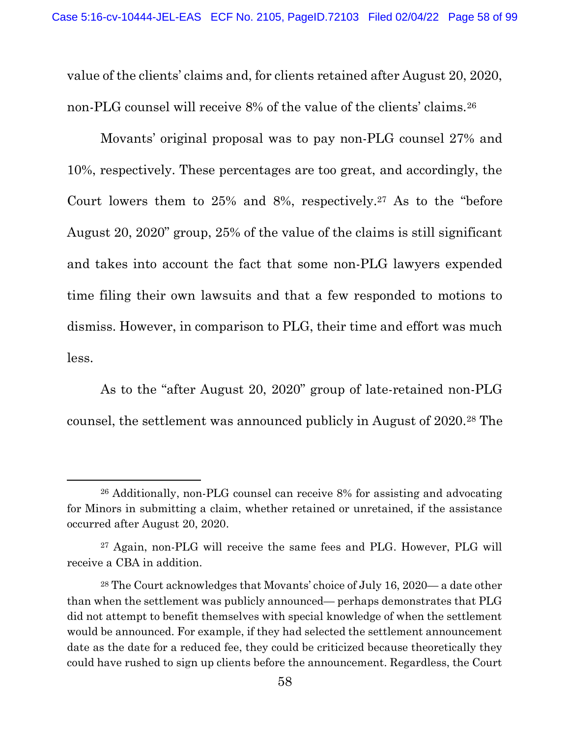value of the clients' claims and, for clients retained after August 20, 2020, non-PLG counsel will receive 8% of the value of the clients' claims.[26]

Movants' original proposal was to pay non-PLG counsel 27% and 10%, respectively. These percentages are too great, and accordingly, the Court lowers them to 25% and 8%, respectively.[27] As to the "before August 20, 2020" group, 25% of the value of the claims is still significant and takes into account the fact that some non-PLG lawyers expended time filing their own lawsuits and that a few responded to motions to dismiss. However, in comparison to PLG, their time and effort was much less.

As to the "after August 20, 2020" group of late-retained non-PLG counsel, the settlement was announced publicly in August of 2020.[28] The

---

[26] Additionally, non-PLG counsel can receive 8% for assisting and advocating for Minors in submitting a claim, whether retained or unretained, if the assistance occurred after August 20, 2020.

[27] Again, non-PLG will receive the same fees and PLG. However, PLG will receive a CBA in addition.

[28] The Court acknowledges that Movants' choice of July 16, 2020— a date other than when the settlement was publicly announced— perhaps demonstrates that PLG did not attempt to benefit themselves with special knowledge of when the settlement would be announced. For example, if they had selected the settlement announcement date as the date for a reduced fee, they could be criticized because theoretically they could have rushed to sign up clients before the announcement. Regardless, the Court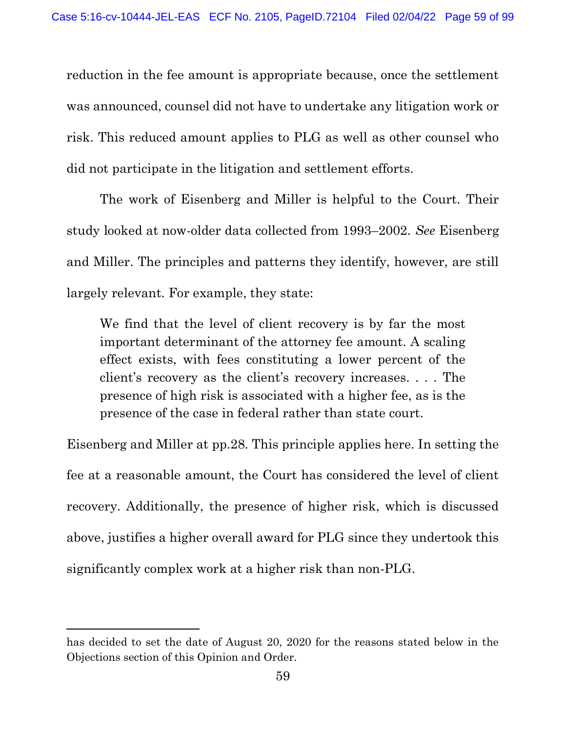reduction in the fee amount is appropriate because, once the settlement was announced, counsel did not have to undertake any litigation work or risk. This reduced amount applies to PLG as well as other counsel who did not participate in the litigation and settlement efforts.

The work of Eisenberg and Miller is helpful to the Court. Their study looked at now-older data collected from 1993–2002. *See* Eisenberg and Miller. The principles and patterns they identify, however, are still largely relevant. For example, they state:

> We find that the level of client recovery is by far the most important determinant of the attorney fee amount. A scaling effect exists, with fees constituting a lower percent of the client's recovery as the client's recovery increases. . . . The presence of high risk is associated with a higher fee, as is the presence of the case in federal rather than state court.

Eisenberg and Miller at pp.28. This principle applies here. In setting the fee at a reasonable amount, the Court has considered the level of client recovery. Additionally, the presence of higher risk, which is discussed above, justifies a higher overall award for PLG since they undertook this significantly complex work at a higher risk than non-PLG.

---

has decided to set the date of August 20, 2020 for the reasons stated below in the Objections section of this Opinion and Order.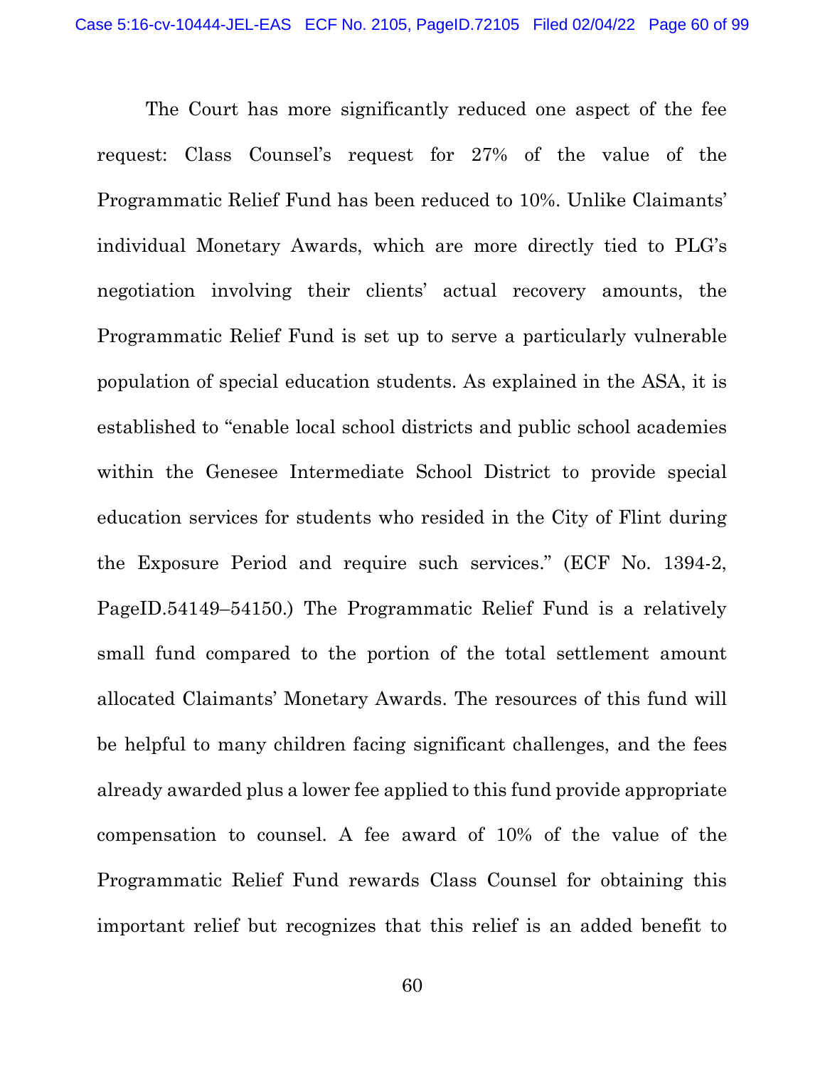The Court has more significantly reduced one aspect of the fee request: Class Counsel's request for 27% of the value of the Programmatic Relief Fund has been reduced to 10%. Unlike Claimants' individual Monetary Awards, which are more directly tied to PLG's negotiation involving their clients' actual recovery amounts, the Programmatic Relief Fund is set up to serve a particularly vulnerable population of special education students. As explained in the ASA, it is established to "enable local school districts and public school academies within the Genesee Intermediate School District to provide special education services for students who resided in the City of Flint during the Exposure Period and require such services." (ECF No. 1394-2, PageID.54149–54150.) The Programmatic Relief Fund is a relatively small fund compared to the portion of the total settlement amount allocated Claimants' Monetary Awards. The resources of this fund will be helpful to many children facing significant challenges, and the fees already awarded plus a lower fee applied to this fund provide appropriate compensation to counsel. A fee award of 10% of the value of the Programmatic Relief Fund rewards Class Counsel for obtaining this important relief but recognizes that this relief is an added benefit to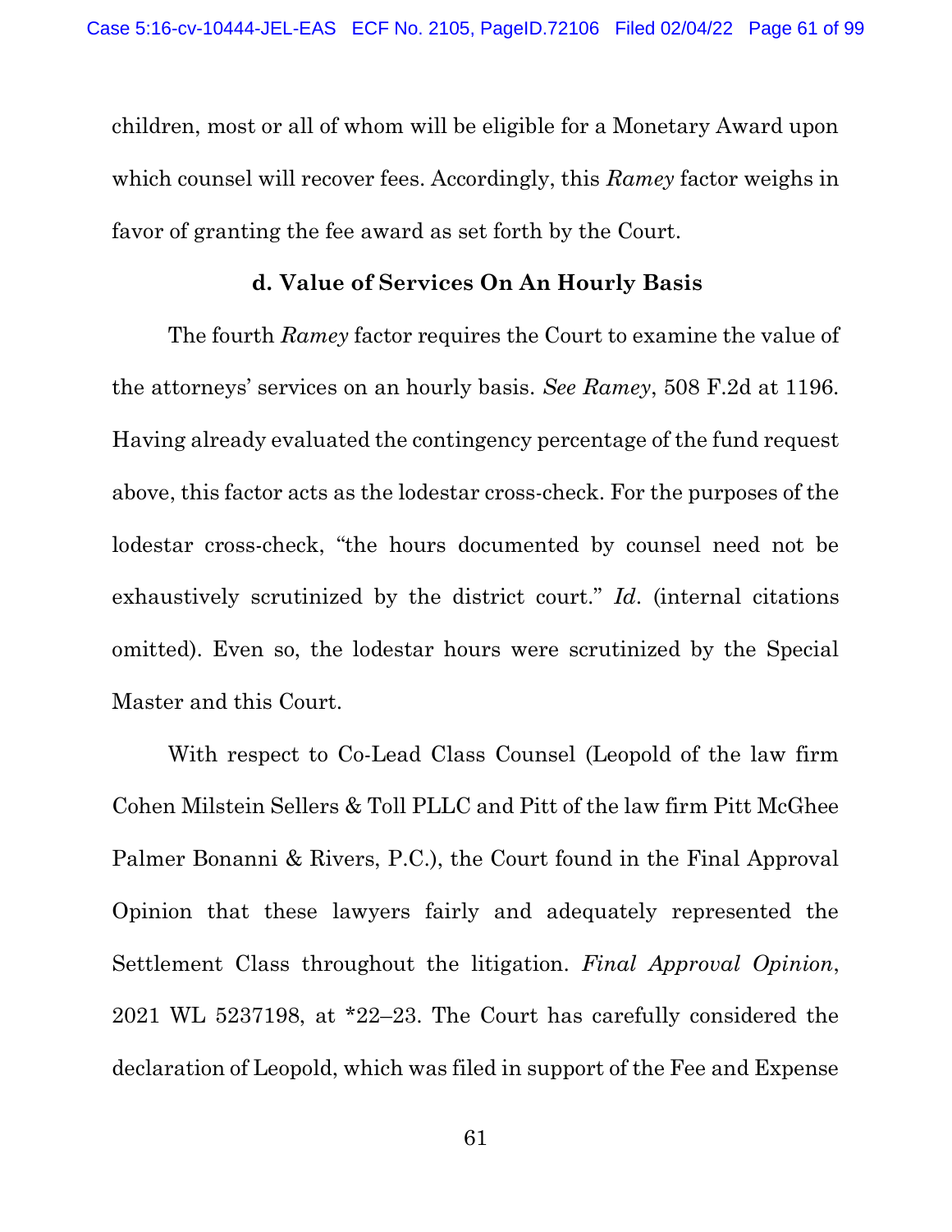children, most or all of whom will be eligible for a Monetary Award upon which counsel will recover fees. Accordingly, this *Ramey* factor weighs in favor of granting the fee award as set forth by the Court.

**d. Value of Services On An Hourly Basis**

The fourth *Ramey* factor requires the Court to examine the value of the attorneys' services on an hourly basis. *See Ramey*, 508 F.2d at 1196. Having already evaluated the contingency percentage of the fund request above, this factor acts as the lodestar cross-check. For the purposes of the lodestar cross-check, "the hours documented by counsel need not be exhaustively scrutinized by the district court." *Id*. (internal citations omitted). Even so, the lodestar hours were scrutinized by the Special Master and this Court.

With respect to Co-Lead Class Counsel (Leopold of the law firm Cohen Milstein Sellers & Toll PLLC and Pitt of the law firm Pitt McGhee Palmer Bonanni & Rivers, P.C.), the Court found in the Final Approval Opinion that these lawyers fairly and adequately represented the Settlement Class throughout the litigation. *Final Approval Opinion*, 2021 WL 5237198, at *22–23. The Court has carefully considered the declaration of Leopold, which was filed in support of the Fee and Expense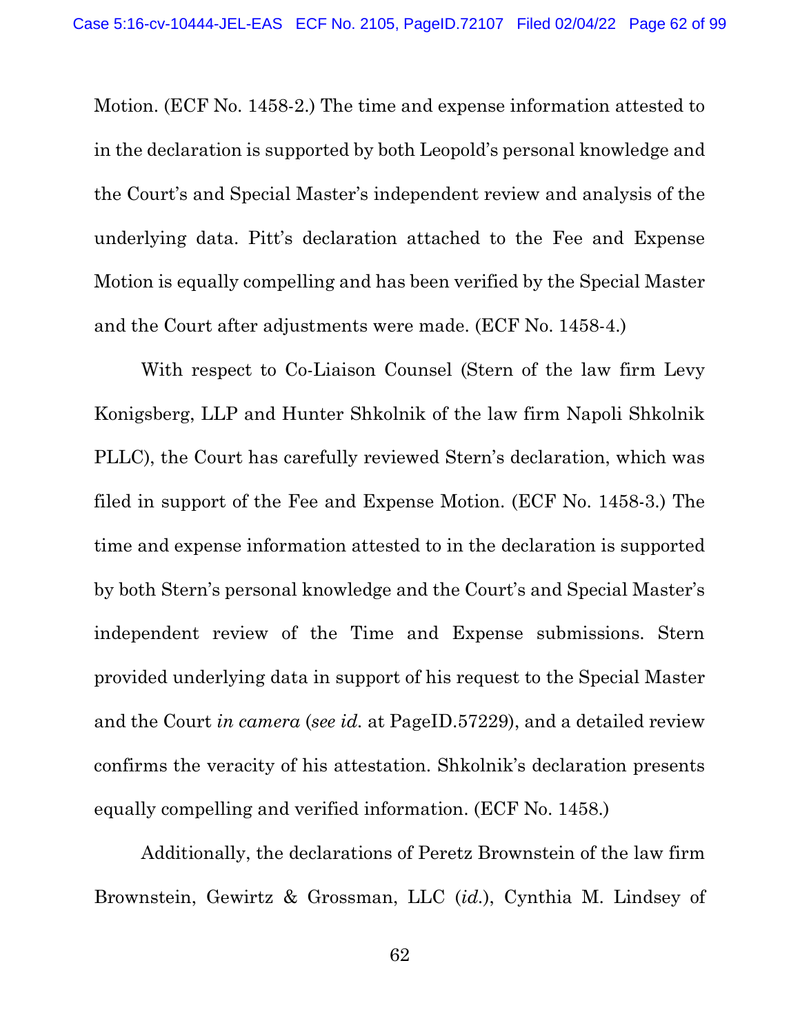Motion. (ECF No. 1458-2.) The time and expense information attested to in the declaration is supported by both Leopold's personal knowledge and the Court's and Special Master's independent review and analysis of the underlying data. Pitt's declaration attached to the Fee and Expense Motion is equally compelling and has been verified by the Special Master and the Court after adjustments were made. (ECF No. 1458-4.)

With respect to Co-Liaison Counsel (Stern of the law firm Levy Konigsberg, LLP and Hunter Shkolnik of the law firm Napoli Shkolnik PLLC), the Court has carefully reviewed Stern's declaration, which was filed in support of the Fee and Expense Motion. (ECF No. 1458-3.) The time and expense information attested to in the declaration is supported by both Stern's personal knowledge and the Court's and Special Master's independent review of the Time and Expense submissions. Stern provided underlying data in support of his request to the Special Master and the Court *in camera* (*see id.* at PageID.57229), and a detailed review confirms the veracity of his attestation. Shkolnik's declaration presents equally compelling and verified information. (ECF No. 1458.)

Additionally, the declarations of Peretz Brownstein of the law firm Brownstein, Gewirtz & Grossman, LLC (*id.*), Cynthia M. Lindsey of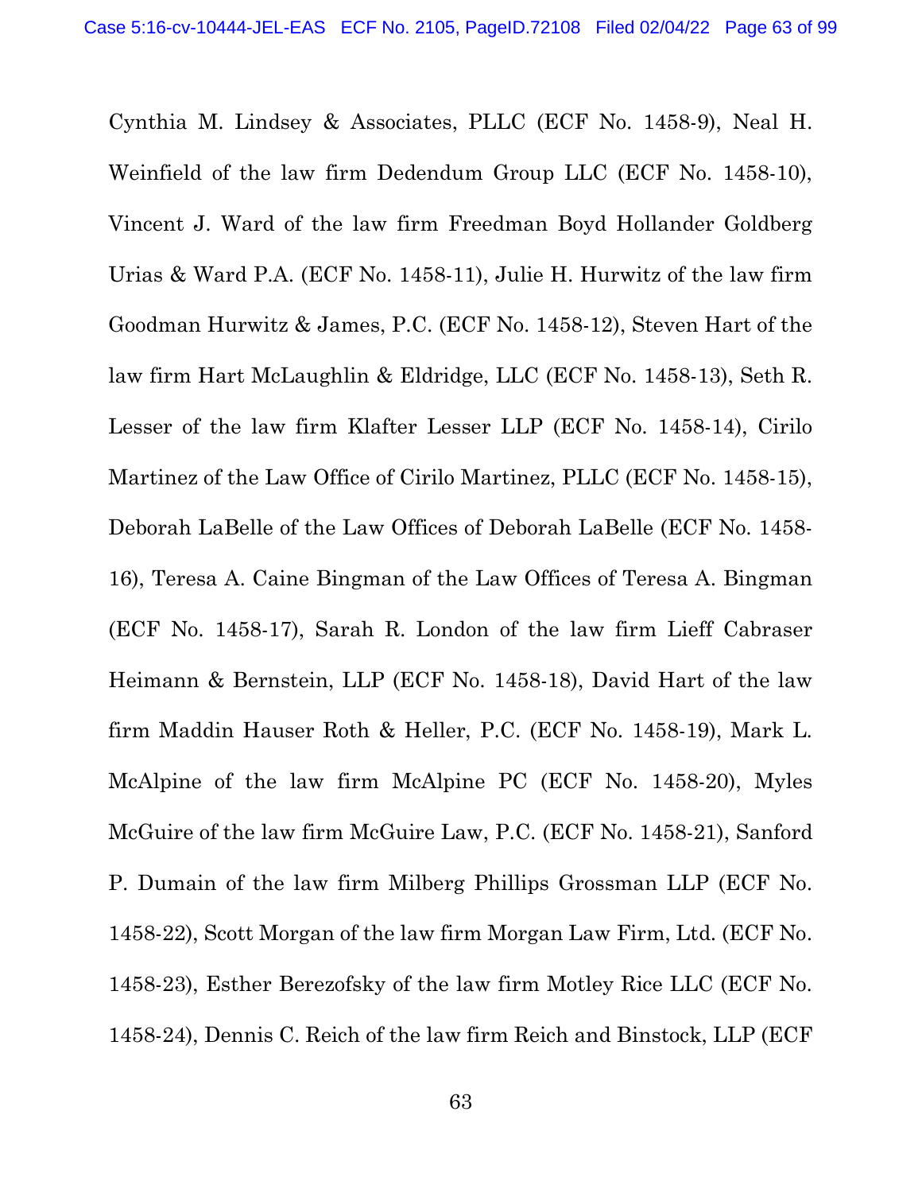Cynthia M. Lindsey & Associates, PLLC (ECF No. 1458-9), Neal H. Weinfield of the law firm Dedendum Group LLC (ECF No. 1458-10), Vincent J. Ward of the law firm Freedman Boyd Hollander Goldberg Urias & Ward P.A. (ECF No. 1458-11), Julie H. Hurwitz of the law firm Goodman Hurwitz & James, P.C. (ECF No. 1458-12), Steven Hart of the law firm Hart McLaughlin & Eldridge, LLC (ECF No. 1458-13), Seth R. Lesser of the law firm Klafter Lesser LLP (ECF No. 1458-14), Cirilo Martinez of the Law Office of Cirilo Martinez, PLLC (ECF No. 1458-15), Deborah LaBelle of the Law Offices of Deborah LaBelle (ECF No. 1458-16), Teresa A. Caine Bingman of the Law Offices of Teresa A. Bingman (ECF No. 1458-17), Sarah R. London of the law firm Lieff Cabraser Heimann & Bernstein, LLP (ECF No. 1458-18), David Hart of the law firm Maddin Hauser Roth & Heller, P.C. (ECF No. 1458-19), Mark L. McAlpine of the law firm McAlpine PC (ECF No. 1458-20), Myles McGuire of the law firm McGuire Law, P.C. (ECF No. 1458-21), Sanford P. Dumain of the law firm Milberg Phillips Grossman LLP (ECF No. 1458-22), Scott Morgan of the law firm Morgan Law Firm, Ltd. (ECF No. 1458-23), Esther Berezofsky of the law firm Motley Rice LLC (ECF No. 1458-24), Dennis C. Reich of the law firm Reich and Binstock, LLP (ECF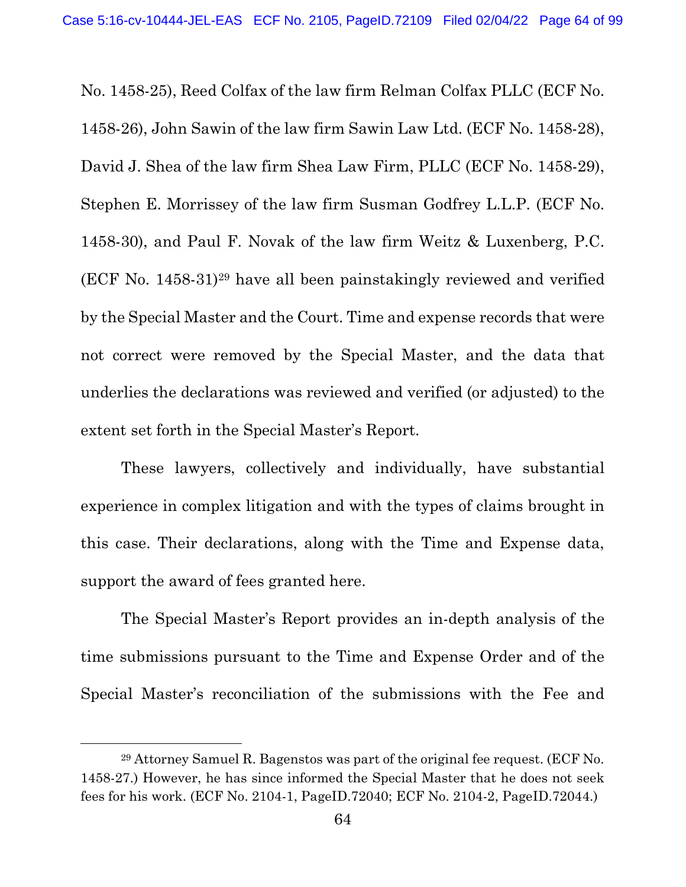No. 1458-25), Reed Colfax of the law firm Relman Colfax PLLC (ECF No. 1458-26), John Sawin of the law firm Sawin Law Ltd. (ECF No. 1458-28), David J. Shea of the law firm Shea Law Firm, PLLC (ECF No. 1458-29), Stephen E. Morrissey of the law firm Susman Godfrey L.L.P. (ECF No. 1458-30), and Paul F. Novak of the law firm Weitz & Luxenberg, P.C. (ECF No. 1458-31)[29] have all been painstakingly reviewed and verified by the Special Master and the Court. Time and expense records that were not correct were removed by the Special Master, and the data that underlies the declarations was reviewed and verified (or adjusted) to the extent set forth in the Special Master's Report.

These lawyers, collectively and individually, have substantial experience in complex litigation and with the types of claims brought in this case. Their declarations, along with the Time and Expense data, support the award of fees granted here.

The Special Master's Report provides an in-depth analysis of the time submissions pursuant to the Time and Expense Order and of the Special Master's reconciliation of the submissions with the Fee and

---

[29] Attorney Samuel R. Bagenstos was part of the original fee request. (ECF No. 1458-27.) However, he has since informed the Special Master that he does not seek fees for his work. (ECF No. 2104-1, PageID.72040; ECF No. 2104-2, PageID.72044.)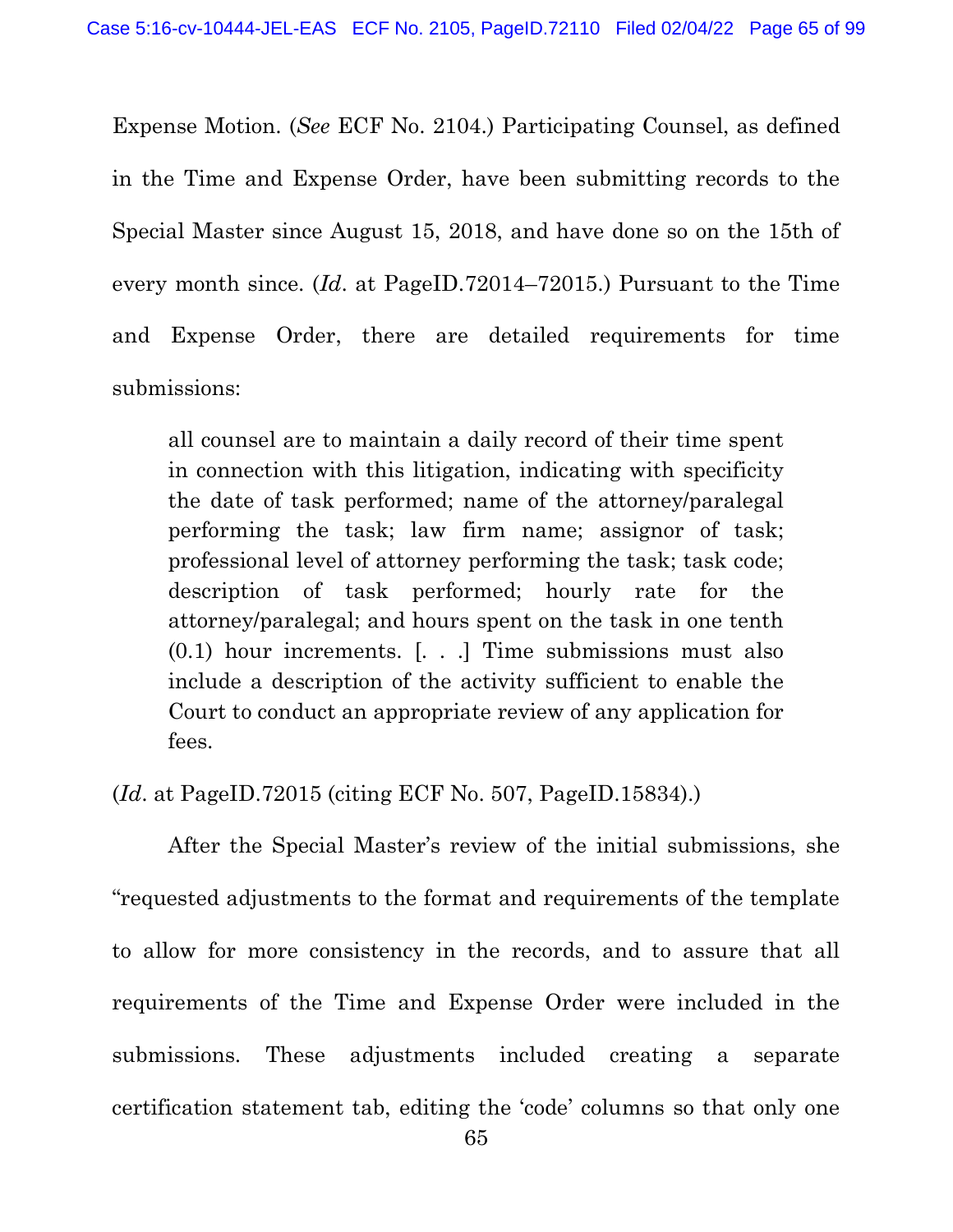Expense Motion. (*See* ECF No. 2104.) Participating Counsel, as defined in the Time and Expense Order, have been submitting records to the Special Master since August 15, 2018, and have done so on the 15th of every month since. (*Id*. at PageID.72014–72015.) Pursuant to the Time and Expense Order, there are detailed requirements for time submissions:

> all counsel are to maintain a daily record of their time spent in connection with this litigation, indicating with specificity the date of task performed; name of the attorney/paralegal performing the task; law firm name; assignor of task; professional level of attorney performing the task; task code; description of task performed; hourly rate for the attorney/paralegal; and hours spent on the task in one tenth (0.1) hour increments. [. . .] Time submissions must also include a description of the activity sufficient to enable the Court to conduct an appropriate review of any application for fees.

(*Id*. at PageID.72015 (citing ECF No. 507, PageID.15834).)

After the Special Master's review of the initial submissions, she "requested adjustments to the format and requirements of the template to allow for more consistency in the records, and to assure that all requirements of the Time and Expense Order were included in the submissions. These adjustments included creating a separate certification statement tab, editing the 'code' columns so that only one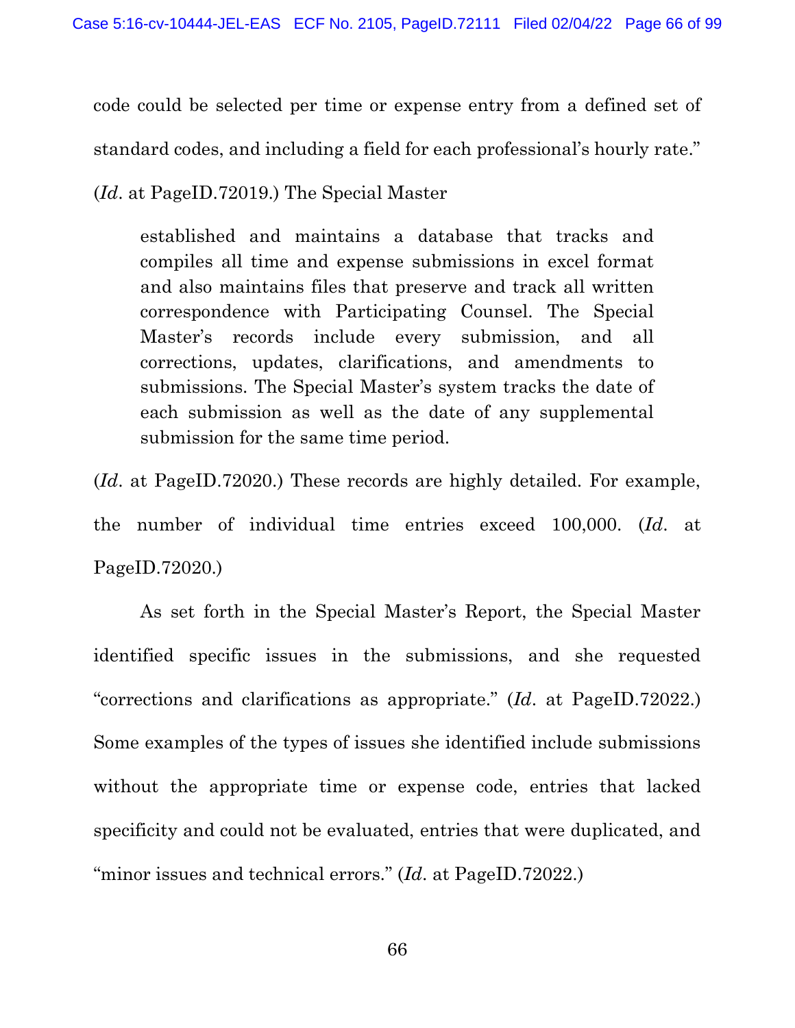code could be selected per time or expense entry from a defined set of standard codes, and including a field for each professional's hourly rate." (*Id*. at PageID.72019.) The Special Master

> established and maintains a database that tracks and compiles all time and expense submissions in excel format and also maintains files that preserve and track all written correspondence with Participating Counsel. The Special Master's records include every submission, and all corrections, updates, clarifications, and amendments to submissions. The Special Master's system tracks the date of each submission as well as the date of any supplemental submission for the same time period.

(*Id*. at PageID.72020.) These records are highly detailed. For example, the number of individual time entries exceed 100,000. (*Id*. at PageID.72020.)

As set forth in the Special Master's Report, the Special Master identified specific issues in the submissions, and she requested "corrections and clarifications as appropriate." (*Id*. at PageID.72022.) Some examples of the types of issues she identified include submissions without the appropriate time or expense code, entries that lacked specificity and could not be evaluated, entries that were duplicated, and "minor issues and technical errors." (*Id*. at PageID.72022.)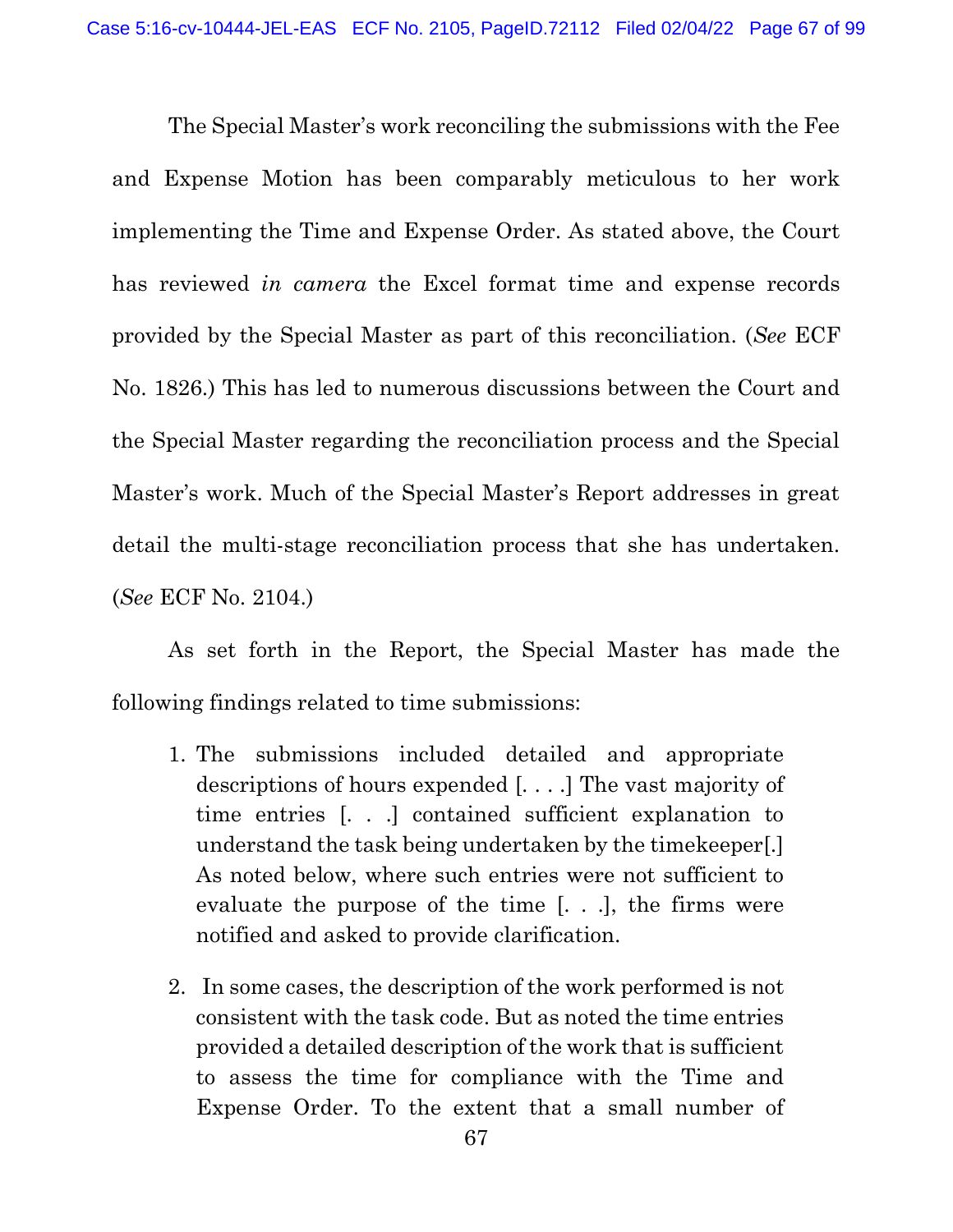The Special Master's work reconciling the submissions with the Fee and Expense Motion has been comparably meticulous to her work implementing the Time and Expense Order. As stated above, the Court has reviewed *in camera* the Excel format time and expense records provided by the Special Master as part of this reconciliation. (*See* ECF No. 1826.) This has led to numerous discussions between the Court and the Special Master regarding the reconciliation process and the Special Master's work. Much of the Special Master's Report addresses in great detail the multi-stage reconciliation process that she has undertaken. (*See* ECF No. 2104.)

As set forth in the Report, the Special Master has made the following findings related to time submissions:

1. The submissions included detailed and appropriate descriptions of hours expended [. . . .] The vast majority of time entries [. . .] contained sufficient explanation to understand the task being undertaken by the timekeeper[.] As noted below, where such entries were not sufficient to evaluate the purpose of the time [. . .], the firms were notified and asked to provide clarification.

2. In some cases, the description of the work performed is not consistent with the task code. But as noted the time entries provided a detailed description of the work that is sufficient to assess the time for compliance with the Time and Expense Order. To the extent that a small number of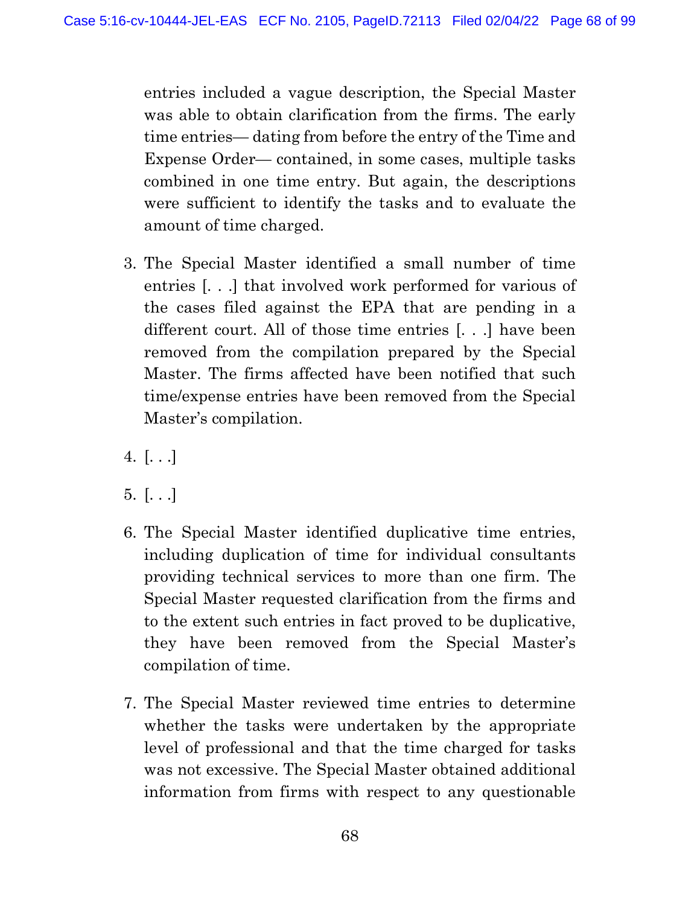entries included a vague description, the Special Master was able to obtain clarification from the firms. The early time entries— dating from before the entry of the Time and Expense Order— contained, in some cases, multiple tasks combined in one time entry. But again, the descriptions were sufficient to identify the tasks and to evaluate the amount of time charged.

3. The Special Master identified a small number of time entries [. . .] that involved work performed for various of the cases filed against the EPA that are pending in a different court. All of those time entries [. . .] have been removed from the compilation prepared by the Special Master. The firms affected have been notified that such time/expense entries have been removed from the Special Master's compilation.

4. [. . .]

5. [. . .]

6. The Special Master identified duplicative time entries, including duplication of time for individual consultants providing technical services to more than one firm. The Special Master requested clarification from the firms and to the extent such entries in fact proved to be duplicative, they have been removed from the Special Master's compilation of time.

7. The Special Master reviewed time entries to determine whether the tasks were undertaken by the appropriate level of professional and that the time charged for tasks was not excessive. The Special Master obtained additional information from firms with respect to any questionable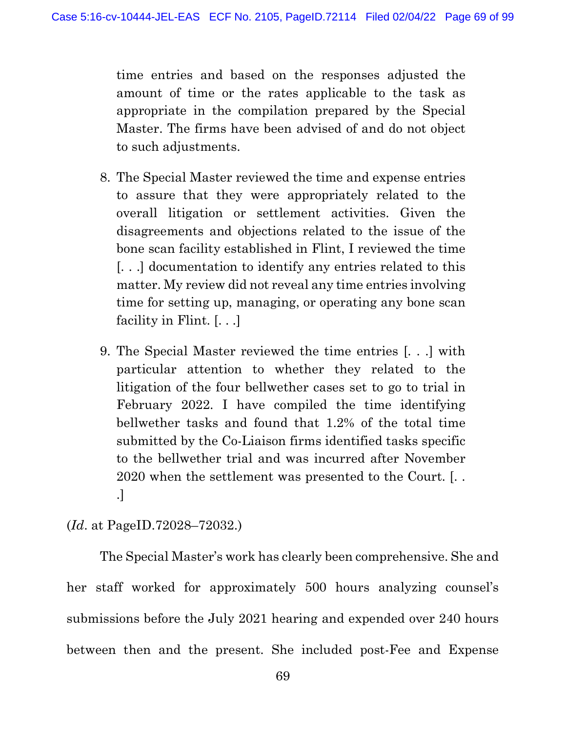> time entries and based on the responses adjusted the amount of time or the rates applicable to the task as appropriate in the compilation prepared by the Special Master. The firms have been advised of and do not object to such adjustments.
>
> 8. The Special Master reviewed the time and expense entries to assure that they were appropriately related to the overall litigation or settlement activities. Given the disagreements and objections related to the issue of the bone scan facility established in Flint, I reviewed the time [. . .] documentation to identify any entries related to this matter. My review did not reveal any time entries involving time for setting up, managing, or operating any bone scan facility in Flint. [. . .]
>
> 9. The Special Master reviewed the time entries [. . .] with particular attention to whether they related to the litigation of the four bellwether cases set to go to trial in February 2022. I have compiled the time identifying bellwether tasks and found that 1.2% of the total time submitted by the Co-Liaison firms identified tasks specific to the bellwether trial and was incurred after November 2020 when the settlement was presented to the Court. [. . .]

(*Id*. at PageID.72028–72032.)

The Special Master's work has clearly been comprehensive. She and her staff worked for approximately 500 hours analyzing counsel's submissions before the July 2021 hearing and expended over 240 hours between then and the present. She included post-Fee and Expense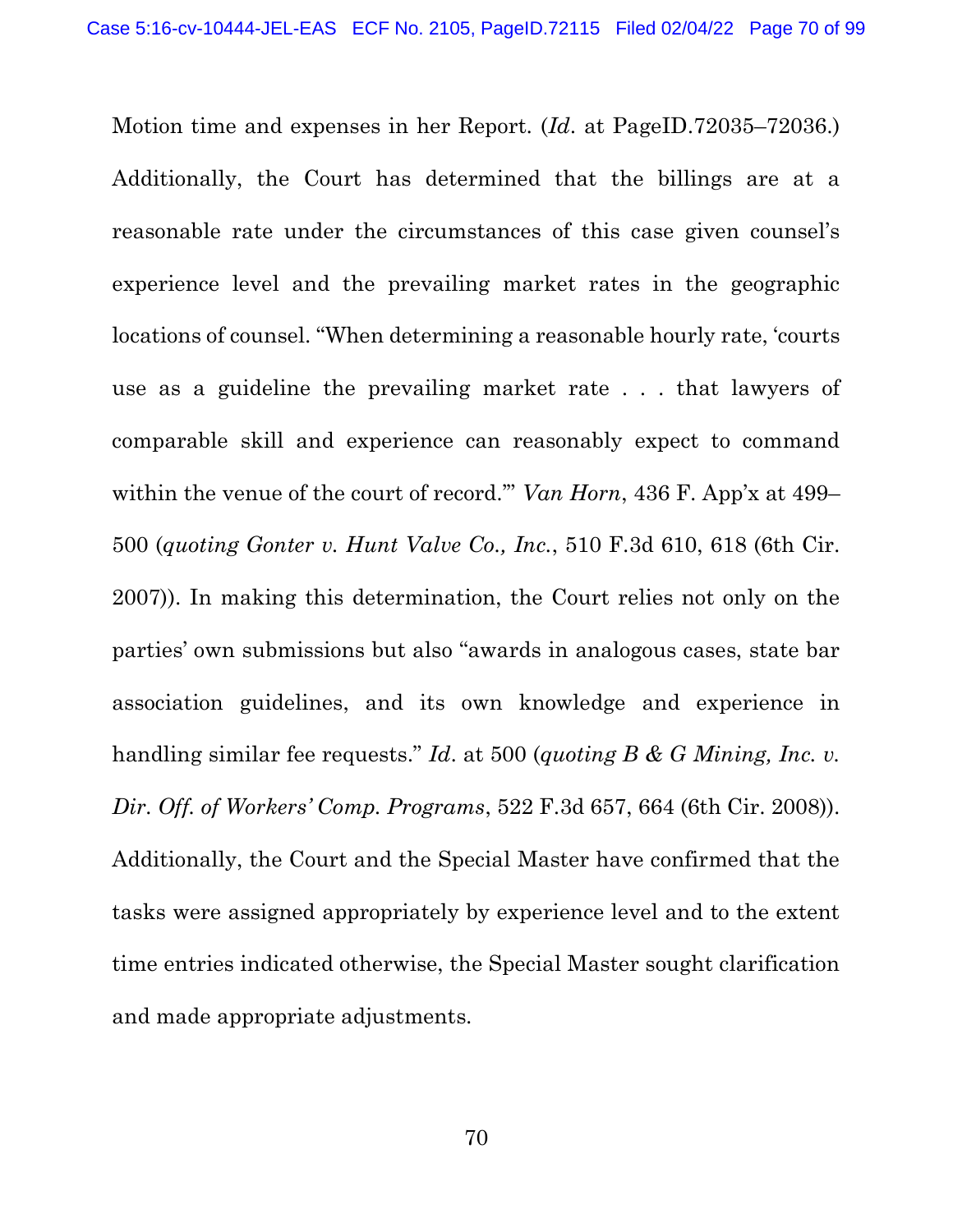Motion time and expenses in her Report. (*Id*. at PageID.72035–72036.) Additionally, the Court has determined that the billings are at a reasonable rate under the circumstances of this case given counsel's experience level and the prevailing market rates in the geographic locations of counsel. "When determining a reasonable hourly rate, 'courts use as a guideline the prevailing market rate . . . that lawyers of comparable skill and experience can reasonably expect to command within the venue of the court of record.'" *Van Horn*, 436 F. App'x at 499–500 (*quoting Gonter v. Hunt Valve Co., Inc.*, 510 F.3d 610, 618 (6th Cir. 2007)). In making this determination, the Court relies not only on the parties' own submissions but also "awards in analogous cases, state bar association guidelines, and its own knowledge and experience in handling similar fee requests." *Id*. at 500 (*quoting B & G Mining, Inc. v. Dir. Off. of Workers' Comp. Programs*, 522 F.3d 657, 664 (6th Cir. 2008)). Additionally, the Court and the Special Master have confirmed that the tasks were assigned appropriately by experience level and to the extent time entries indicated otherwise, the Special Master sought clarification and made appropriate adjustments.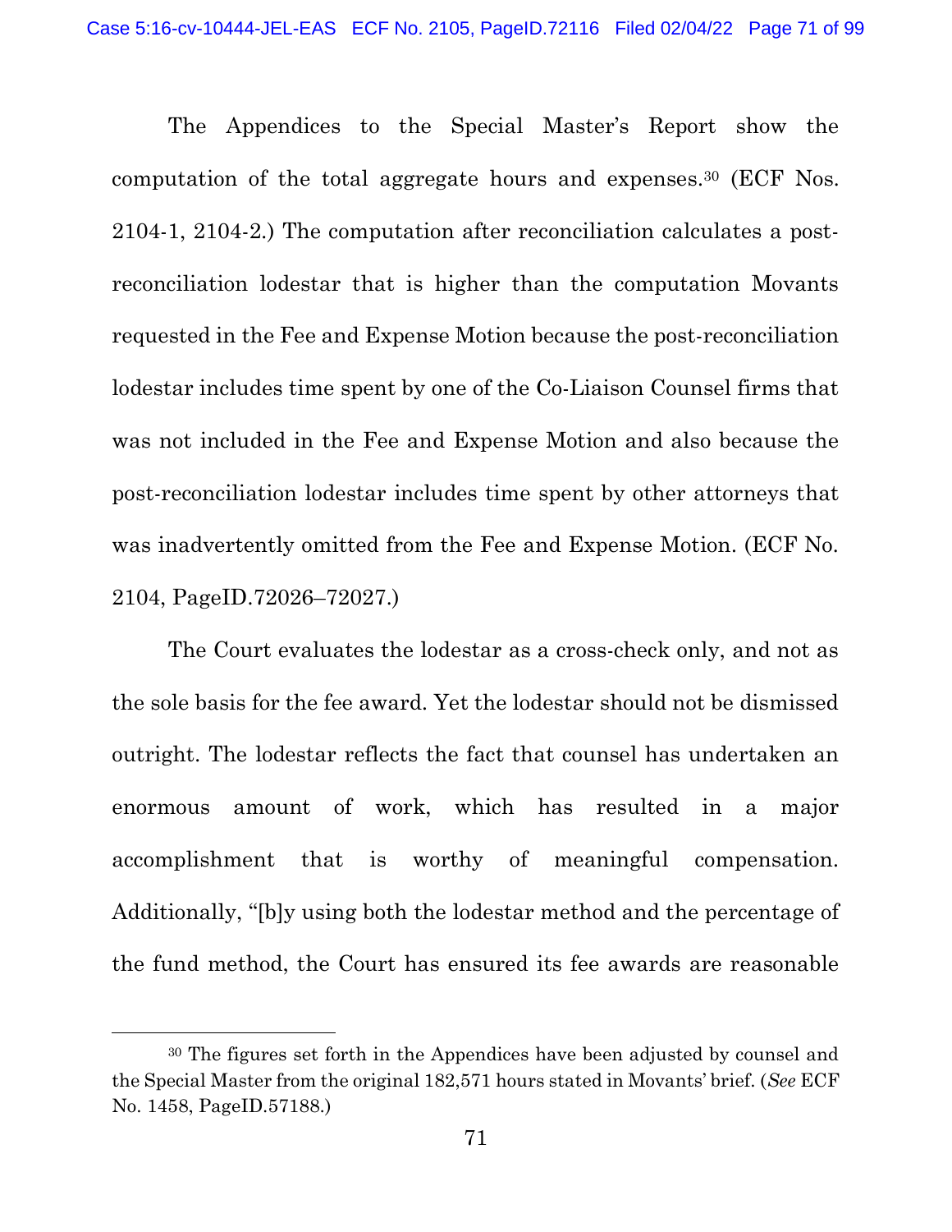The Appendices to the Special Master's Report show the computation of the total aggregate hours and expenses.[30] (ECF Nos. 2104-1, 2104-2.) The computation after reconciliation calculates a post-reconciliation lodestar that is higher than the computation Movants requested in the Fee and Expense Motion because the post-reconciliation lodestar includes time spent by one of the Co-Liaison Counsel firms that was not included in the Fee and Expense Motion and also because the post-reconciliation lodestar includes time spent by other attorneys that was inadvertently omitted from the Fee and Expense Motion. (ECF No. 2104, PageID.72026–72027.)

The Court evaluates the lodestar as a cross-check only, and not as the sole basis for the fee award. Yet the lodestar should not be dismissed outright. The lodestar reflects the fact that counsel has undertaken an enormous amount of work, which has resulted in a major accomplishment that is worthy of meaningful compensation. Additionally, "[b]y using both the lodestar method and the percentage of the fund method, the Court has ensured its fee awards are reasonable

---

[30] The figures set forth in the Appendices have been adjusted by counsel and the Special Master from the original 182,571 hours stated in Movants' brief. (*See* ECF No. 1458, PageID.57188.)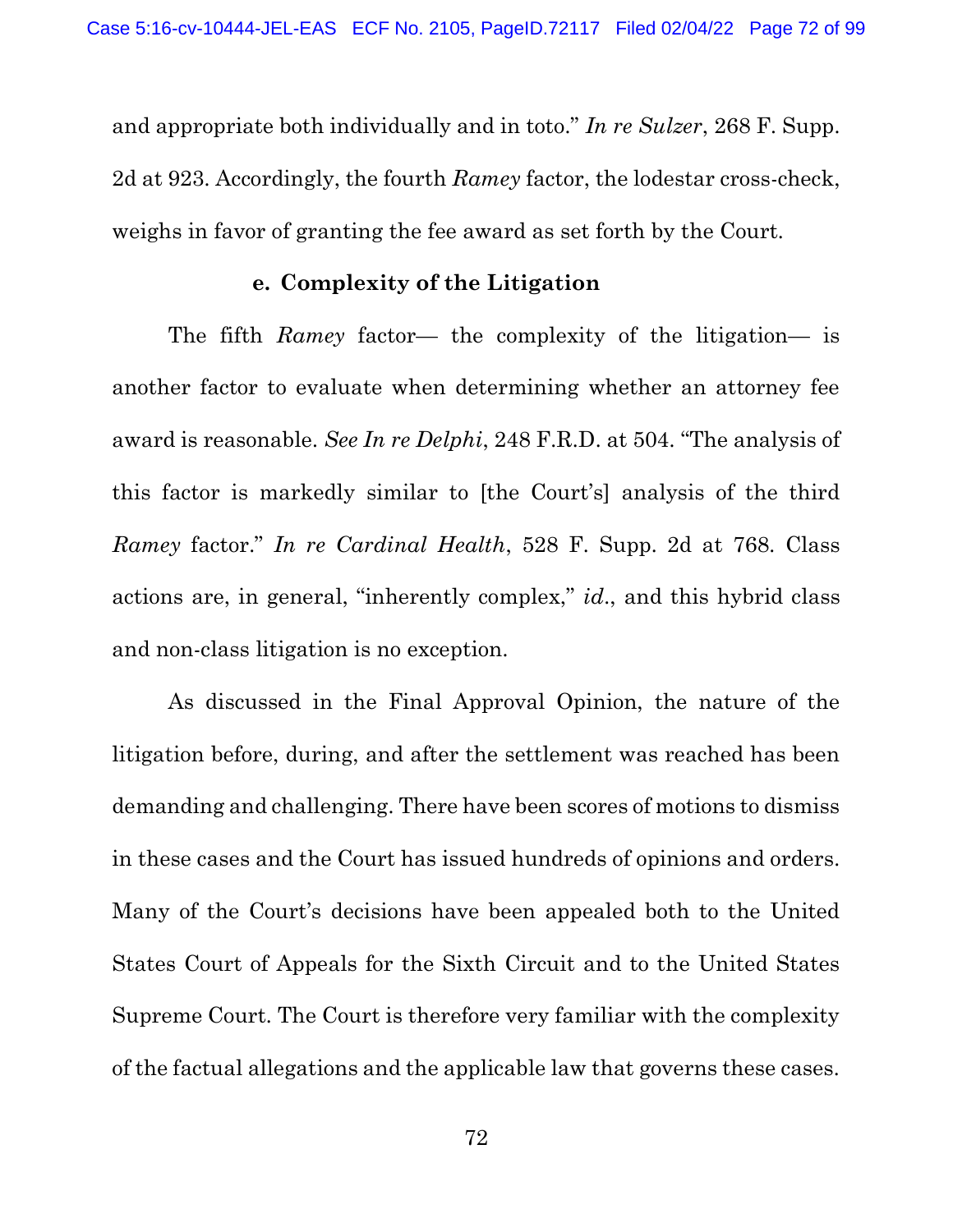and appropriate both individually and in toto." *In re Sulzer*, 268 F. Supp. 2d at 923. Accordingly, the fourth *Ramey* factor, the lodestar cross-check, weighs in favor of granting the fee award as set forth by the Court.

#### e. Complexity of the Litigation

The fifth *Ramey* factor— the complexity of the litigation— is another factor to evaluate when determining whether an attorney fee award is reasonable. *See In re Delphi*, 248 F.R.D. at 504. "The analysis of this factor is markedly similar to [the Court's] analysis of the third *Ramey* factor." *In re Cardinal Health*, 528 F. Supp. 2d at 768. Class actions are, in general, "inherently complex," *id.*, and this hybrid class and non-class litigation is no exception.

As discussed in the Final Approval Opinion, the nature of the litigation before, during, and after the settlement was reached has been demanding and challenging. There have been scores of motions to dismiss in these cases and the Court has issued hundreds of opinions and orders. Many of the Court's decisions have been appealed both to the United States Court of Appeals for the Sixth Circuit and to the United States Supreme Court. The Court is therefore very familiar with the complexity of the factual allegations and the applicable law that governs these cases.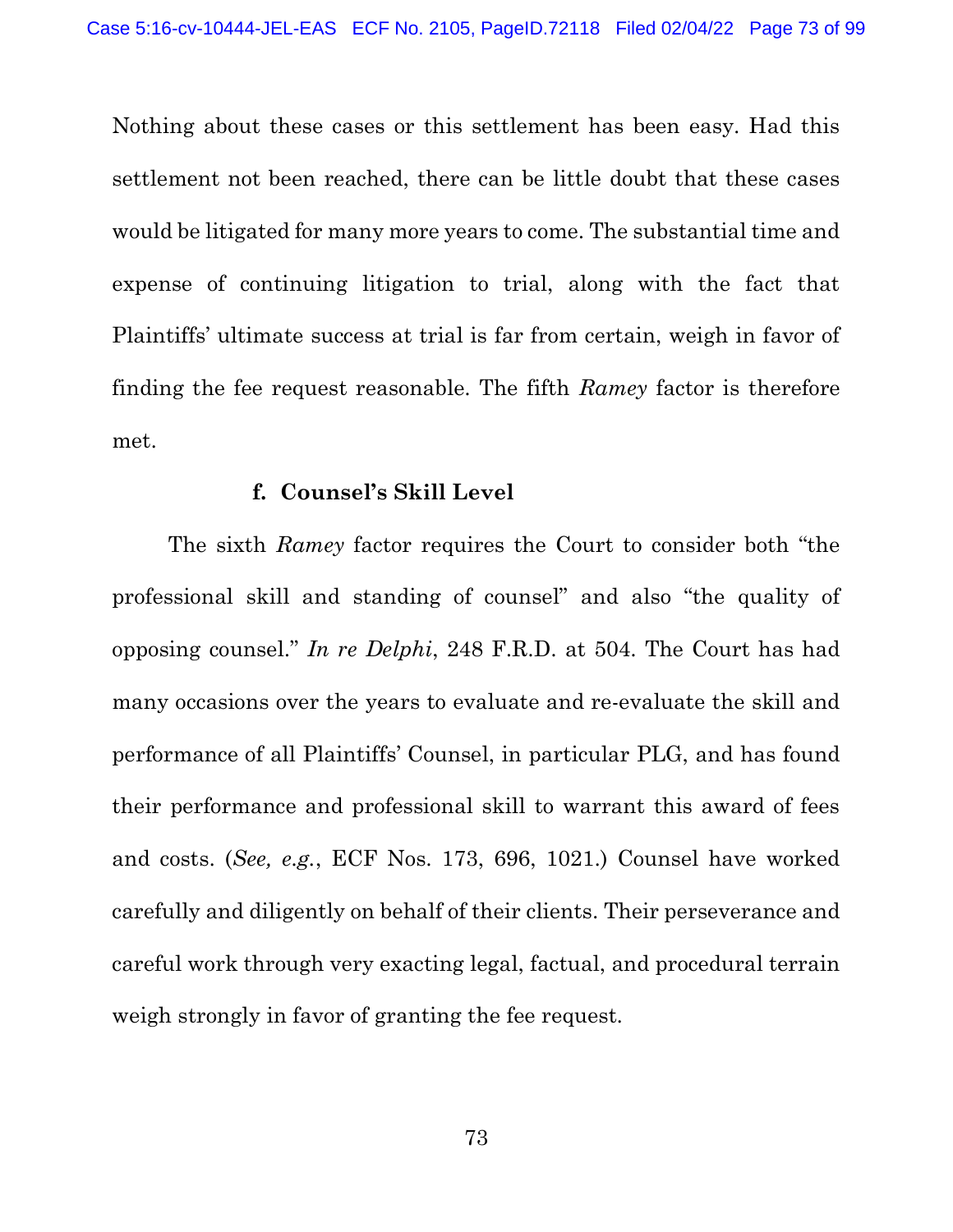Nothing about these cases or this settlement has been easy. Had this settlement not been reached, there can be little doubt that these cases would be litigated for many more years to come. The substantial time and expense of continuing litigation to trial, along with the fact that Plaintiffs' ultimate success at trial is far from certain, weigh in favor of finding the fee request reasonable. The fifth *Ramey* factor is therefore met.

#### f. Counsel's Skill Level

The sixth *Ramey* factor requires the Court to consider both "the professional skill and standing of counsel" and also "the quality of opposing counsel." *In re Delphi*, 248 F.R.D. at 504. The Court has had many occasions over the years to evaluate and re-evaluate the skill and performance of all Plaintiffs' Counsel, in particular PLG, and has found their performance and professional skill to warrant this award of fees and costs. (*See, e.g.*, ECF Nos. 173, 696, 1021.) Counsel have worked carefully and diligently on behalf of their clients. Their perseverance and careful work through very exacting legal, factual, and procedural terrain weigh strongly in favor of granting the fee request.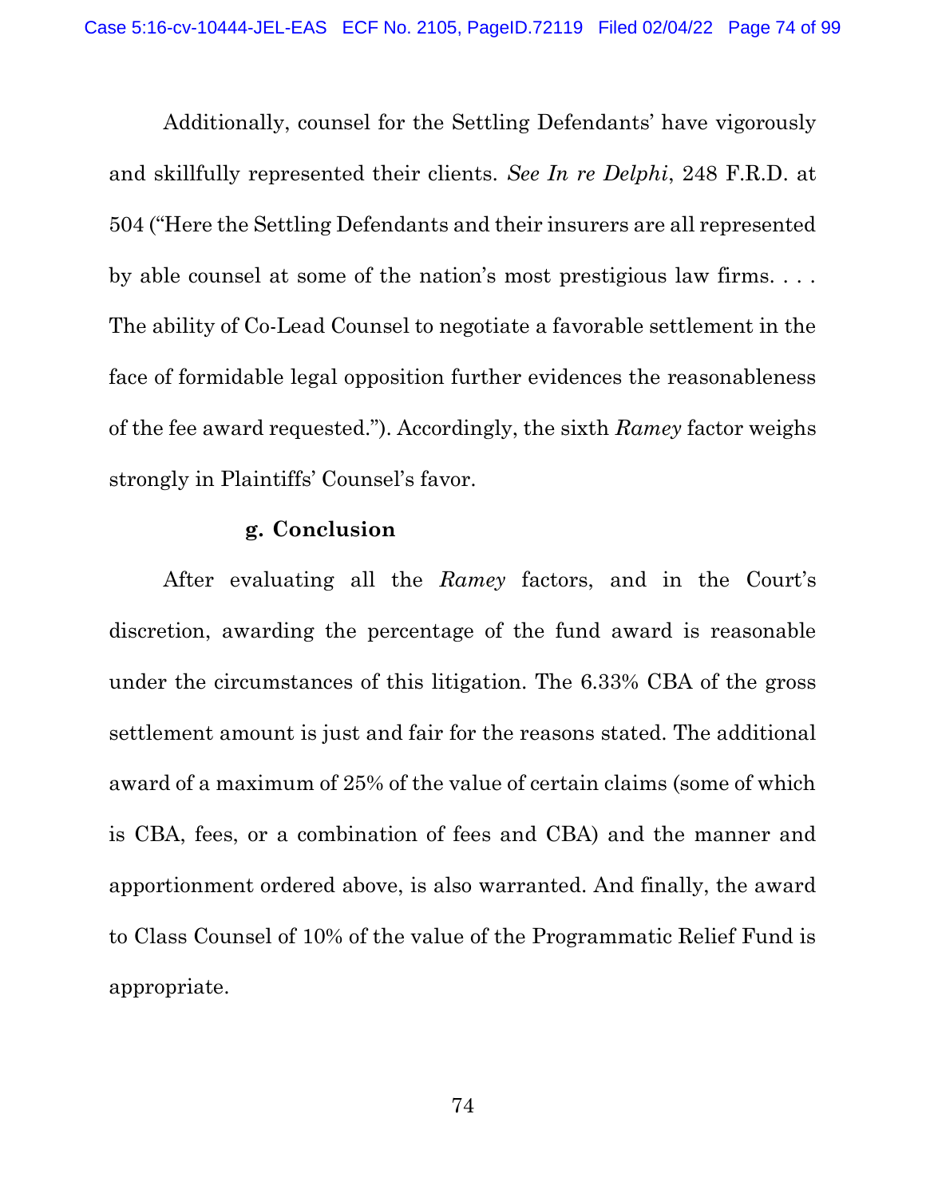Additionally, counsel for the Settling Defendants' have vigorously and skillfully represented their clients. *See In re Delphi*, 248 F.R.D. at 504 ("Here the Settling Defendants and their insurers are all represented by able counsel at some of the nation's most prestigious law firms. . . . The ability of Co-Lead Counsel to negotiate a favorable settlement in the face of formidable legal opposition further evidences the reasonableness of the fee award requested."). Accordingly, the sixth *Ramey* factor weighs strongly in Plaintiffs' Counsel's favor.

**g. Conclusion**

After evaluating all the *Ramey* factors, and in the Court's discretion, awarding the percentage of the fund award is reasonable under the circumstances of this litigation. The 6.33% CBA of the gross settlement amount is just and fair for the reasons stated. The additional award of a maximum of 25% of the value of certain claims (some of which is CBA, fees, or a combination of fees and CBA) and the manner and apportionment ordered above, is also warranted. And finally, the award to Class Counsel of 10% of the value of the Programmatic Relief Fund is appropriate.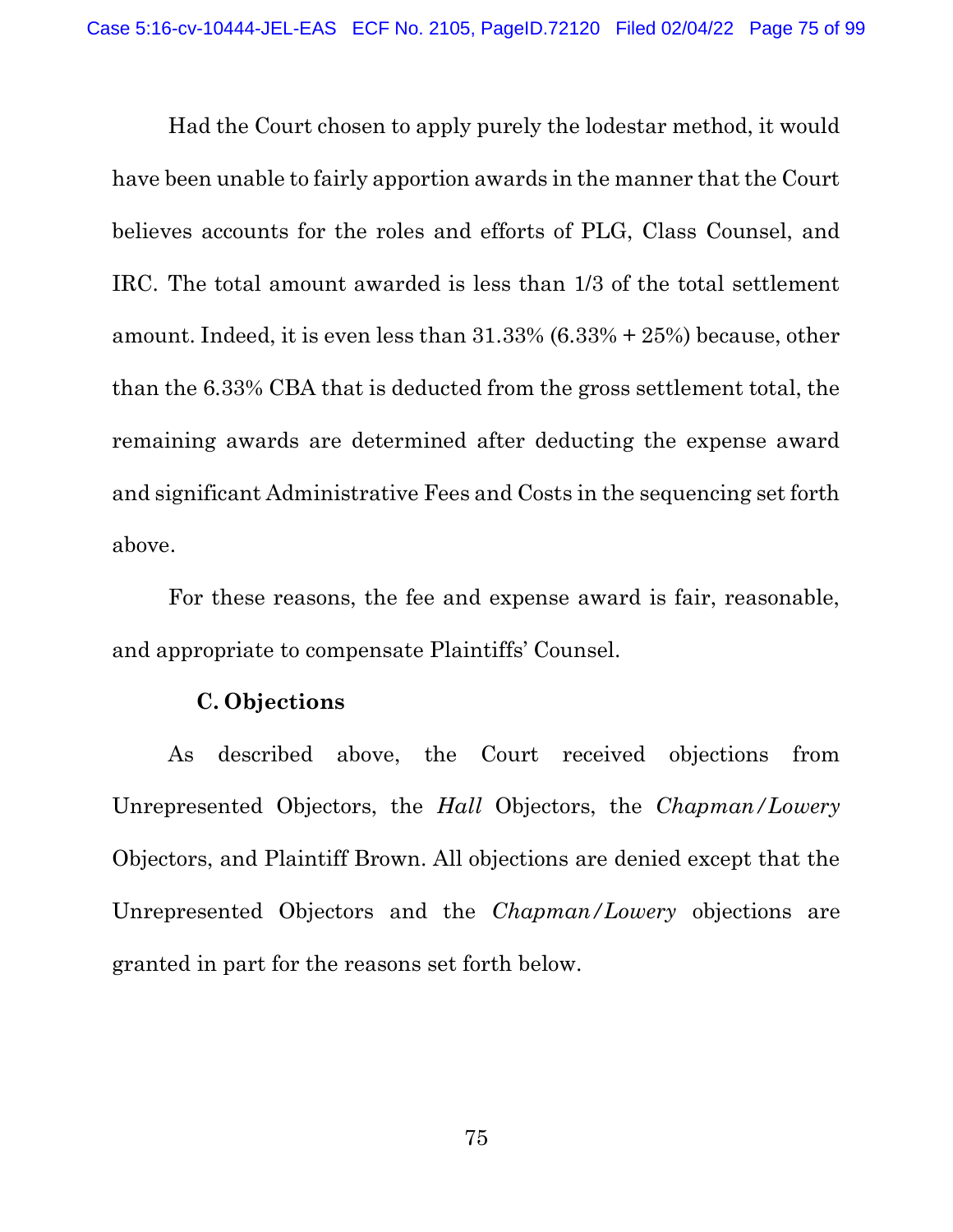Had the Court chosen to apply purely the lodestar method, it would have been unable to fairly apportion awards in the manner that the Court believes accounts for the roles and efforts of PLG, Class Counsel, and IRC. The total amount awarded is less than 1/3 of the total settlement amount. Indeed, it is even less than 31.33% (6.33% + 25%) because, other than the 6.33% CBA that is deducted from the gross settlement total, the remaining awards are determined after deducting the expense award and significant Administrative Fees and Costs in the sequencing set forth above.

For these reasons, the fee and expense award is fair, reasonable, and appropriate to compensate Plaintiffs' Counsel.

### C. Objections

As described above, the Court received objections from Unrepresented Objectors, the *Hall* Objectors, the *Chapman/Lowery* Objectors, and Plaintiff Brown. All objections are denied except that the Unrepresented Objectors and the *Chapman/Lowery* objections are granted in part for the reasons set forth below.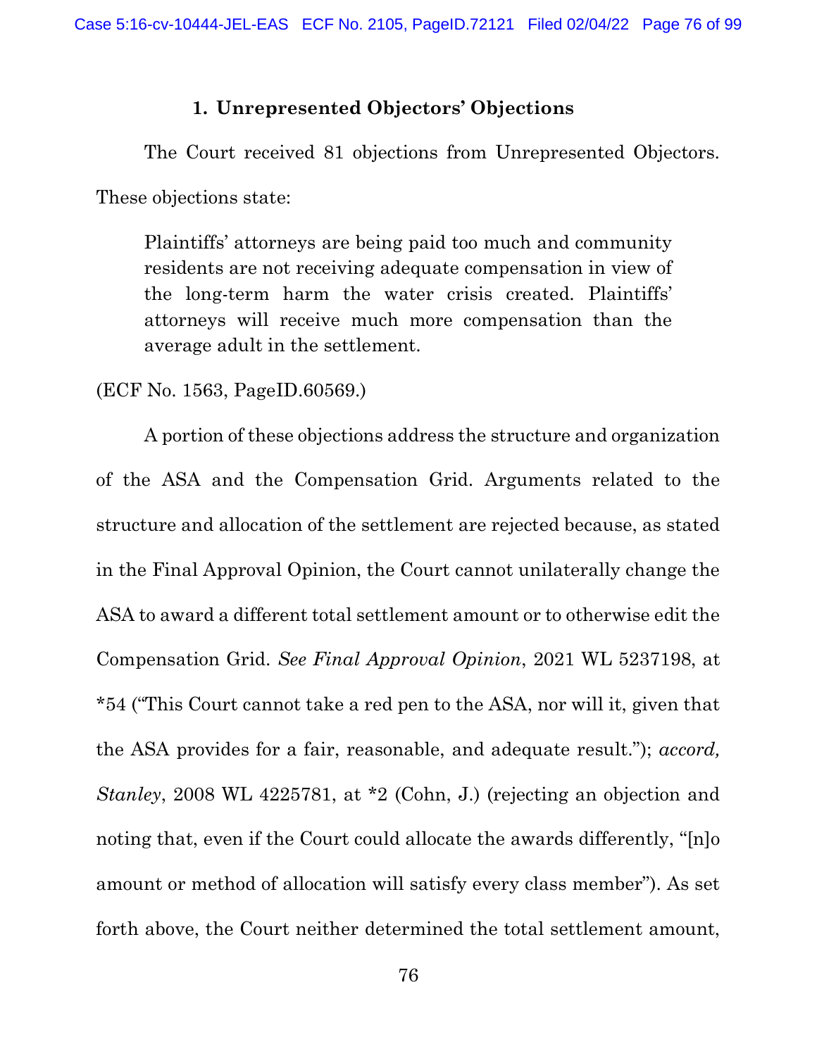### 1. Unrepresented Objectors' Objections

The Court received 81 objections from Unrepresented Objectors. These objections state:

> Plaintiffs' attorneys are being paid too much and community residents are not receiving adequate compensation in view of the long-term harm the water crisis created. Plaintiffs' attorneys will receive much more compensation than the average adult in the settlement.

(ECF No. 1563, PageID.60569.)

A portion of these objections address the structure and organization of the ASA and the Compensation Grid. Arguments related to the structure and allocation of the settlement are rejected because, as stated in the Final Approval Opinion, the Court cannot unilaterally change the ASA to award a different total settlement amount or to otherwise edit the Compensation Grid. *See Final Approval Opinion*, 2021 WL 5237198, at *54 ("This Court cannot take a red pen to the ASA, nor will it, given that the ASA provides for a fair, reasonable, and adequate result."); *accord, Stanley*, 2008 WL 4225781, at *2 (Cohn, J.) (rejecting an objection and noting that, even if the Court could allocate the awards differently, "[n]o amount or method of allocation will satisfy every class member"). As set forth above, the Court neither determined the total settlement amount,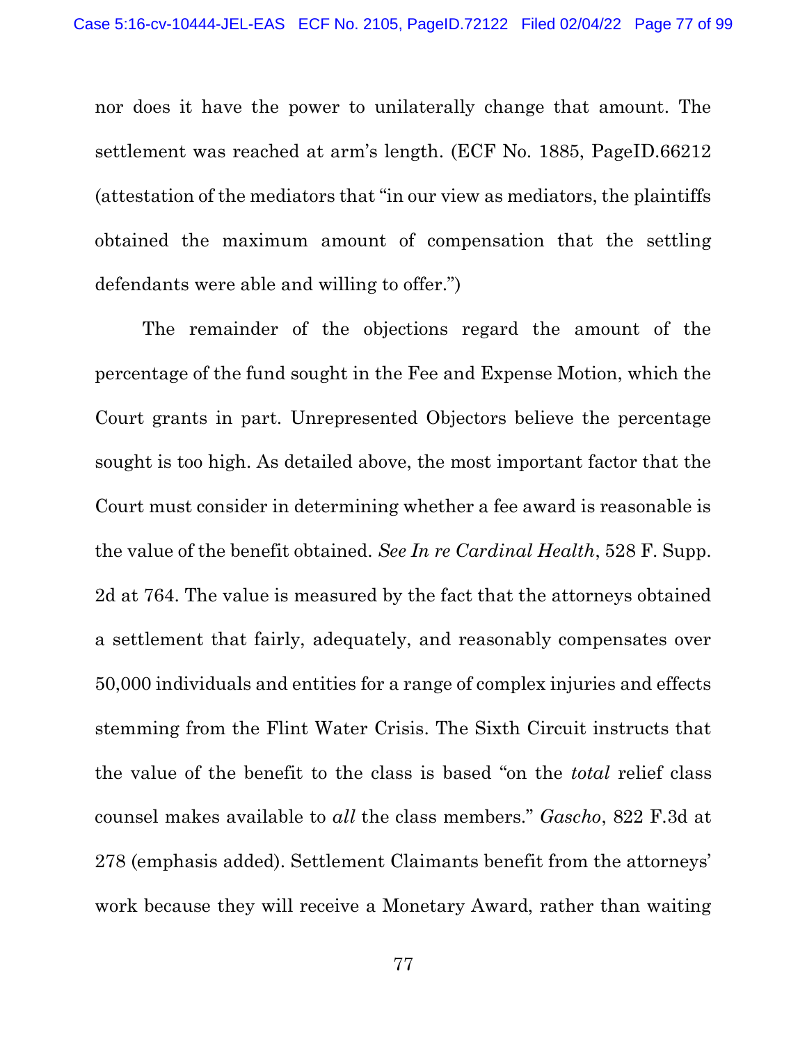nor does it have the power to unilaterally change that amount. The settlement was reached at arm's length. (ECF No. 1885, PageID.66212 (attestation of the mediators that "in our view as mediators, the plaintiffs obtained the maximum amount of compensation that the settling defendants were able and willing to offer.")

The remainder of the objections regard the amount of the percentage of the fund sought in the Fee and Expense Motion, which the Court grants in part. Unrepresented Objectors believe the percentage sought is too high. As detailed above, the most important factor that the Court must consider in determining whether a fee award is reasonable is the value of the benefit obtained. *See In re Cardinal Health*, 528 F. Supp. 2d at 764. The value is measured by the fact that the attorneys obtained a settlement that fairly, adequately, and reasonably compensates over 50,000 individuals and entities for a range of complex injuries and effects stemming from the Flint Water Crisis. The Sixth Circuit instructs that the value of the benefit to the class is based "on the *total* relief class counsel makes available to *all* the class members." *Gascho*, 822 F.3d at 278 (emphasis added). Settlement Claimants benefit from the attorneys' work because they will receive a Monetary Award, rather than waiting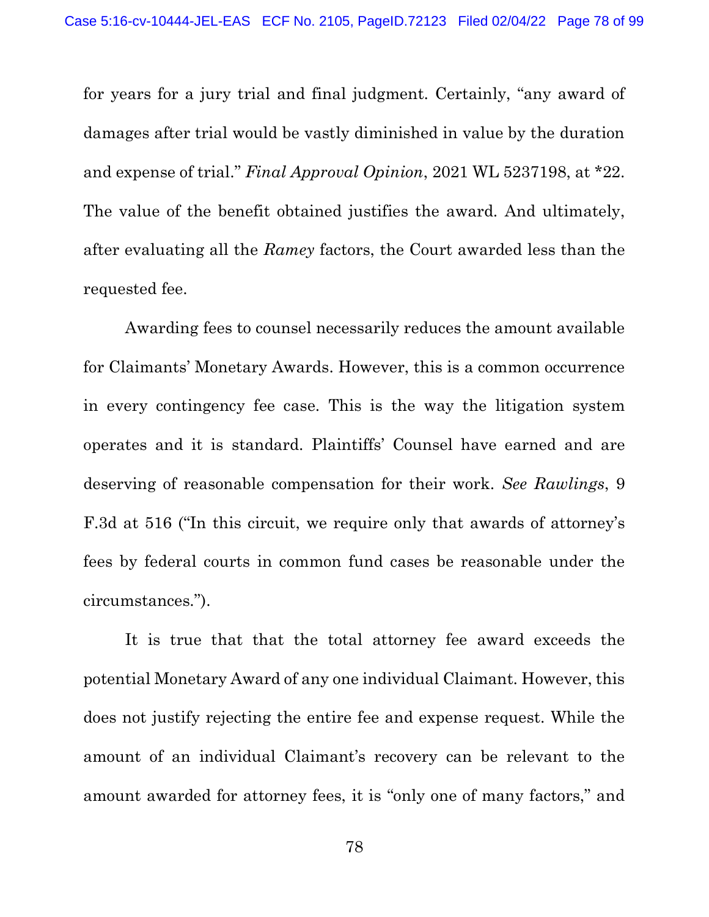for years for a jury trial and final judgment. Certainly, "any award of damages after trial would be vastly diminished in value by the duration and expense of trial." *Final Approval Opinion*, 2021 WL 5237198, at *22. The value of the benefit obtained justifies the award. And ultimately, after evaluating all the *Ramey* factors, the Court awarded less than the requested fee.

Awarding fees to counsel necessarily reduces the amount available for Claimants' Monetary Awards. However, this is a common occurrence in every contingency fee case. This is the way the litigation system operates and it is standard. Plaintiffs' Counsel have earned and are deserving of reasonable compensation for their work. *See Rawlings*, 9 F.3d at 516 ("In this circuit, we require only that awards of attorney's fees by federal courts in common fund cases be reasonable under the circumstances.").

It is true that that the total attorney fee award exceeds the potential Monetary Award of any one individual Claimant. However, this does not justify rejecting the entire fee and expense request. While the amount of an individual Claimant's recovery can be relevant to the amount awarded for attorney fees, it is "only one of many factors," and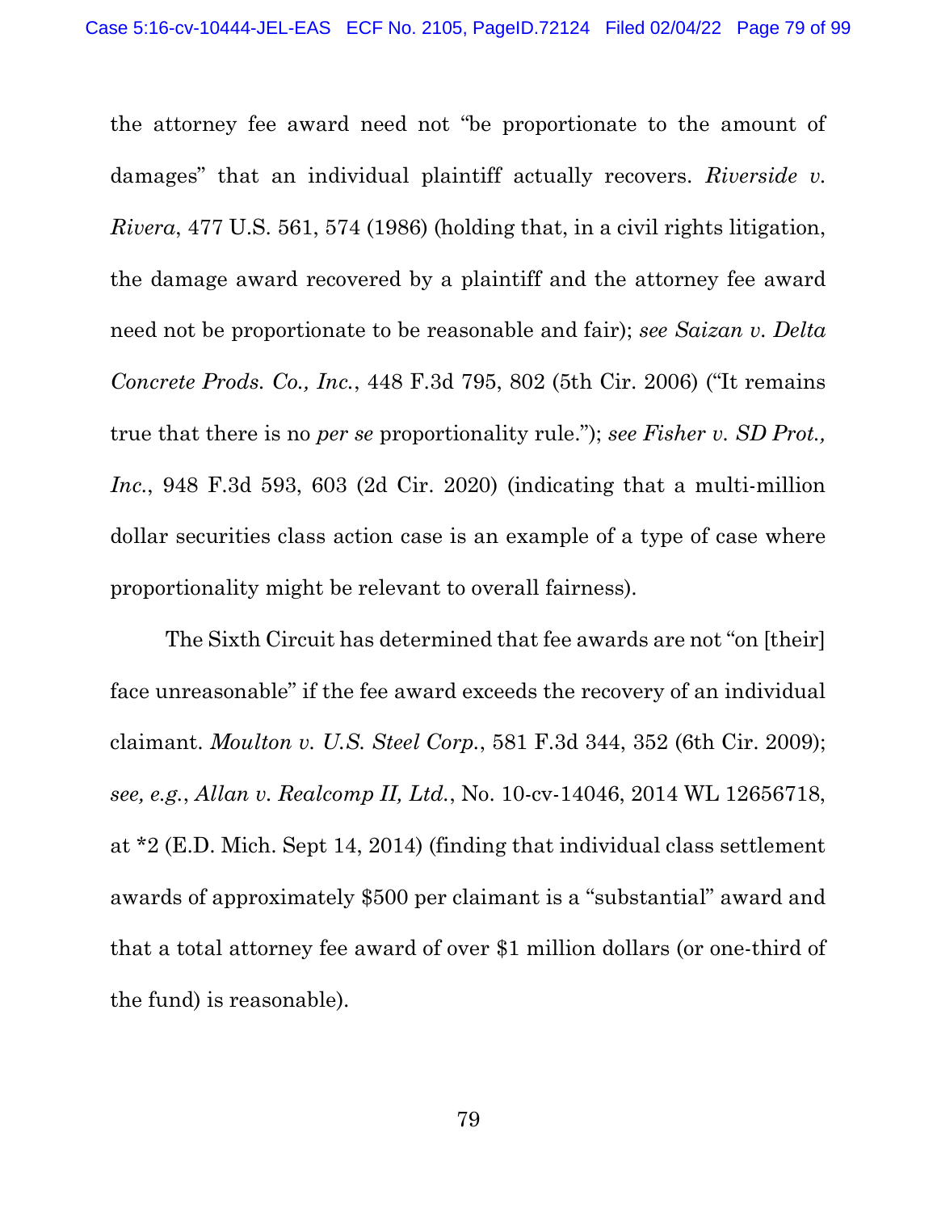the attorney fee award need not "be proportionate to the amount of damages" that an individual plaintiff actually recovers. *Riverside v. Rivera*, 477 U.S. 561, 574 (1986) (holding that, in a civil rights litigation, the damage award recovered by a plaintiff and the attorney fee award need not be proportionate to be reasonable and fair); *see Saizan v. Delta Concrete Prods. Co., Inc.*, 448 F.3d 795, 802 (5th Cir. 2006) ("It remains true that there is no *per se* proportionality rule."); *see Fisher v. SD Prot., Inc.*, 948 F.3d 593, 603 (2d Cir. 2020) (indicating that a multi-million dollar securities class action case is an example of a type of case where proportionality might be relevant to overall fairness).

The Sixth Circuit has determined that fee awards are not "on [their] face unreasonable" if the fee award exceeds the recovery of an individual claimant. *Moulton v. U.S. Steel Corp.*, 581 F.3d 344, 352 (6th Cir. 2009); *see, e.g.*, *Allan v. Realcomp II, Ltd.*, No. 10-cv-14046, 2014 WL 12656718, at *2 (E.D. Mich. Sept 14, 2014) (finding that individual class settlement awards of approximately $500 per claimant is a "substantial" award and that a total attorney fee award of over $1 million dollars (or one-third of the fund) is reasonable).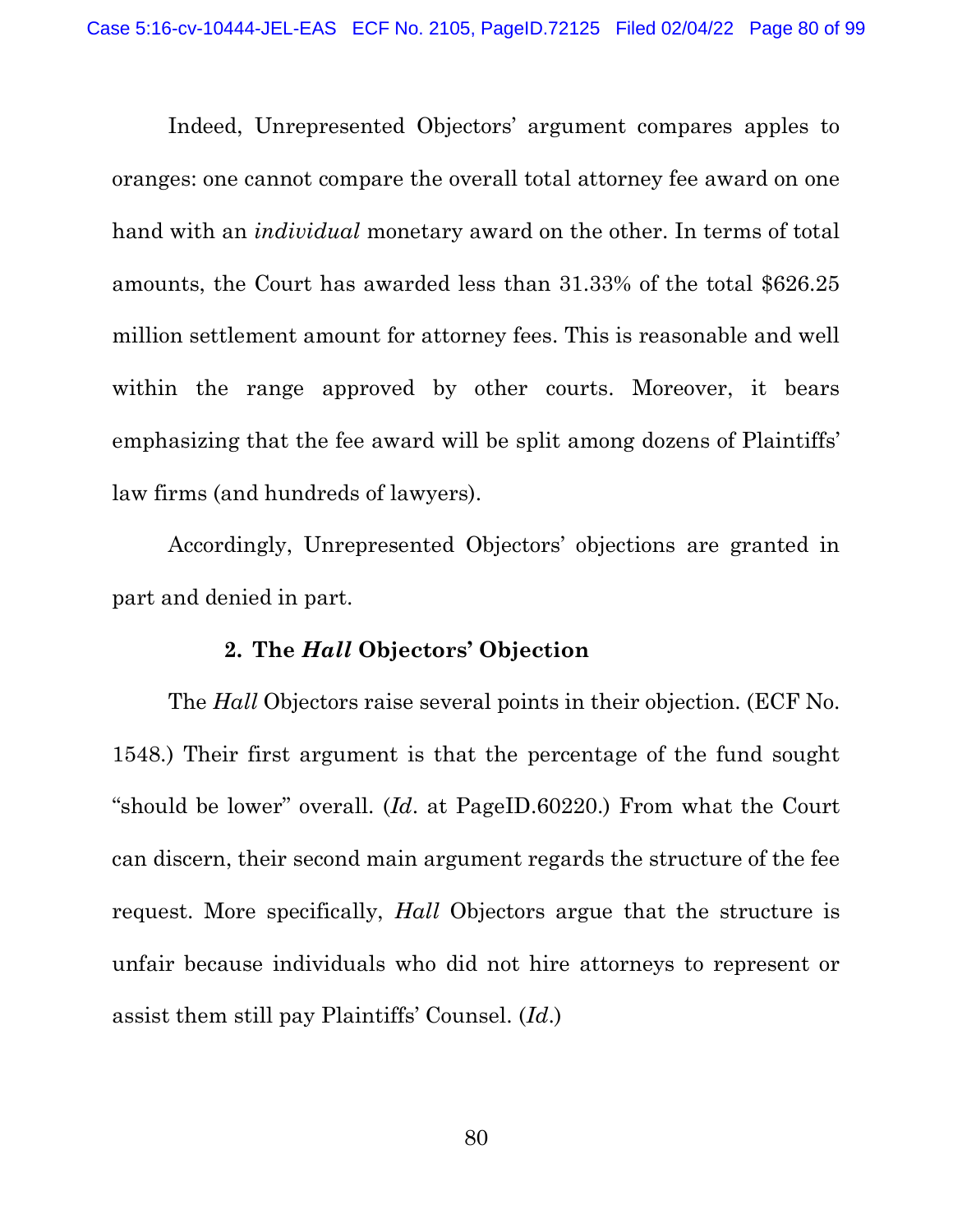Indeed, Unrepresented Objectors' argument compares apples to oranges: one cannot compare the overall total attorney fee award on one hand with an *individual* monetary award on the other. In terms of total amounts, the Court has awarded less than 31.33% of the total $626.25 million settlement amount for attorney fees. This is reasonable and well within the range approved by other courts. Moreover, it bears emphasizing that the fee award will be split among dozens of Plaintiffs' law firms (and hundreds of lawyers).

Accordingly, Unrepresented Objectors' objections are granted in part and denied in part.

### 2. The *Hall* Objectors' Objection

The *Hall* Objectors raise several points in their objection. (ECF No. 1548.) Their first argument is that the percentage of the fund sought "should be lower" overall. (*Id*. at PageID.60220.) From what the Court can discern, their second main argument regards the structure of the fee request. More specifically, *Hall* Objectors argue that the structure is unfair because individuals who did not hire attorneys to represent or assist them still pay Plaintiffs' Counsel. (*Id*.)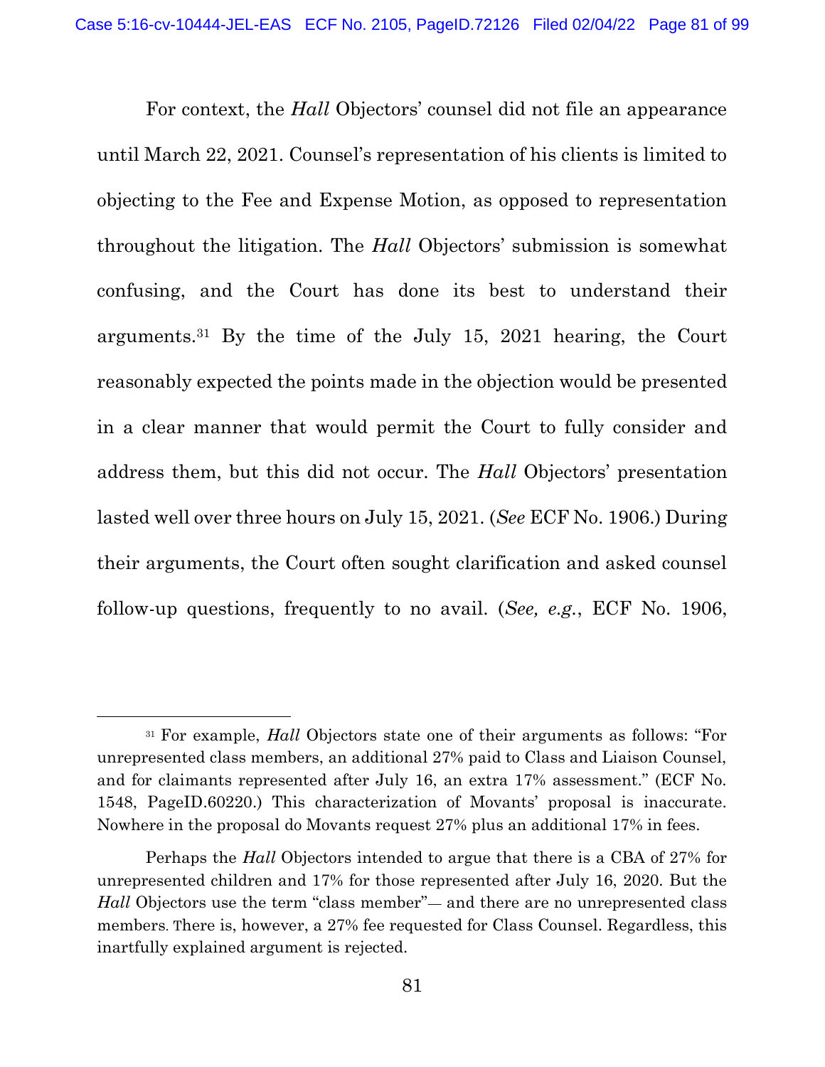For context, the *Hall* Objectors' counsel did not file an appearance until March 22, 2021. Counsel's representation of his clients is limited to objecting to the Fee and Expense Motion, as opposed to representation throughout the litigation. The *Hall* Objectors' submission is somewhat confusing, and the Court has done its best to understand their arguments.[31] By the time of the July 15, 2021 hearing, the Court reasonably expected the points made in the objection would be presented in a clear manner that would permit the Court to fully consider and address them, but this did not occur. The *Hall* Objectors' presentation lasted well over three hours on July 15, 2021. (*See* ECF No. 1906.) During their arguments, the Court often sought clarification and asked counsel follow-up questions, frequently to no avail. (*See, e.g.*, ECF No. 1906,

---

[31] For example, *Hall* Objectors state one of their arguments as follows: "For unrepresented class members, an additional 27% paid to Class and Liaison Counsel, and for claimants represented after July 16, an extra 17% assessment." (ECF No. 1548, PageID.60220.) This characterization of Movants' proposal is inaccurate. Nowhere in the proposal do Movants request 27% plus an additional 17% in fees.

Perhaps the *Hall* Objectors intended to argue that there is a CBA of 27% for unrepresented children and 17% for those represented after July 16, 2020. But the *Hall* Objectors use the term "class member"— and there are no unrepresented class members. There is, however, a 27% fee requested for Class Counsel. Regardless, this inartfully explained argument is rejected.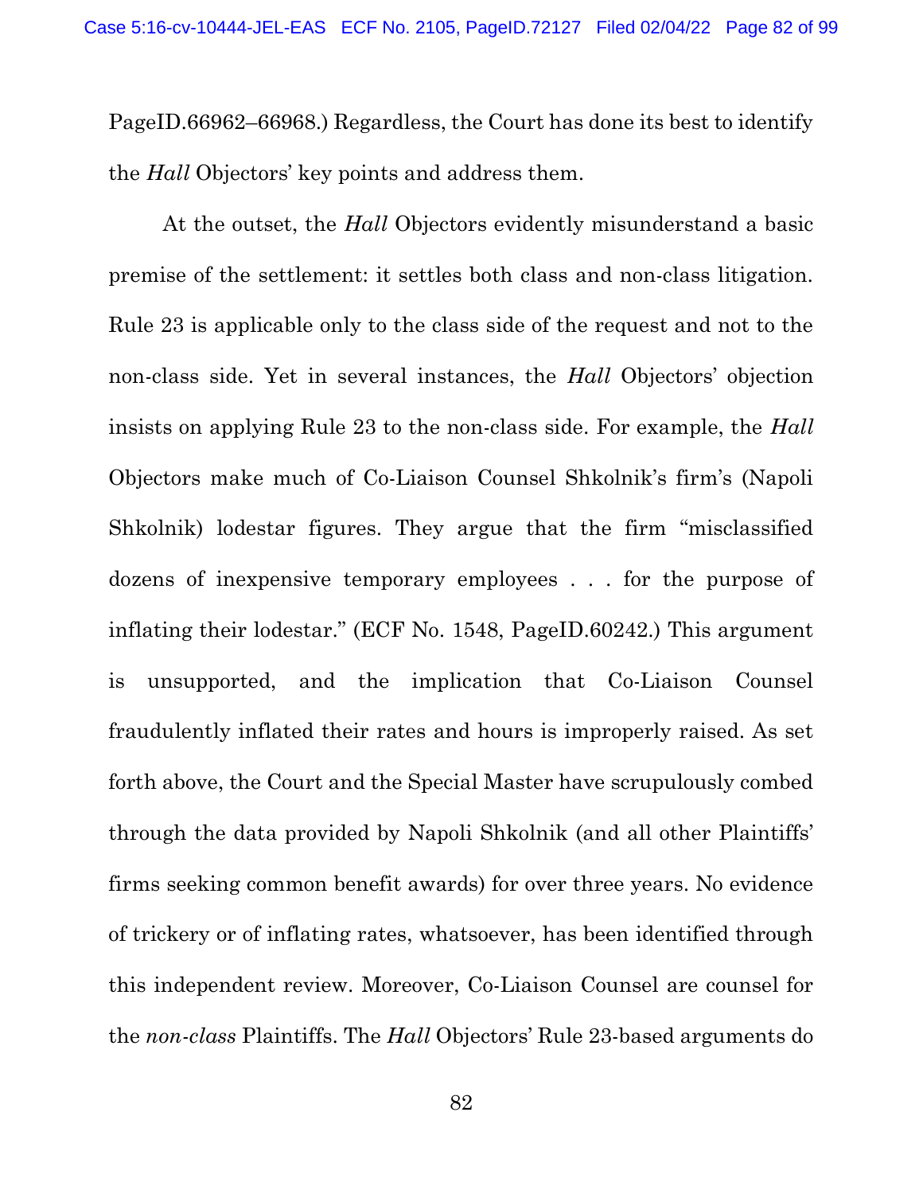PageID.66962–66968.) Regardless, the Court has done its best to identify the *Hall* Objectors' key points and address them.

At the outset, the *Hall* Objectors evidently misunderstand a basic premise of the settlement: it settles both class and non-class litigation. Rule 23 is applicable only to the class side of the request and not to the non-class side. Yet in several instances, the *Hall* Objectors' objection insists on applying Rule 23 to the non-class side. For example, the *Hall* Objectors make much of Co-Liaison Counsel Shkolnik's firm's (Napoli Shkolnik) lodestar figures. They argue that the firm "misclassified dozens of inexpensive temporary employees . . . for the purpose of inflating their lodestar." (ECF No. 1548, PageID.60242.) This argument is unsupported, and the implication that Co-Liaison Counsel fraudulently inflated their rates and hours is improperly raised. As set forth above, the Court and the Special Master have scrupulously combed through the data provided by Napoli Shkolnik (and all other Plaintiffs' firms seeking common benefit awards) for over three years. No evidence of trickery or of inflating rates, whatsoever, has been identified through this independent review. Moreover, Co-Liaison Counsel are counsel for the *non-class* Plaintiffs. The *Hall* Objectors' Rule 23-based arguments do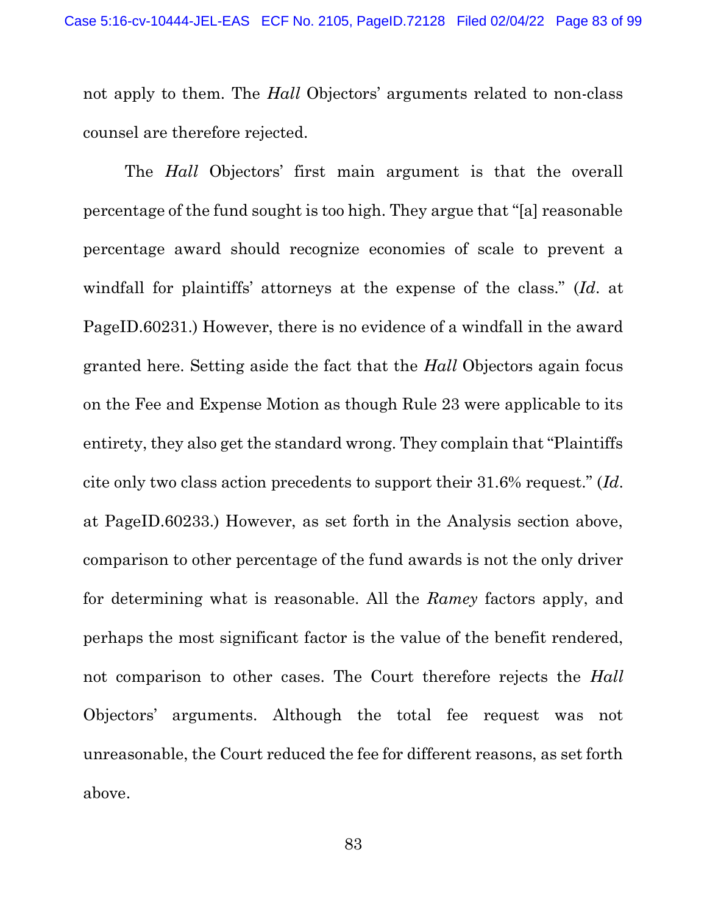not apply to them. The *Hall* Objectors' arguments related to non-class counsel are therefore rejected.

The *Hall* Objectors' first main argument is that the overall percentage of the fund sought is too high. They argue that "[a] reasonable percentage award should recognize economies of scale to prevent a windfall for plaintiffs' attorneys at the expense of the class." (*Id*. at PageID.60231.) However, there is no evidence of a windfall in the award granted here. Setting aside the fact that the *Hall* Objectors again focus on the Fee and Expense Motion as though Rule 23 were applicable to its entirety, they also get the standard wrong. They complain that "Plaintiffs cite only two class action precedents to support their 31.6% request." (*Id*. at PageID.60233.) However, as set forth in the Analysis section above, comparison to other percentage of the fund awards is not the only driver for determining what is reasonable. All the *Ramey* factors apply, and perhaps the most significant factor is the value of the benefit rendered, not comparison to other cases. The Court therefore rejects the *Hall* Objectors' arguments. Although the total fee request was not unreasonable, the Court reduced the fee for different reasons, as set forth above.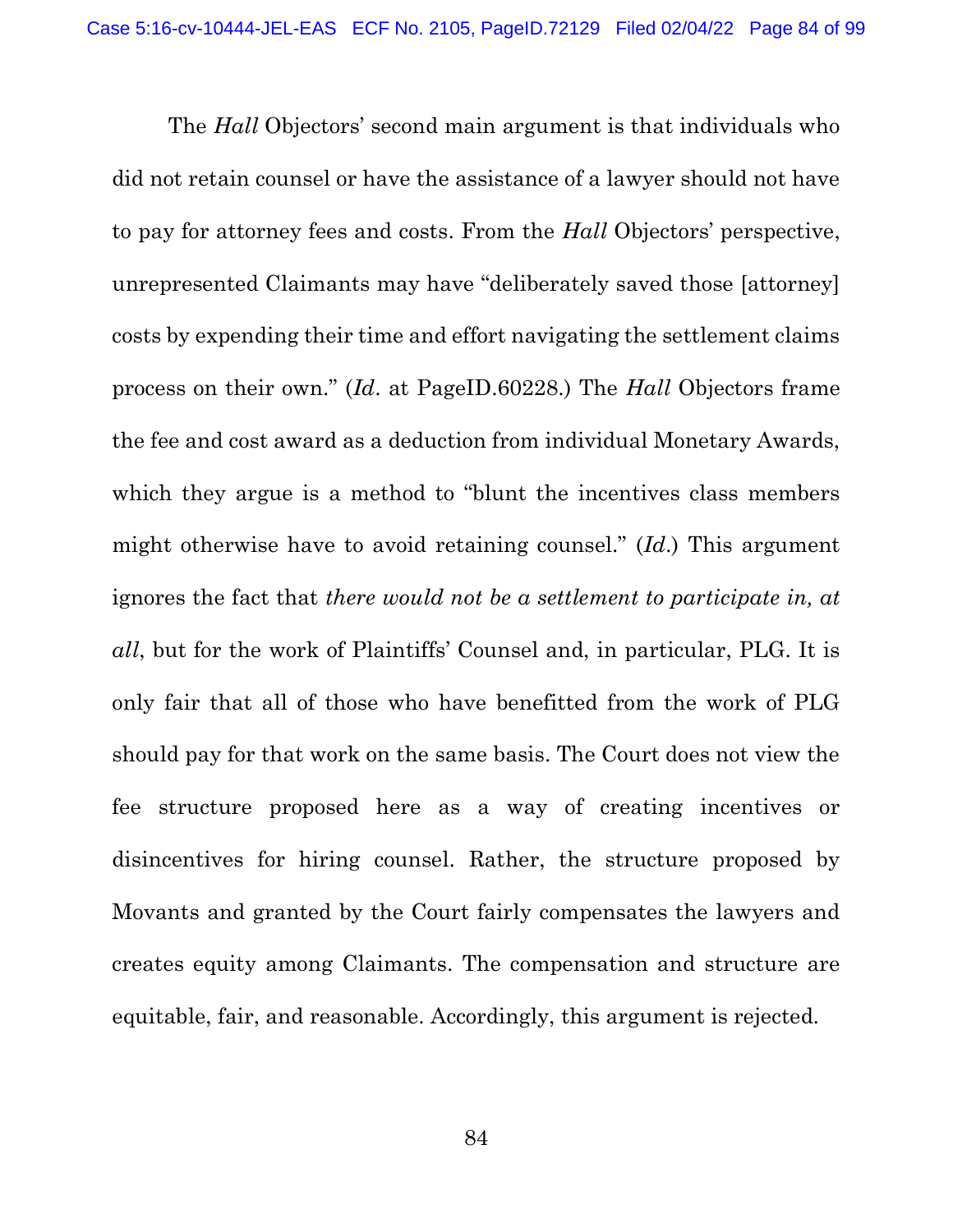The *Hall* Objectors' second main argument is that individuals who did not retain counsel or have the assistance of a lawyer should not have to pay for attorney fees and costs. From the *Hall* Objectors' perspective, unrepresented Claimants may have "deliberately saved those [attorney] costs by expending their time and effort navigating the settlement claims process on their own." (*Id*. at PageID.60228.) The *Hall* Objectors frame the fee and cost award as a deduction from individual Monetary Awards, which they argue is a method to "blunt the incentives class members might otherwise have to avoid retaining counsel." (*Id*.) This argument ignores the fact that *there would not be a settlement to participate in, at all*, but for the work of Plaintiffs' Counsel and, in particular, PLG. It is only fair that all of those who have benefitted from the work of PLG should pay for that work on the same basis. The Court does not view the fee structure proposed here as a way of creating incentives or disincentives for hiring counsel. Rather, the structure proposed by Movants and granted by the Court fairly compensates the lawyers and creates equity among Claimants. The compensation and structure are equitable, fair, and reasonable. Accordingly, this argument is rejected.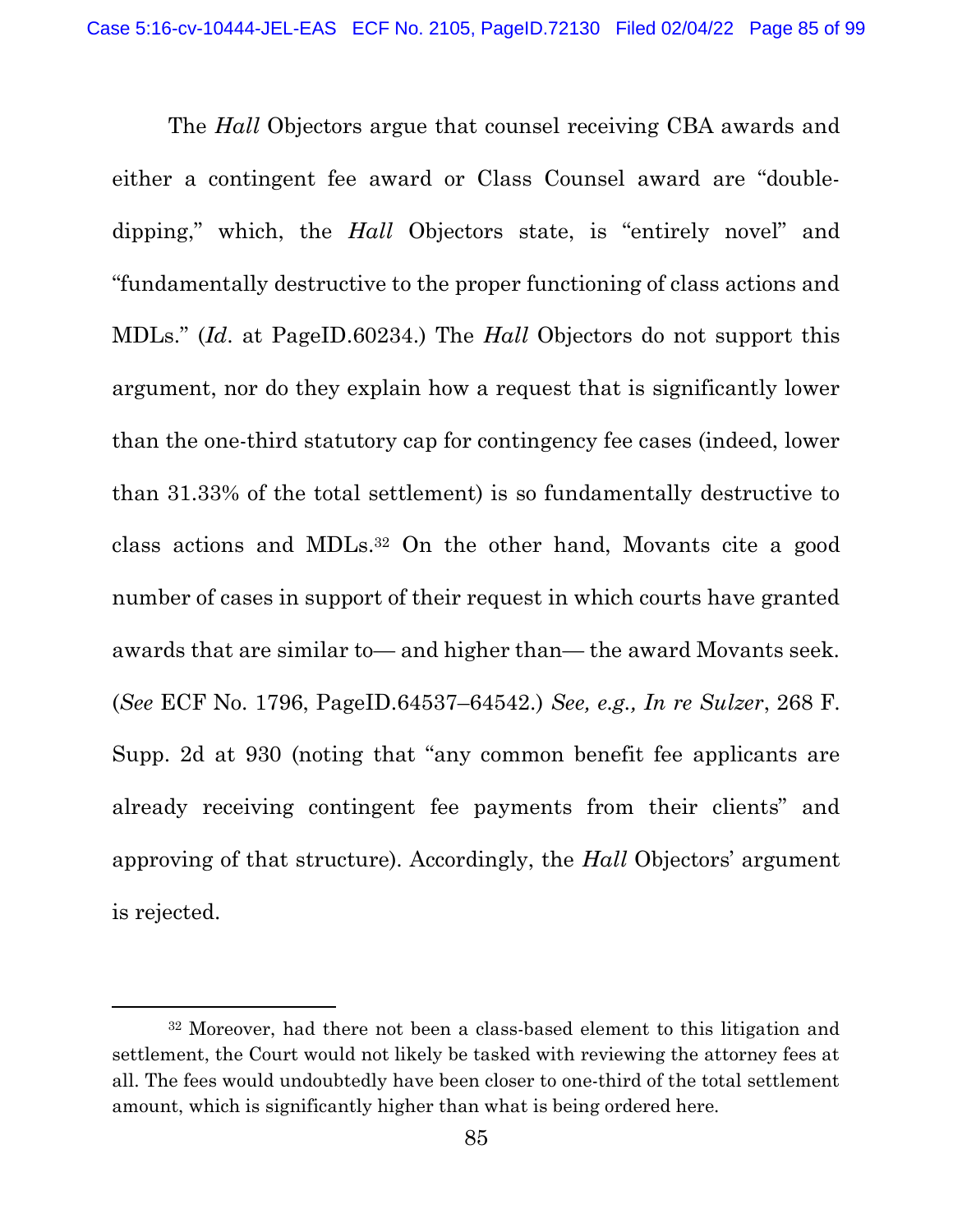The *Hall* Objectors argue that counsel receiving CBA awards and either a contingent fee award or Class Counsel award are "double-dipping," which, the *Hall* Objectors state, is "entirely novel" and "fundamentally destructive to the proper functioning of class actions and MDLs." (*Id*. at PageID.60234.) The *Hall* Objectors do not support this argument, nor do they explain how a request that is significantly lower than the one-third statutory cap for contingency fee cases (indeed, lower than 31.33% of the total settlement) is so fundamentally destructive to class actions and MDLs.[32] On the other hand, Movants cite a good number of cases in support of their request in which courts have granted awards that are similar to— and higher than— the award Movants seek. (*See* ECF No. 1796, PageID.64537–64542.) *See, e.g., In re Sulzer*, 268 F. Supp. 2d at 930 (noting that "any common benefit fee applicants are already receiving contingent fee payments from their clients" and approving of that structure). Accordingly, the *Hall* Objectors' argument is rejected.

---

[32] Moreover, had there not been a class-based element to this litigation and settlement, the Court would not likely be tasked with reviewing the attorney fees at all. The fees would undoubtedly have been closer to one-third of the total settlement amount, which is significantly higher than what is being ordered here.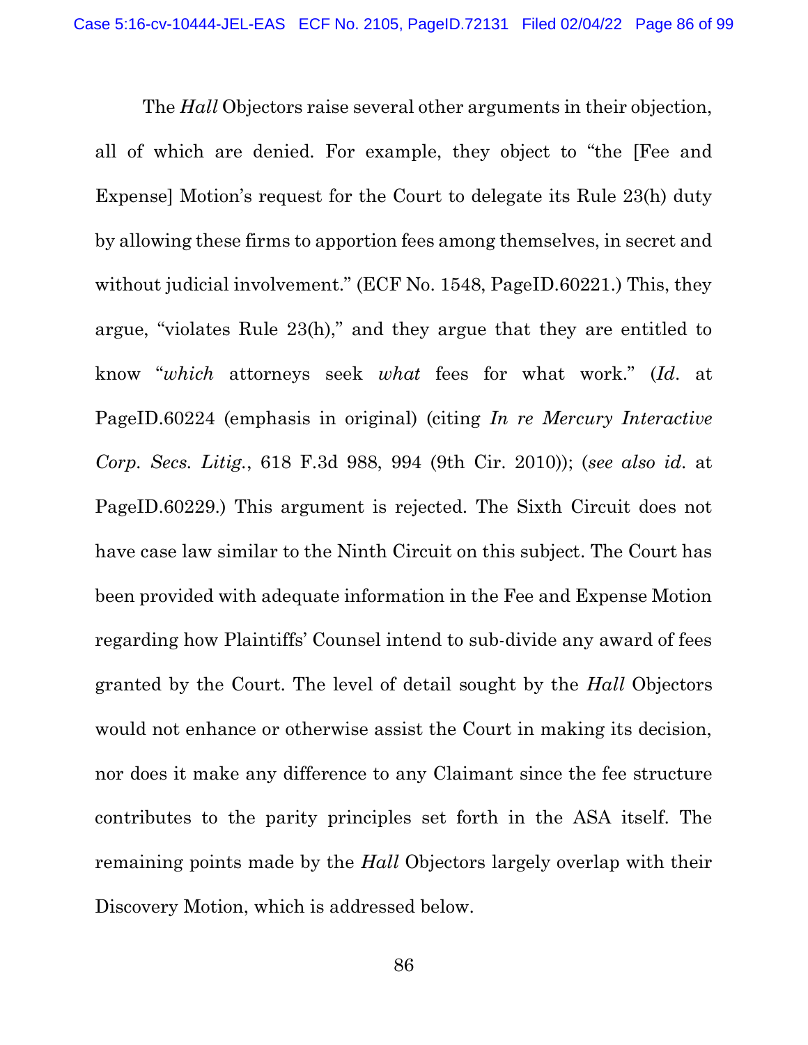The *Hall* Objectors raise several other arguments in their objection, all of which are denied. For example, they object to "the [Fee and Expense] Motion's request for the Court to delegate its Rule 23(h) duty by allowing these firms to apportion fees among themselves, in secret and without judicial involvement." (ECF No. 1548, PageID.60221.) This, they argue, "violates Rule 23(h)," and they argue that they are entitled to know "*which* attorneys seek *what* fees for what work." (*Id.* at PageID.60224 (emphasis in original) (citing *In re Mercury Interactive Corp. Secs. Litig.*, 618 F.3d 988, 994 (9th Cir. 2010)); (*see also id.* at PageID.60229.) This argument is rejected. The Sixth Circuit does not have case law similar to the Ninth Circuit on this subject. The Court has been provided with adequate information in the Fee and Expense Motion regarding how Plaintiffs' Counsel intend to sub-divide any award of fees granted by the Court. The level of detail sought by the *Hall* Objectors would not enhance or otherwise assist the Court in making its decision, nor does it make any difference to any Claimant since the fee structure contributes to the parity principles set forth in the ASA itself. The remaining points made by the *Hall* Objectors largely overlap with their Discovery Motion, which is addressed below.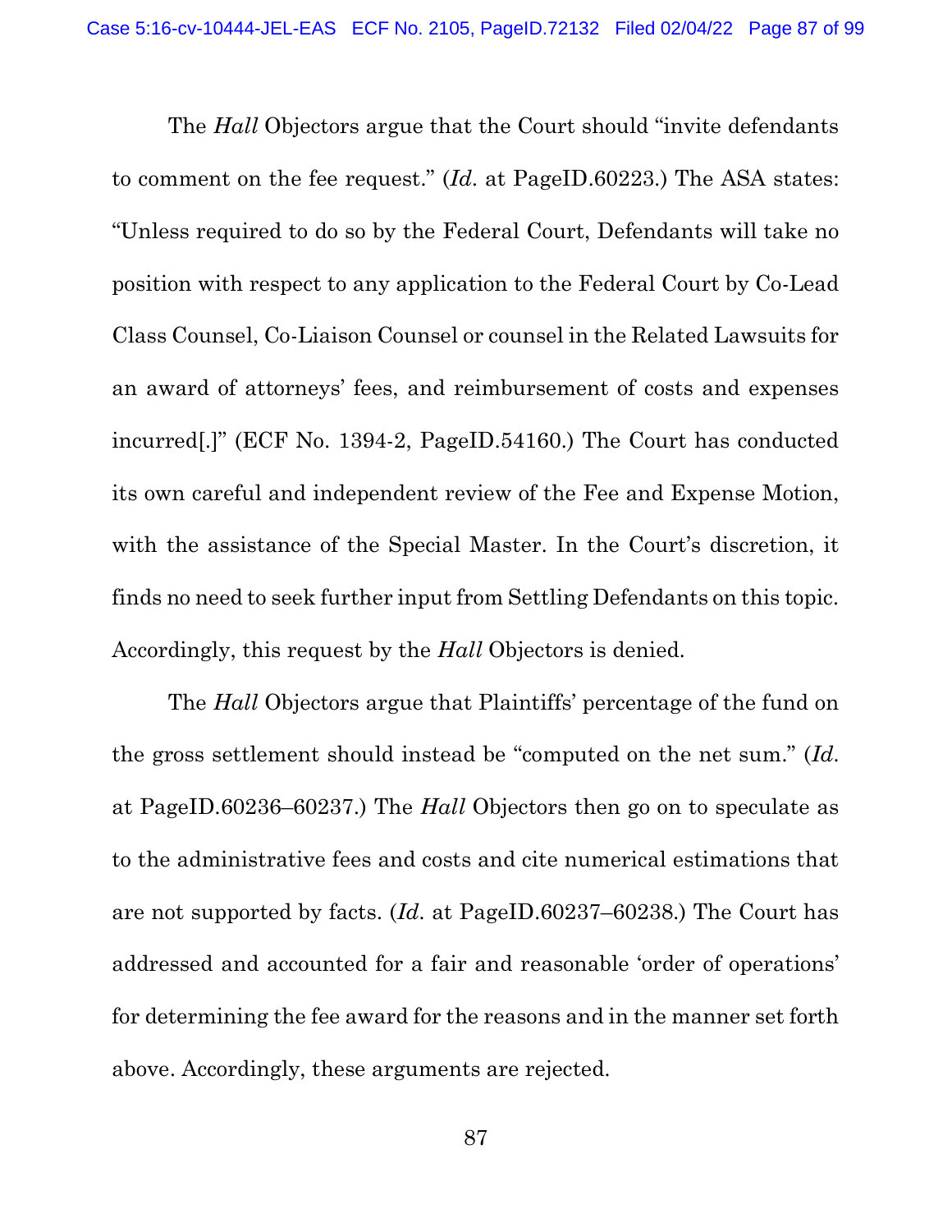The *Hall* Objectors argue that the Court should "invite defendants to comment on the fee request." (*Id*. at PageID.60223.) The ASA states: "Unless required to do so by the Federal Court, Defendants will take no position with respect to any application to the Federal Court by Co-Lead Class Counsel, Co-Liaison Counsel or counsel in the Related Lawsuits for an award of attorneys' fees, and reimbursement of costs and expenses incurred[.]" (ECF No. 1394-2, PageID.54160.) The Court has conducted its own careful and independent review of the Fee and Expense Motion, with the assistance of the Special Master. In the Court's discretion, it finds no need to seek further input from Settling Defendants on this topic. Accordingly, this request by the *Hall* Objectors is denied.

The *Hall* Objectors argue that Plaintiffs' percentage of the fund on the gross settlement should instead be "computed on the net sum." (*Id*. at PageID.60236–60237.) The *Hall* Objectors then go on to speculate as to the administrative fees and costs and cite numerical estimations that are not supported by facts. (*Id*. at PageID.60237–60238.) The Court has addressed and accounted for a fair and reasonable 'order of operations' for determining the fee award for the reasons and in the manner set forth above. Accordingly, these arguments are rejected.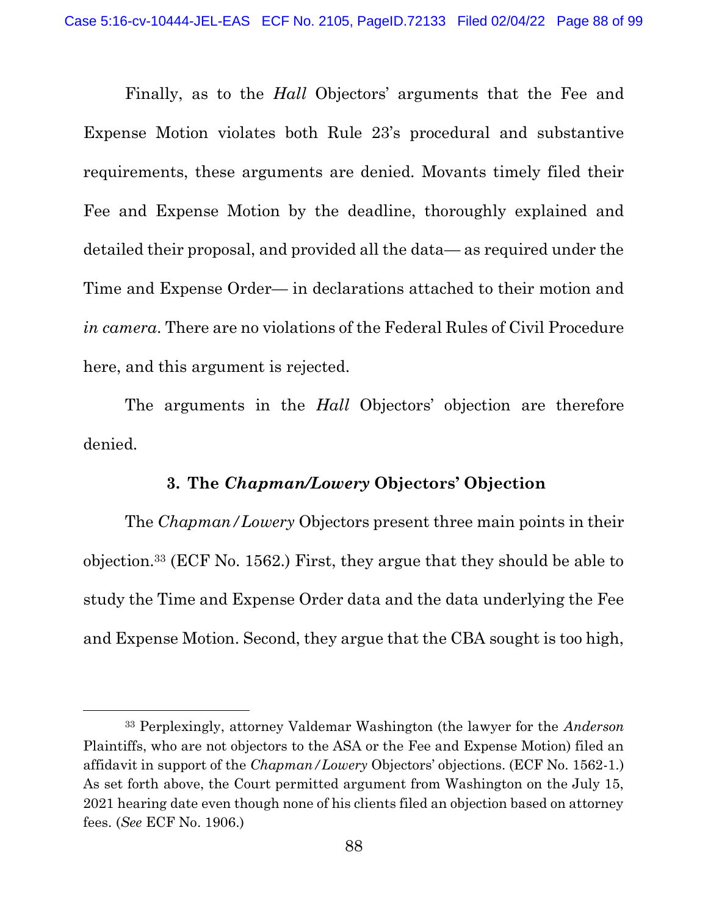Finally, as to the *Hall* Objectors' arguments that the Fee and Expense Motion violates both Rule 23's procedural and substantive requirements, these arguments are denied. Movants timely filed their Fee and Expense Motion by the deadline, thoroughly explained and detailed their proposal, and provided all the data— as required under the Time and Expense Order— in declarations attached to their motion and *in camera*. There are no violations of the Federal Rules of Civil Procedure here, and this argument is rejected.

The arguments in the *Hall* Objectors' objection are therefore denied.

### 3. The *Chapman/Lowery* Objectors' Objection

The *Chapman/Lowery* Objectors present three main points in their objection.[33] (ECF No. 1562.) First, they argue that they should be able to study the Time and Expense Order data and the data underlying the Fee and Expense Motion. Second, they argue that the CBA sought is too high,

---

[33] Perplexingly, attorney Valdemar Washington (the lawyer for the *Anderson* Plaintiffs, who are not objectors to the ASA or the Fee and Expense Motion) filed an affidavit in support of the *Chapman/Lowery* Objectors' objections. (ECF No. 1562-1.) As set forth above, the Court permitted argument from Washington on the July 15, 2021 hearing date even though none of his clients filed an objection based on attorney fees. (*See* ECF No. 1906.)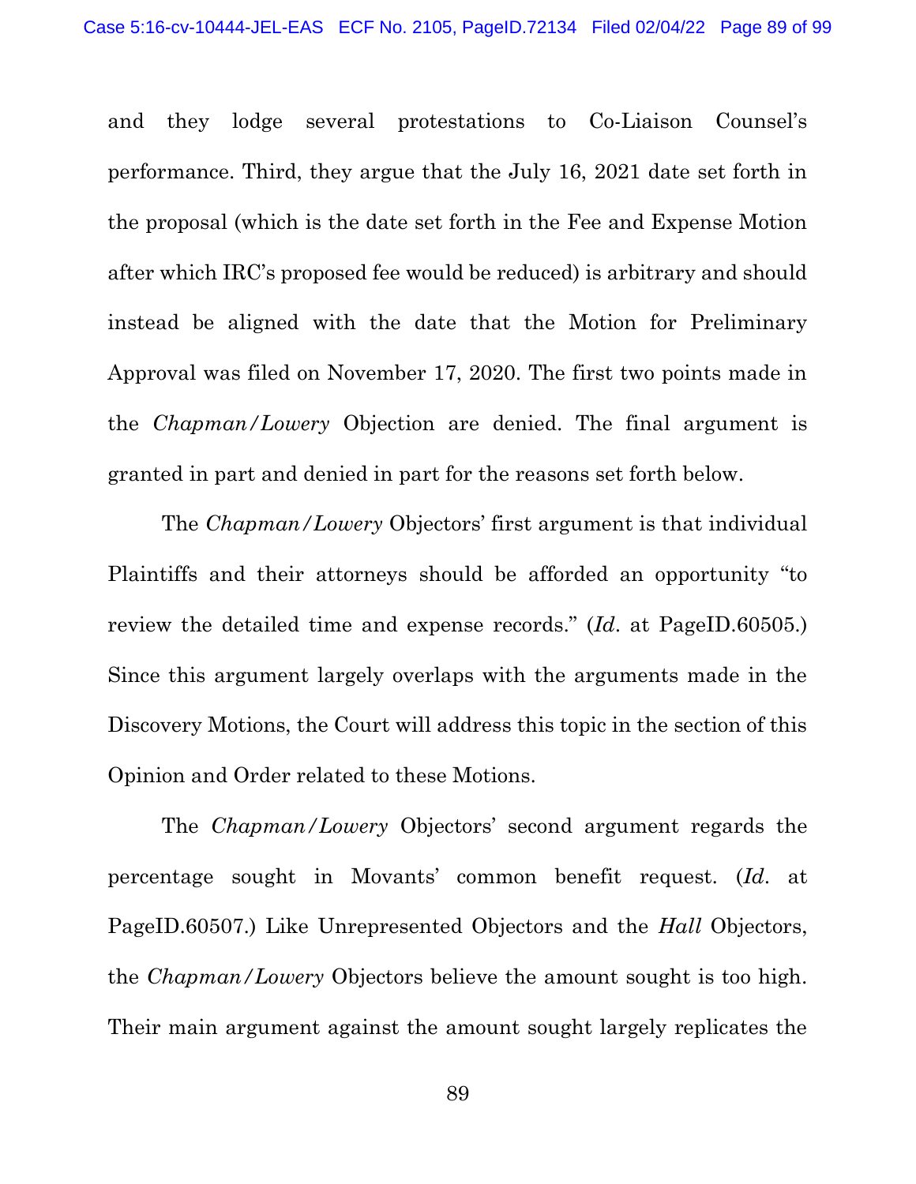and they lodge several protestations to Co-Liaison Counsel's performance. Third, they argue that the July 16, 2021 date set forth in the proposal (which is the date set forth in the Fee and Expense Motion after which IRC's proposed fee would be reduced) is arbitrary and should instead be aligned with the date that the Motion for Preliminary Approval was filed on November 17, 2020. The first two points made in the *Chapman/Lowery* Objection are denied. The final argument is granted in part and denied in part for the reasons set forth below.

The *Chapman/Lowery* Objectors' first argument is that individual Plaintiffs and their attorneys should be afforded an opportunity "to review the detailed time and expense records." (*Id*. at PageID.60505.) Since this argument largely overlaps with the arguments made in the Discovery Motions, the Court will address this topic in the section of this Opinion and Order related to these Motions.

The *Chapman/Lowery* Objectors' second argument regards the percentage sought in Movants' common benefit request. (*Id*. at PageID.60507.) Like Unrepresented Objectors and the *Hall* Objectors, the *Chapman/Lowery* Objectors believe the amount sought is too high. Their main argument against the amount sought largely replicates the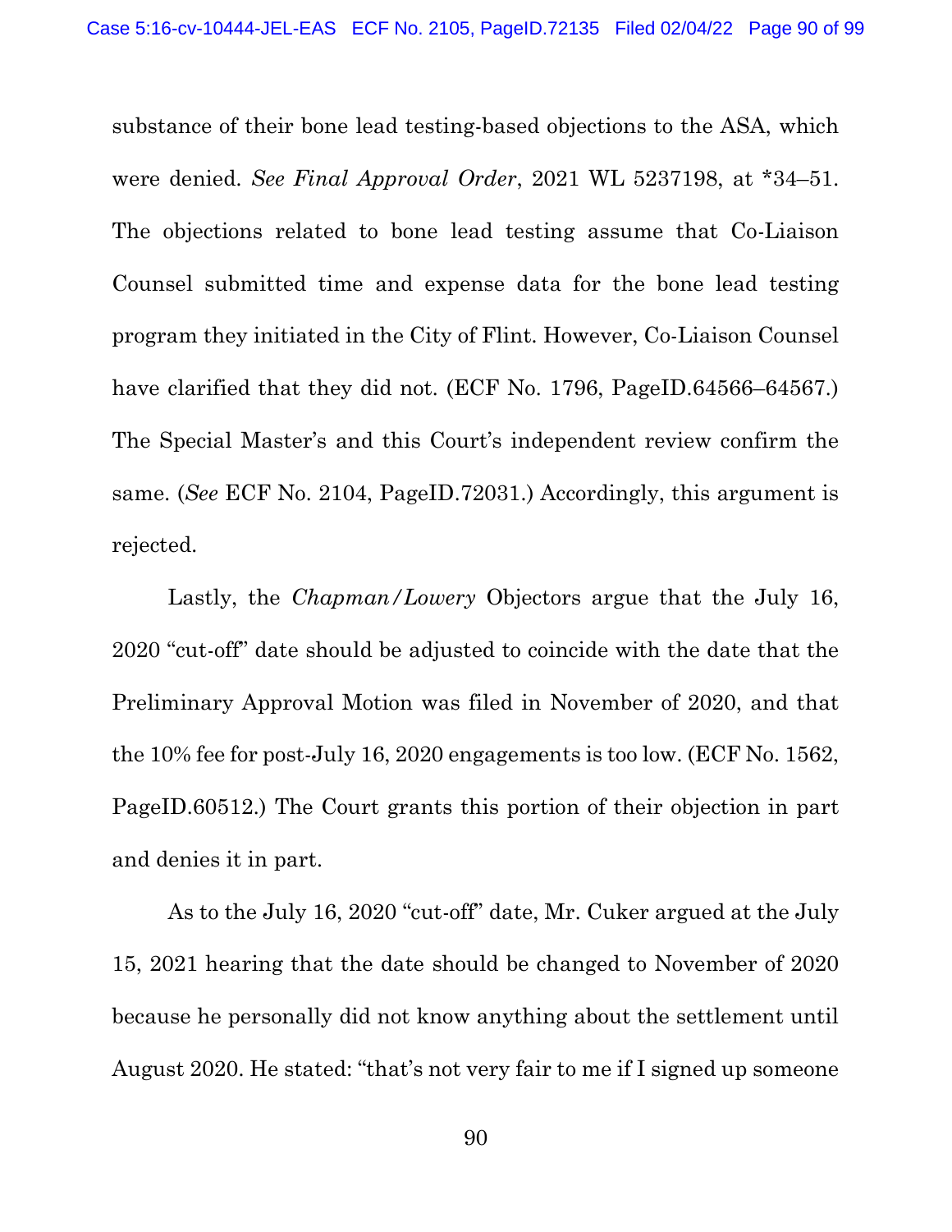substance of their bone lead testing-based objections to the ASA, which were denied. *See Final Approval Order*, 2021 WL 5237198, at *34–51. The objections related to bone lead testing assume that Co-Liaison Counsel submitted time and expense data for the bone lead testing program they initiated in the City of Flint. However, Co-Liaison Counsel have clarified that they did not. (ECF No. 1796, PageID.64566–64567.) The Special Master's and this Court's independent review confirm the same. (*See* ECF No. 2104, PageID.72031.) Accordingly, this argument is rejected.

Lastly, the *Chapman/Lowery* Objectors argue that the July 16, 2020 "cut-off" date should be adjusted to coincide with the date that the Preliminary Approval Motion was filed in November of 2020, and that the 10% fee for post-July 16, 2020 engagements is too low. (ECF No. 1562, PageID.60512.) The Court grants this portion of their objection in part and denies it in part.

As to the July 16, 2020 "cut-off" date, Mr. Cuker argued at the July 15, 2021 hearing that the date should be changed to November of 2020 because he personally did not know anything about the settlement until August 2020. He stated: "that's not very fair to me if I signed up someone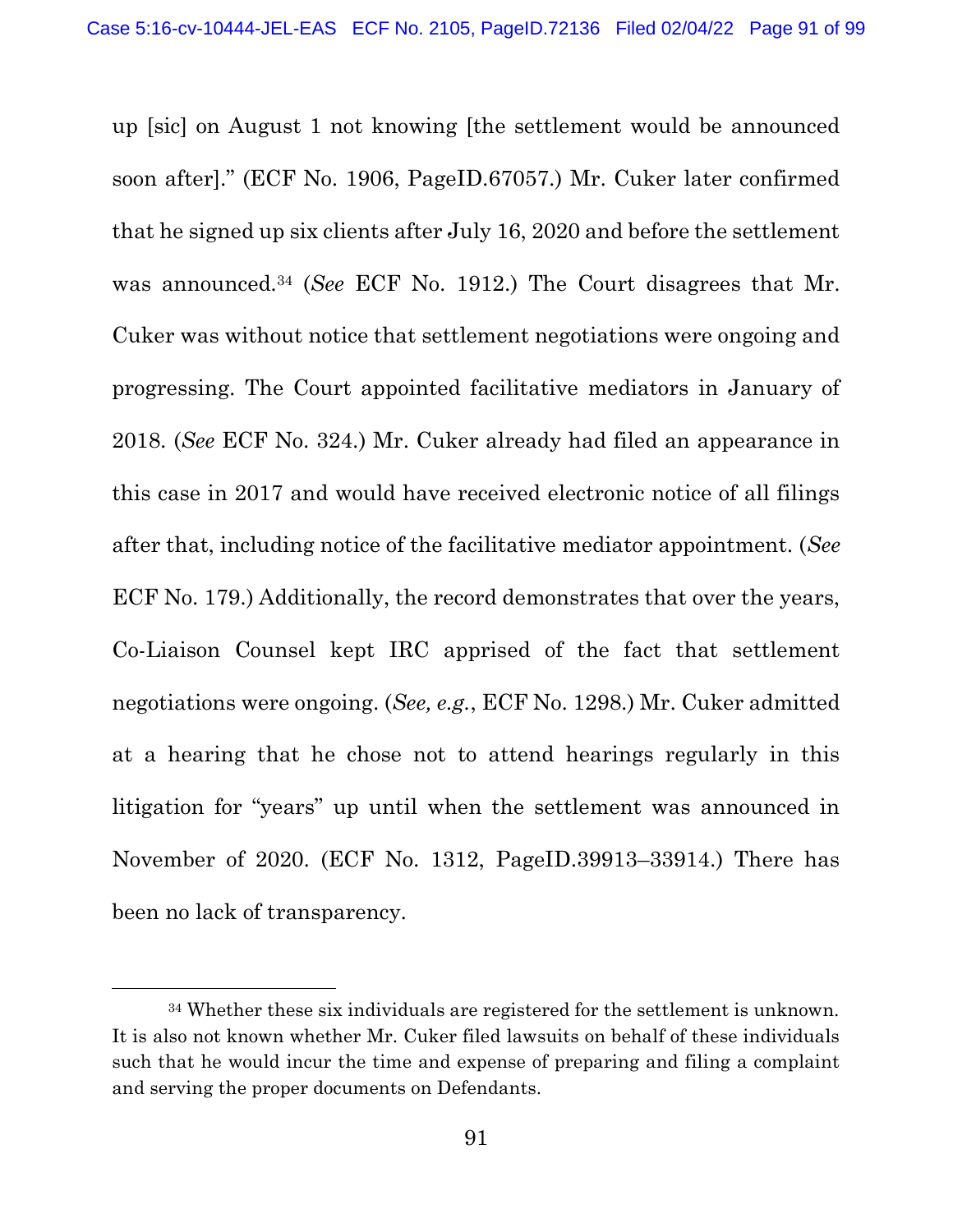up [sic] on August 1 not knowing [the settlement would be announced soon after]." (ECF No. 1906, PageID.67057.) Mr. Cuker later confirmed that he signed up six clients after July 16, 2020 and before the settlement was announced.[34] (*See* ECF No. 1912.) The Court disagrees that Mr. Cuker was without notice that settlement negotiations were ongoing and progressing. The Court appointed facilitative mediators in January of 2018. (*See* ECF No. 324.) Mr. Cuker already had filed an appearance in this case in 2017 and would have received electronic notice of all filings after that, including notice of the facilitative mediator appointment. (*See* ECF No. 179.) Additionally, the record demonstrates that over the years, Co-Liaison Counsel kept IRC apprised of the fact that settlement negotiations were ongoing. (*See, e.g.*, ECF No. 1298.) Mr. Cuker admitted at a hearing that he chose not to attend hearings regularly in this litigation for "years" up until when the settlement was announced in November of 2020. (ECF No. 1312, PageID.39913–33914.) There has been no lack of transparency.

---

[34] Whether these six individuals are registered for the settlement is unknown. It is also not known whether Mr. Cuker filed lawsuits on behalf of these individuals such that he would incur the time and expense of preparing and filing a complaint and serving the proper documents on Defendants.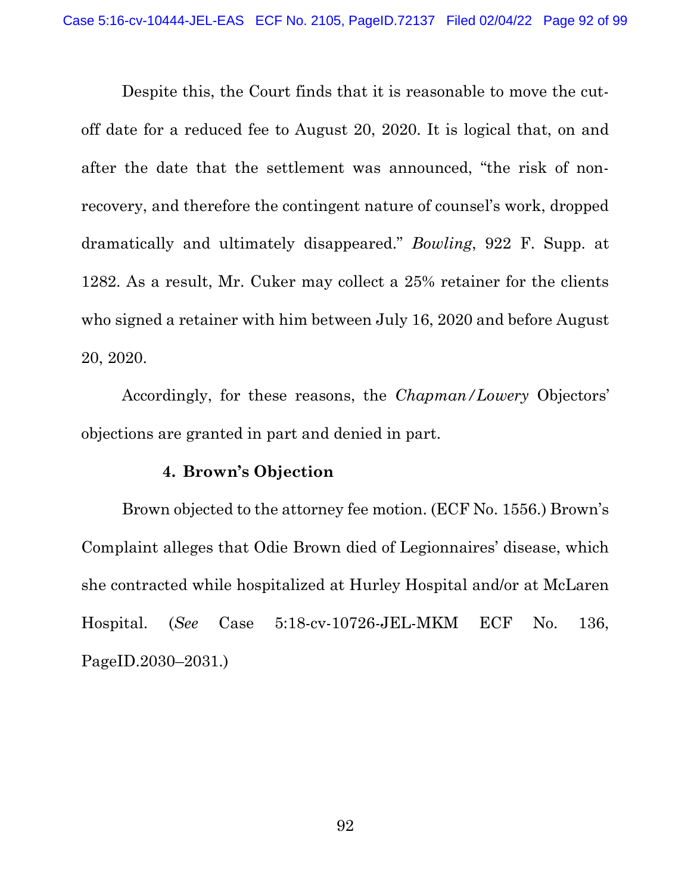Despite this, the Court finds that it is reasonable to move the cut-off date for a reduced fee to August 20, 2020. It is logical that, on and after the date that the settlement was announced, "the risk of non-recovery, and therefore the contingent nature of counsel's work, dropped dramatically and ultimately disappeared." *Bowling*, 922 F. Supp. at 1282. As a result, Mr. Cuker may collect a 25% retainer for the clients who signed a retainer with him between July 16, 2020 and before August 20, 2020.

Accordingly, for these reasons, the *Chapman/Lowery* Objectors' objections are granted in part and denied in part.

#### 4. Brown's Objection

Brown objected to the attorney fee motion. (ECF No. 1556.) Brown's Complaint alleges that Odie Brown died of Legionnaires' disease, which she contracted while hospitalized at Hurley Hospital and/or at McLaren Hospital. (*See* Case 5:18-cv-10726-JEL-MKM ECF No. 136, PageID.2030–2031.)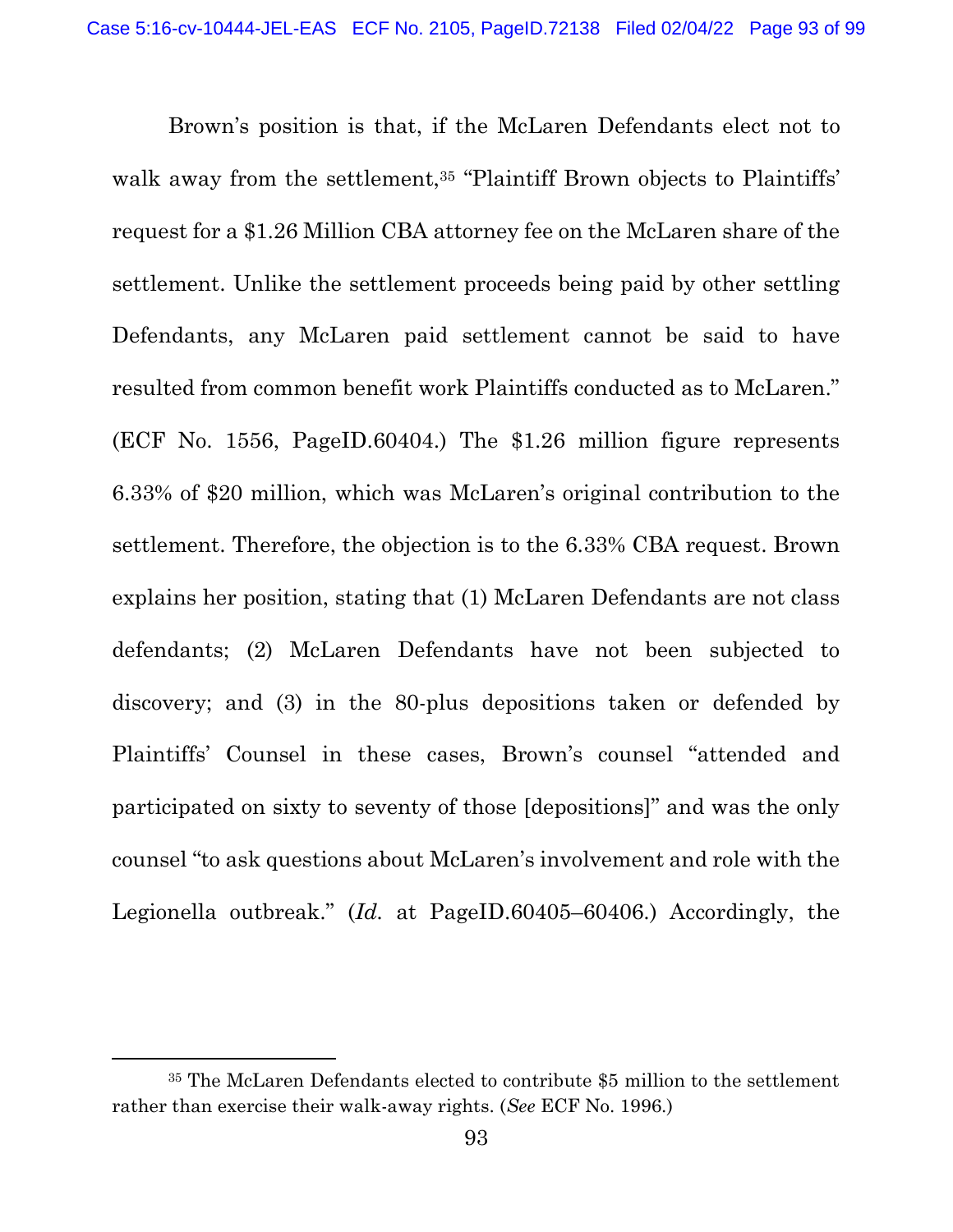Brown's position is that, if the McLaren Defendants elect not to walk away from the settlement,[35] "Plaintiff Brown objects to Plaintiffs' request for a $1.26 Million CBA attorney fee on the McLaren share of the settlement. Unlike the settlement proceeds being paid by other settling Defendants, any McLaren paid settlement cannot be said to have resulted from common benefit work Plaintiffs conducted as to McLaren." (ECF No. 1556, PageID.60404.) The $1.26 million figure represents 6.33% of $20 million, which was McLaren's original contribution to the settlement. Therefore, the objection is to the 6.33% CBA request. Brown explains her position, stating that (1) McLaren Defendants are not class defendants; (2) McLaren Defendants have not been subjected to discovery; and (3) in the 80-plus depositions taken or defended by Plaintiffs' Counsel in these cases, Brown's counsel "attended and participated on sixty to seventy of those [depositions]" and was the only counsel "to ask questions about McLaren's involvement and role with the Legionella outbreak." (*Id.* at PageID.60405–60406.) Accordingly, the

---

[35] The McLaren Defendants elected to contribute $5 million to the settlement rather than exercise their walk-away rights. (*See* ECF No. 1996.)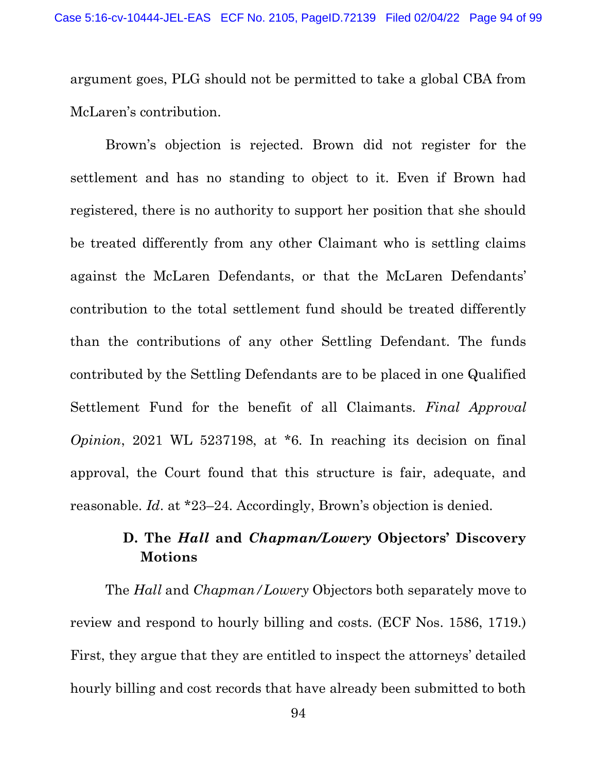argument goes, PLG should not be permitted to take a global CBA from McLaren's contribution.

Brown's objection is rejected. Brown did not register for the settlement and has no standing to object to it. Even if Brown had registered, there is no authority to support her position that she should be treated differently from any other Claimant who is settling claims against the McLaren Defendants, or that the McLaren Defendants' contribution to the total settlement fund should be treated differently than the contributions of any other Settling Defendant. The funds contributed by the Settling Defendants are to be placed in one Qualified Settlement Fund for the benefit of all Claimants. *Final Approval Opinion*, 2021 WL 5237198, at *6. In reaching its decision on final approval, the Court found that this structure is fair, adequate, and reasonable. *Id*. at *23–24. Accordingly, Brown's objection is denied.

### D. The *Hall* and *Chapman/Lowery* Objectors' Discovery Motions

The *Hall* and *Chapman/Lowery* Objectors both separately move to review and respond to hourly billing and costs. (ECF Nos. 1586, 1719.) First, they argue that they are entitled to inspect the attorneys' detailed hourly billing and cost records that have already been submitted to both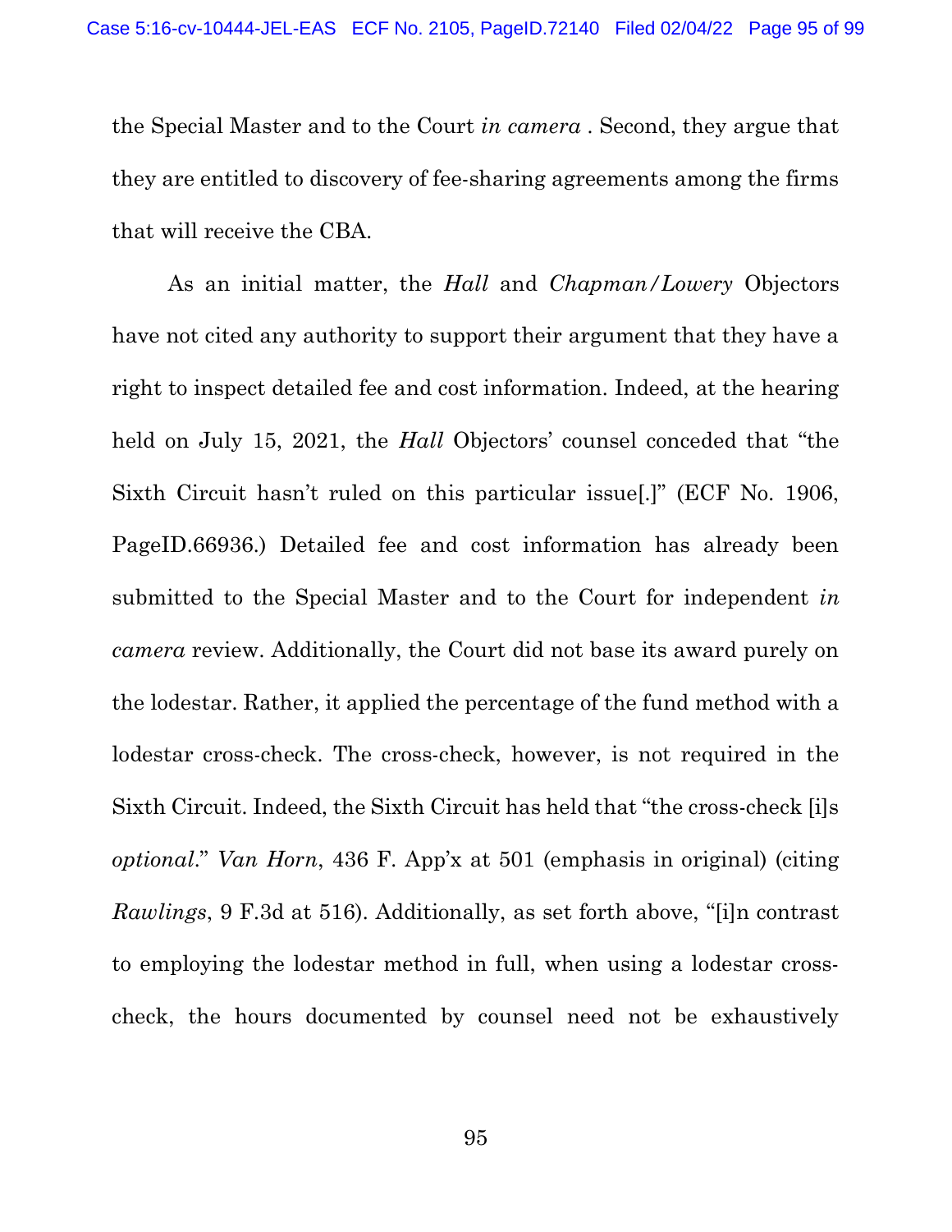the Special Master and to the Court *in camera* . Second, they argue that they are entitled to discovery of fee-sharing agreements among the firms that will receive the CBA.

As an initial matter, the *Hall* and *Chapman/Lowery* Objectors have not cited any authority to support their argument that they have a right to inspect detailed fee and cost information. Indeed, at the hearing held on July 15, 2021, the *Hall* Objectors' counsel conceded that "the Sixth Circuit hasn't ruled on this particular issue[.]" (ECF No. 1906, PageID.66936.) Detailed fee and cost information has already been submitted to the Special Master and to the Court for independent *in camera* review. Additionally, the Court did not base its award purely on the lodestar. Rather, it applied the percentage of the fund method with a lodestar cross-check. The cross-check, however, is not required in the Sixth Circuit. Indeed, the Sixth Circuit has held that "the cross-check [i]s *optional*." *Van Horn*, 436 F. App'x at 501 (emphasis in original) (citing *Rawlings*, 9 F.3d at 516). Additionally, as set forth above, "[i]n contrast to employing the lodestar method in full, when using a lodestar cross-check, the hours documented by counsel need not be exhaustively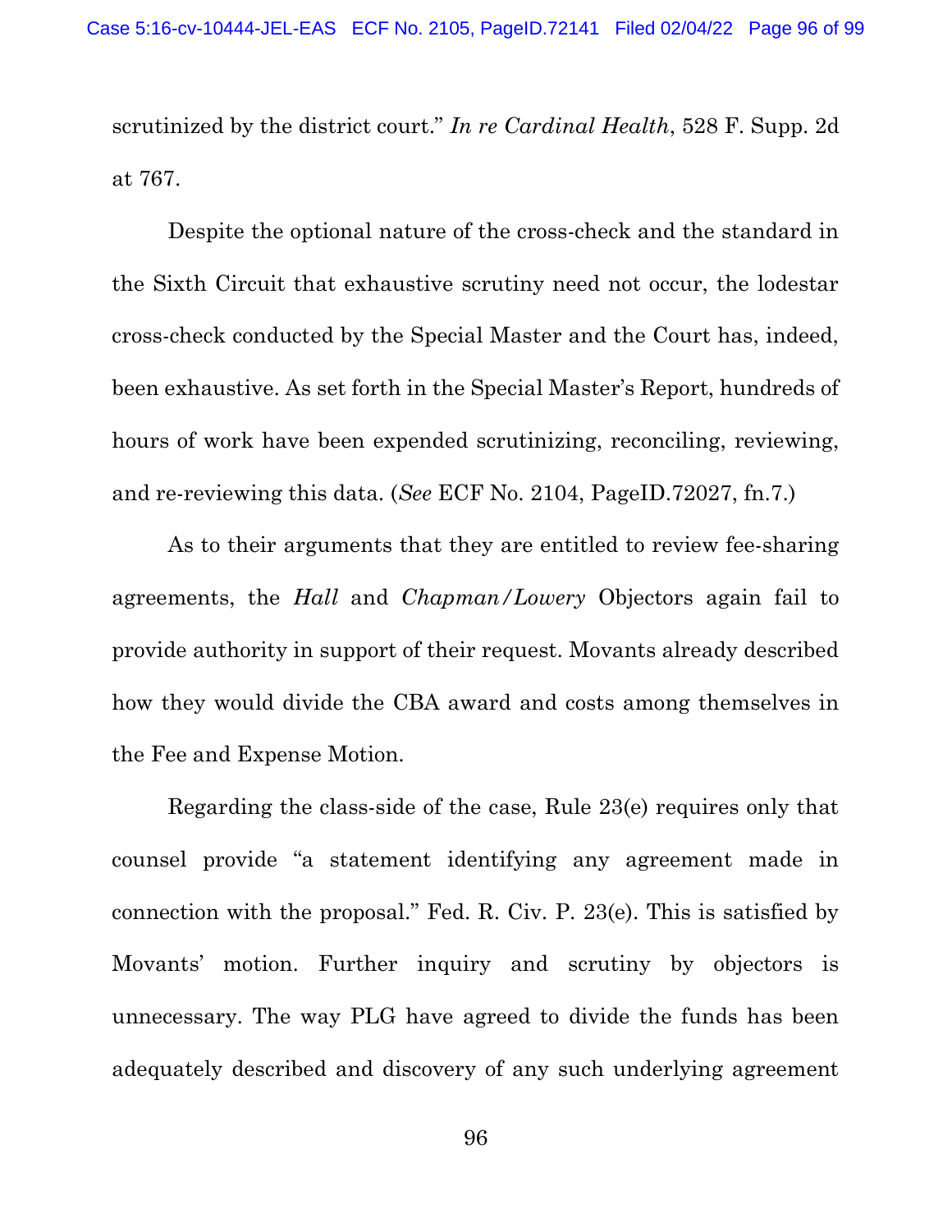scrutinized by the district court." *In re Cardinal Health*, 528 F. Supp. 2d at 767.

Despite the optional nature of the cross-check and the standard in the Sixth Circuit that exhaustive scrutiny need not occur, the lodestar cross-check conducted by the Special Master and the Court has, indeed, been exhaustive. As set forth in the Special Master's Report, hundreds of hours of work have been expended scrutinizing, reconciling, reviewing, and re-reviewing this data. (*See* ECF No. 2104, PageID.72027, fn.7.)

As to their arguments that they are entitled to review fee-sharing agreements, the *Hall* and *Chapman/Lowery* Objectors again fail to provide authority in support of their request. Movants already described how they would divide the CBA award and costs among themselves in the Fee and Expense Motion.

Regarding the class-side of the case, Rule 23(e) requires only that counsel provide "a statement identifying any agreement made in connection with the proposal." Fed. R. Civ. P. 23(e). This is satisfied by Movants' motion. Further inquiry and scrutiny by objectors is unnecessary. The way PLG have agreed to divide the funds has been adequately described and discovery of any such underlying agreement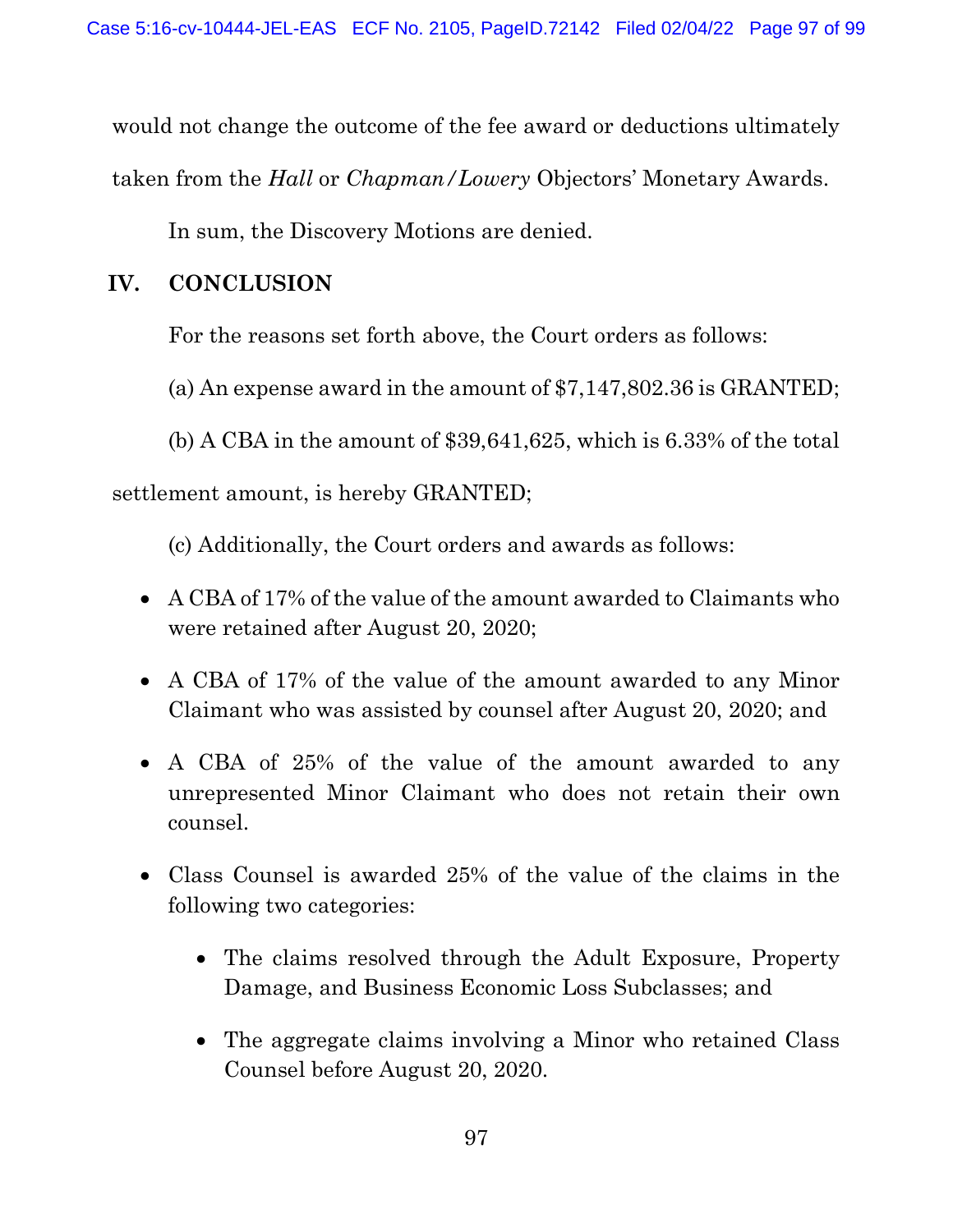would not change the outcome of the fee award or deductions ultimately taken from the *Hall* or *Chapman/Lowery* Objectors' Monetary Awards.

In sum, the Discovery Motions are denied.

## IV. CONCLUSION

For the reasons set forth above, the Court orders as follows:

(a) An expense award in the amount of $7,147,802.36 is GRANTED;

(b) A CBA in the amount of $39,641,625, which is 6.33% of the total settlement amount, is hereby GRANTED;

(c) Additionally, the Court orders and awards as follows:

- A CBA of 17% of the value of the amount awarded to Claimants who were retained after August 20, 2020;
- A CBA of 17% of the value of the amount awarded to any Minor Claimant who was assisted by counsel after August 20, 2020; and
- A CBA of 25% of the value of the amount awarded to any unrepresented Minor Claimant who does not retain their own counsel.
- Class Counsel is awarded 25% of the value of the claims in the following two categories:
    - The claims resolved through the Adult Exposure, Property Damage, and Business Economic Loss Subclasses; and
    - The aggregate claims involving a Minor who retained Class Counsel before August 20, 2020.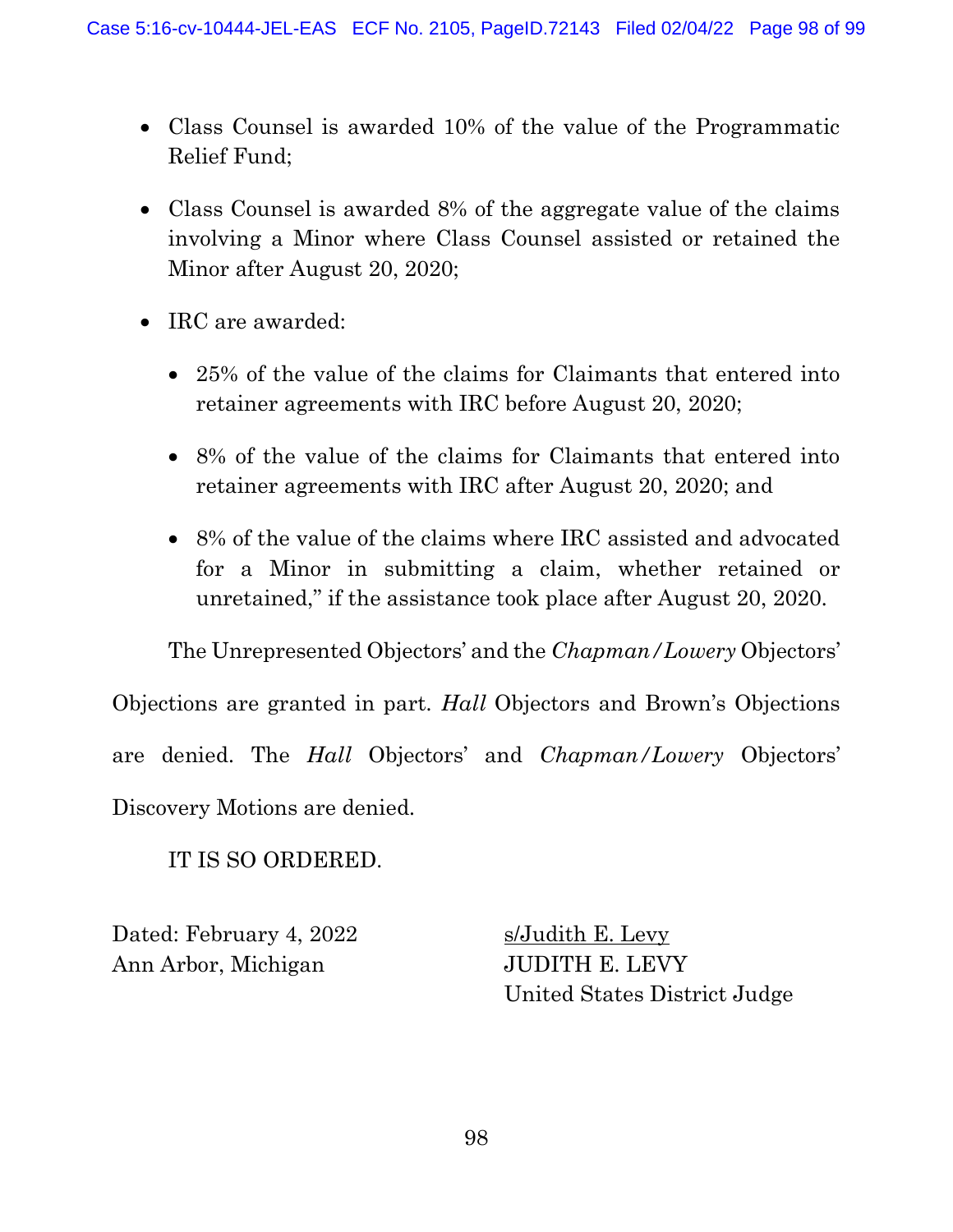- Class Counsel is awarded 10% of the value of the Programmatic Relief Fund;
- Class Counsel is awarded 8% of the aggregate value of the claims involving a Minor where Class Counsel assisted or retained the Minor after August 20, 2020;
- IRC are awarded:
  - 25% of the value of the claims for Claimants that entered into retainer agreements with IRC before August 20, 2020;
  - 8% of the value of the claims for Claimants that entered into retainer agreements with IRC after August 20, 2020; and
  - 8% of the value of the claims where IRC assisted and advocated for a Minor in submitting a claim, whether retained or unretained," if the assistance took place after August 20, 2020.

The Unrepresented Objectors' and the *Chapman/Lowery* Objectors' Objections are granted in part. *Hall* Objectors and Brown's Objections are denied. The *Hall* Objectors' and *Chapman/Lowery* Objectors' Discovery Motions are denied.

IT IS SO ORDERED.

Dated: February 4, 2022
Ann Arbor, Michigan

s/Judith E. Levy
JUDITH E. LEVY
United States District Judge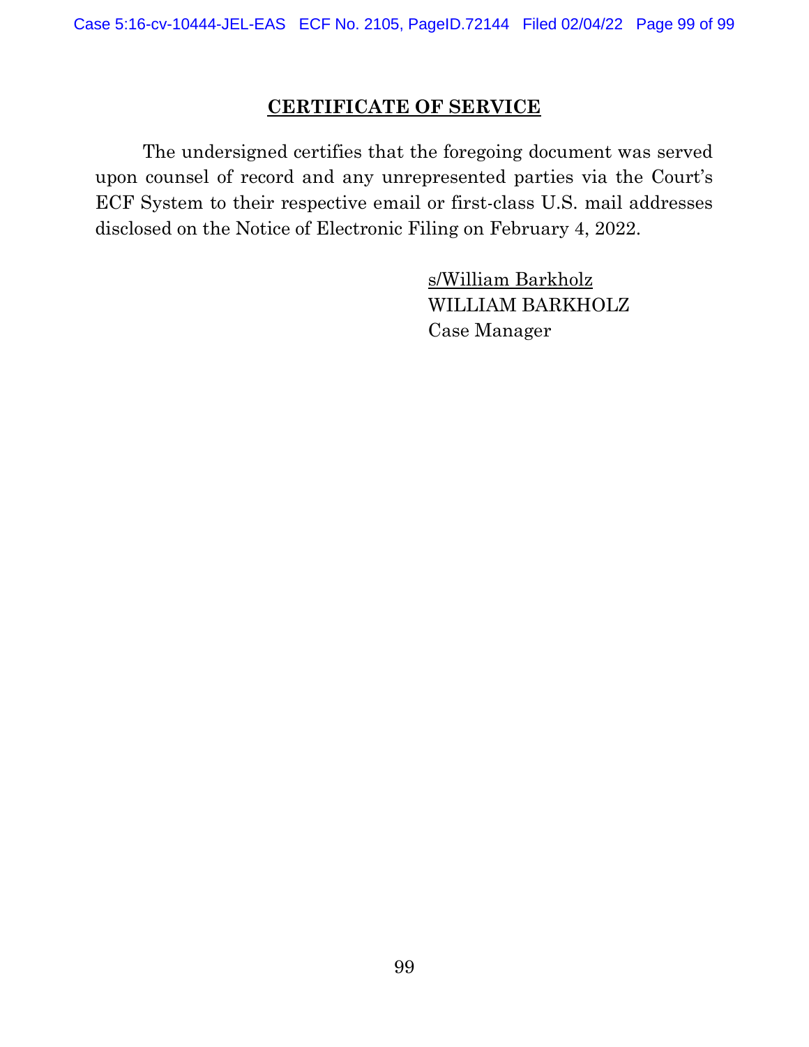## CERTIFICATE OF SERVICE

The undersigned certifies that the foregoing document was served upon counsel of record and any unrepresented parties via the Court's ECF System to their respective email or first-class U.S. mail addresses disclosed on the Notice of Electronic Filing on February 4, 2022.

s/William Barkholz
WILLIAM BARKHOLZ
Case Manager